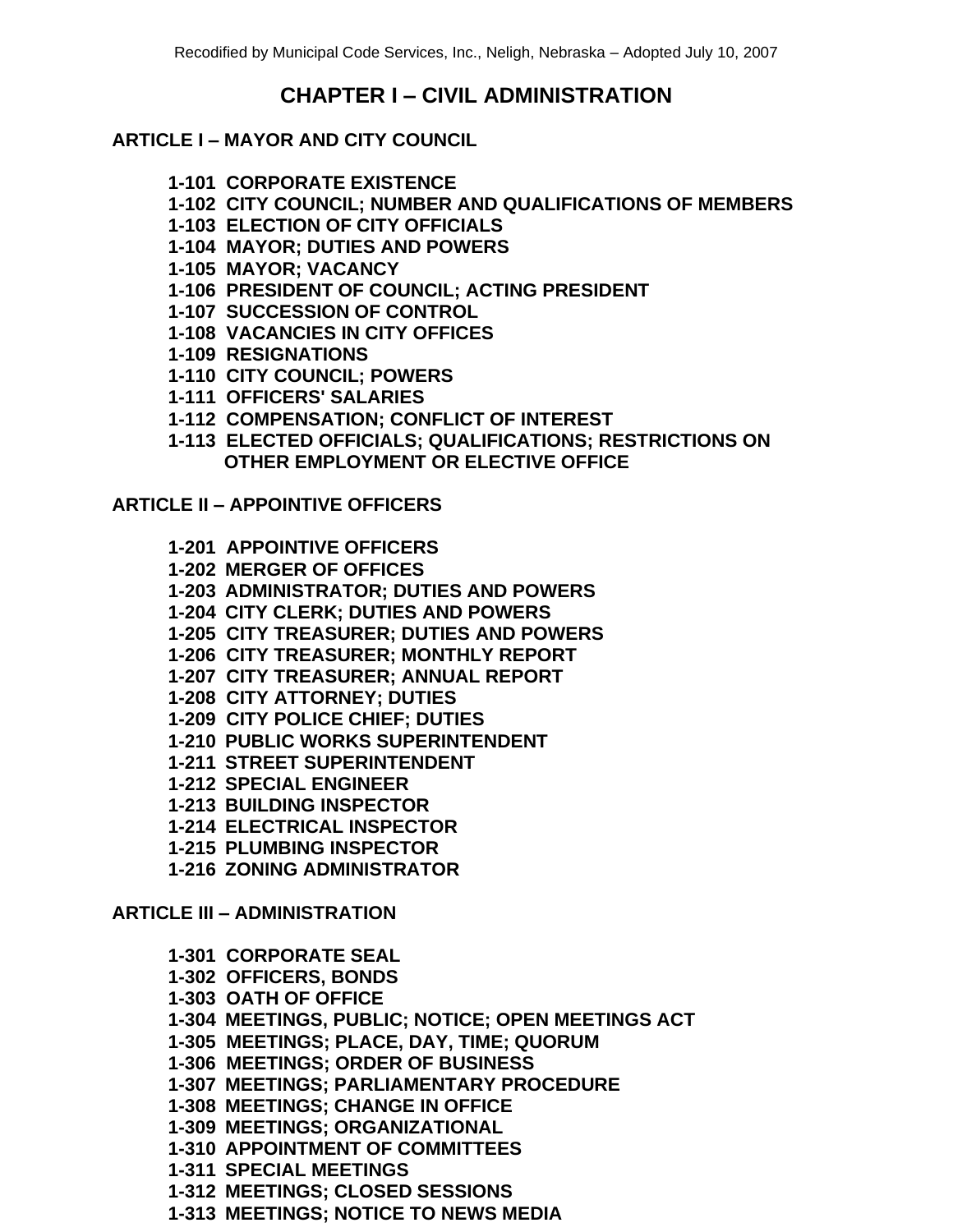# CHAPTER I – CIVIL ADMINISTRATION

## ARTICLE I – MAYOR AND CITY COUNCIL

**1-101 CORPORATE EXISTENCE**
**1-102 CITY COUNCIL; NUMBER AND QUALIFICATIONS OF MEMBERS**
**1-103 ELECTION OF CITY OFFICIALS**
**1-104 MAYOR; DUTIES AND POWERS**
**1-105 MAYOR; VACANCY**
**1-106 PRESIDENT OF COUNCIL; ACTING PRESIDENT**
**1-107 SUCCESSION OF CONTROL**
**1-108 VACANCIES IN CITY OFFICES**
**1-109 RESIGNATIONS**
**1-110 CITY COUNCIL; POWERS**
**1-111 OFFICERS' SALARIES**
**1-112 COMPENSATION; CONFLICT OF INTEREST**
**1-113 ELECTED OFFICIALS; QUALIFICATIONS; RESTRICTIONS ON OTHER EMPLOYMENT OR ELECTIVE OFFICE**

## ARTICLE II – APPOINTIVE OFFICERS

**1-201 APPOINTIVE OFFICERS**
**1-202 MERGER OF OFFICES**
**1-203 ADMINISTRATOR; DUTIES AND POWERS**
**1-204 CITY CLERK; DUTIES AND POWERS**
**1-205 CITY TREASURER; DUTIES AND POWERS**
**1-206 CITY TREASURER; MONTHLY REPORT**
**1-207 CITY TREASURER; ANNUAL REPORT**
**1-208 CITY ATTORNEY; DUTIES**
**1-209 CITY POLICE CHIEF; DUTIES**
**1-210 PUBLIC WORKS SUPERINTENDENT**
**1-211 STREET SUPERINTENDENT**
**1-212 SPECIAL ENGINEER**
**1-213 BUILDING INSPECTOR**
**1-214 ELECTRICAL INSPECTOR**
**1-215 PLUMBING INSPECTOR**
**1-216 ZONING ADMINISTRATOR**

## ARTICLE III – ADMINISTRATION

**1-301 CORPORATE SEAL**
**1-302 OFFICERS, BONDS**
**1-303 OATH OF OFFICE**
**1-304 MEETINGS, PUBLIC; NOTICE; OPEN MEETINGS ACT**
**1-305 MEETINGS; PLACE, DAY, TIME; QUORUM**
**1-306 MEETINGS; ORDER OF BUSINESS**
**1-307 MEETINGS; PARLIAMENTARY PROCEDURE**
**1-308 MEETINGS; CHANGE IN OFFICE**
**1-309 MEETINGS; ORGANIZATIONAL**
**1-310 APPOINTMENT OF COMMITTEES**
**1-311 SPECIAL MEETINGS**
**1-312 MEETINGS; CLOSED SESSIONS**
**1-313 MEETINGS; NOTICE TO NEWS MEDIA**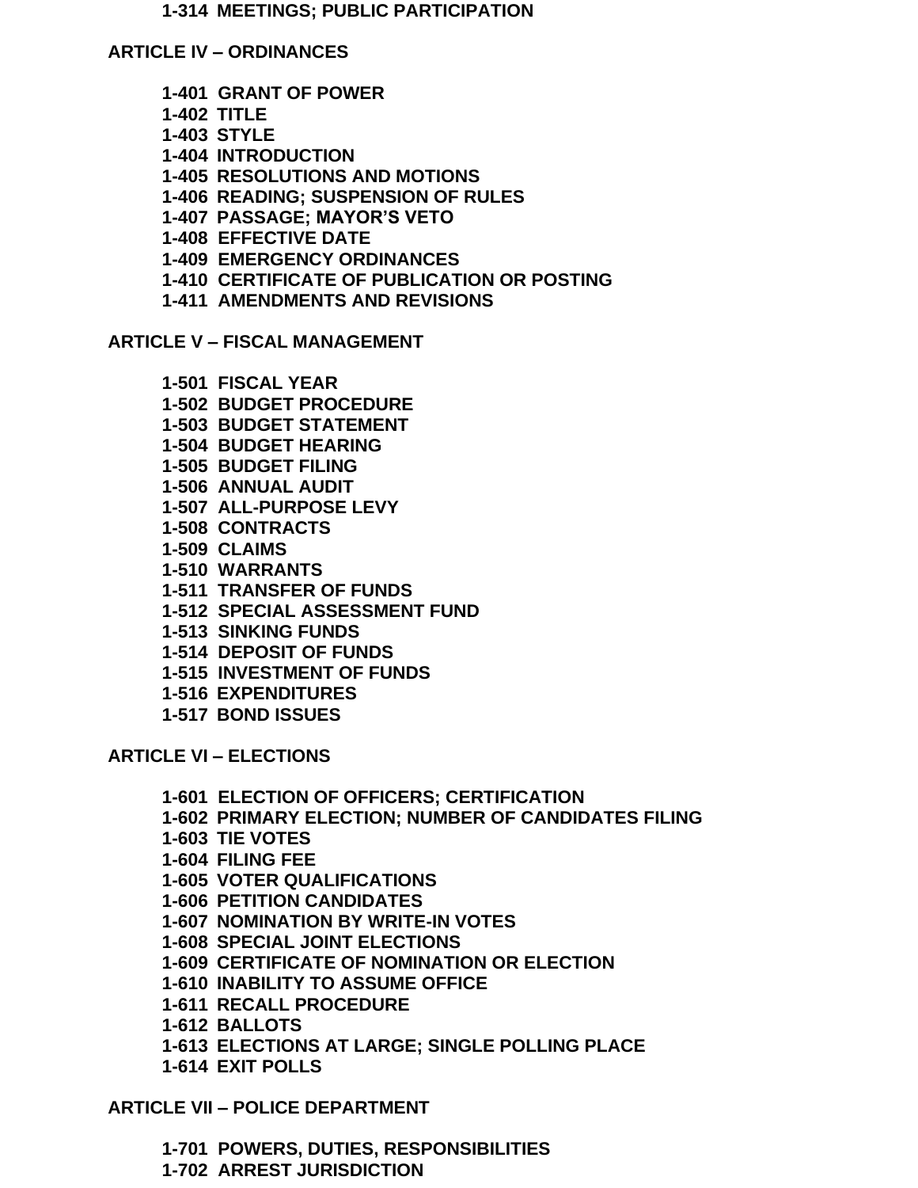**1-314 MEETINGS; PUBLIC PARTICIPATION**

## ARTICLE IV – ORDINANCES

**1-401 GRANT OF POWER**
**1-402 TITLE**
**1-403 STYLE**
**1-404 INTRODUCTION**
**1-405 RESOLUTIONS AND MOTIONS**
**1-406 READING; SUSPENSION OF RULES**
**1-407 PASSAGE; MAYOR'S VETO**
**1-408 EFFECTIVE DATE**
**1-409 EMERGENCY ORDINANCES**
**1-410 CERTIFICATE OF PUBLICATION OR POSTING**
**1-411 AMENDMENTS AND REVISIONS**

## ARTICLE V – FISCAL MANAGEMENT

**1-501 FISCAL YEAR**
**1-502 BUDGET PROCEDURE**
**1-503 BUDGET STATEMENT**
**1-504 BUDGET HEARING**
**1-505 BUDGET FILING**
**1-506 ANNUAL AUDIT**
**1-507 ALL-PURPOSE LEVY**
**1-508 CONTRACTS**
**1-509 CLAIMS**
**1-510 WARRANTS**
**1-511 TRANSFER OF FUNDS**
**1-512 SPECIAL ASSESSMENT FUND**
**1-513 SINKING FUNDS**
**1-514 DEPOSIT OF FUNDS**
**1-515 INVESTMENT OF FUNDS**
**1-516 EXPENDITURES**
**1-517 BOND ISSUES**

## ARTICLE VI – ELECTIONS

**1-601 ELECTION OF OFFICERS; CERTIFICATION**
**1-602 PRIMARY ELECTION; NUMBER OF CANDIDATES FILING**
**1-603 TIE VOTES**
**1-604 FILING FEE**
**1-605 VOTER QUALIFICATIONS**
**1-606 PETITION CANDIDATES**
**1-607 NOMINATION BY WRITE-IN VOTES**
**1-608 SPECIAL JOINT ELECTIONS**
**1-609 CERTIFICATE OF NOMINATION OR ELECTION**
**1-610 INABILITY TO ASSUME OFFICE**
**1-611 RECALL PROCEDURE**
**1-612 BALLOTS**
**1-613 ELECTIONS AT LARGE; SINGLE POLLING PLACE**
**1-614 EXIT POLLS**

## ARTICLE VII – POLICE DEPARTMENT

**1-701 POWERS, DUTIES, RESPONSIBILITIES**
**1-702 ARREST JURISDICTION**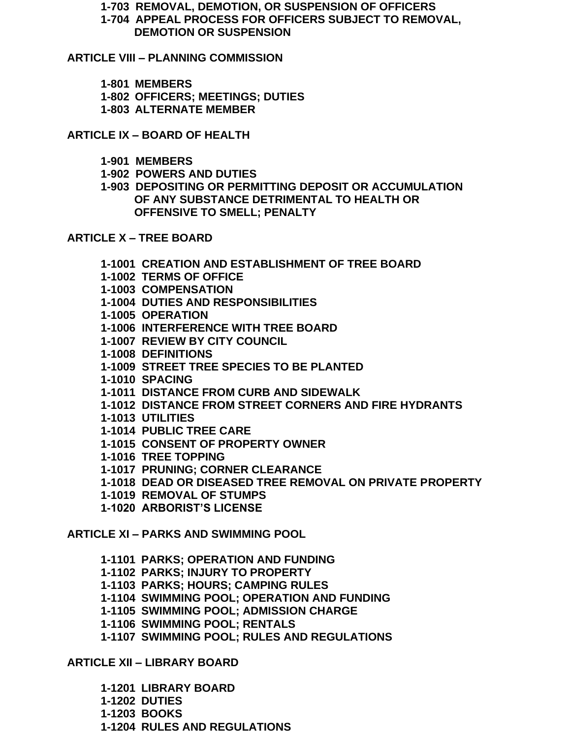1-703 REMOVAL, DEMOTION, OR SUSPENSION OF OFFICERS
1-704 APPEAL PROCESS FOR OFFICERS SUBJECT TO REMOVAL, DEMOTION OR SUSPENSION

**ARTICLE VIII – PLANNING COMMISSION**

1-801 MEMBERS
1-802 OFFICERS; MEETINGS; DUTIES
1-803 ALTERNATE MEMBER

**ARTICLE IX – BOARD OF HEALTH**

1-901 MEMBERS
1-902 POWERS AND DUTIES
1-903 DEPOSITING OR PERMITTING DEPOSIT OR ACCUMULATION OF ANY SUBSTANCE DETRIMENTAL TO HEALTH OR OFFENSIVE TO SMELL; PENALTY

**ARTICLE X – TREE BOARD**

1-1001 CREATION AND ESTABLISHMENT OF TREE BOARD
1-1002 TERMS OF OFFICE
1-1003 COMPENSATION
1-1004 DUTIES AND RESPONSIBILITIES
1-1005 OPERATION
1-1006 INTERFERENCE WITH TREE BOARD
1-1007 REVIEW BY CITY COUNCIL
1-1008 DEFINITIONS
1-1009 STREET TREE SPECIES TO BE PLANTED
1-1010 SPACING
1-1011 DISTANCE FROM CURB AND SIDEWALK
1-1012 DISTANCE FROM STREET CORNERS AND FIRE HYDRANTS
1-1013 UTILITIES
1-1014 PUBLIC TREE CARE
1-1015 CONSENT OF PROPERTY OWNER
1-1016 TREE TOPPING
1-1017 PRUNING; CORNER CLEARANCE
1-1018 DEAD OR DISEASED TREE REMOVAL ON PRIVATE PROPERTY
1-1019 REMOVAL OF STUMPS
1-1020 ARBORIST'S LICENSE

**ARTICLE XI – PARKS AND SWIMMING POOL**

1-1101 PARKS; OPERATION AND FUNDING
1-1102 PARKS; INJURY TO PROPERTY
1-1103 PARKS; HOURS; CAMPING RULES
1-1104 SWIMMING POOL; OPERATION AND FUNDING
1-1105 SWIMMING POOL; ADMISSION CHARGE
1-1106 SWIMMING POOL; RENTALS
1-1107 SWIMMING POOL; RULES AND REGULATIONS

**ARTICLE XII – LIBRARY BOARD**

1-1201 LIBRARY BOARD
1-1202 DUTIES
1-1203 BOOKS
1-1204 RULES AND REGULATIONS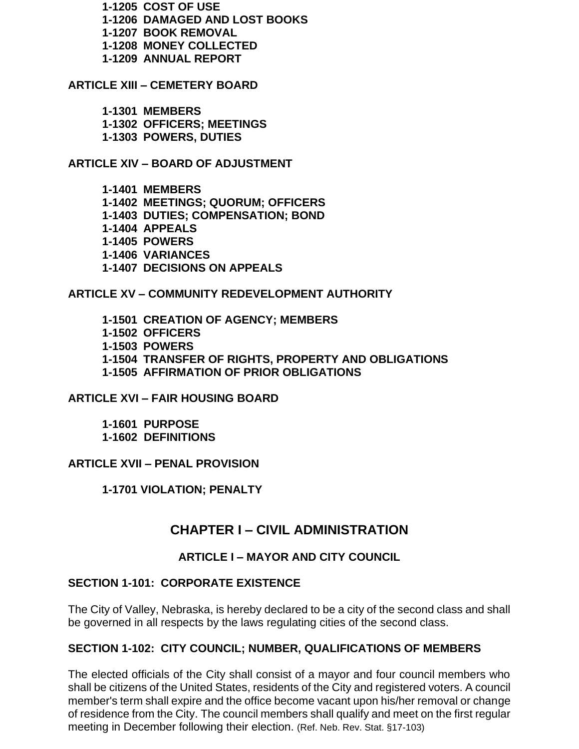**1-1205 COST OF USE**
**1-1206 DAMAGED AND LOST BOOKS**
**1-1207 BOOK REMOVAL**
**1-1208 MONEY COLLECTED**
**1-1209 ANNUAL REPORT**

**ARTICLE XIII – CEMETERY BOARD**

**1-1301 MEMBERS**
**1-1302 OFFICERS; MEETINGS**
**1-1303 POWERS, DUTIES**

**ARTICLE XIV – BOARD OF ADJUSTMENT**

**1-1401 MEMBERS**
**1-1402 MEETINGS; QUORUM; OFFICERS**
**1-1403 DUTIES; COMPENSATION; BOND**
**1-1404 APPEALS**
**1-1405 POWERS**
**1-1406 VARIANCES**
**1-1407 DECISIONS ON APPEALS**

**ARTICLE XV – COMMUNITY REDEVELOPMENT AUTHORITY**

**1-1501 CREATION OF AGENCY; MEMBERS**
**1-1502 OFFICERS**
**1-1503 POWERS**
**1-1504 TRANSFER OF RIGHTS, PROPERTY AND OBLIGATIONS**
**1-1505 AFFIRMATION OF PRIOR OBLIGATIONS**

**ARTICLE XVI – FAIR HOUSING BOARD**

**1-1601 PURPOSE**
**1-1602 DEFINITIONS**

**ARTICLE XVII – PENAL PROVISION**

**1-1701 VIOLATION; PENALTY**

# CHAPTER I – CIVIL ADMINISTRATION

## ARTICLE I – MAYOR AND CITY COUNCIL

### SECTION 1-101: CORPORATE EXISTENCE

The City of Valley, Nebraska, is hereby declared to be a city of the second class and shall be governed in all respects by the laws regulating cities of the second class.

### SECTION 1-102: CITY COUNCIL; NUMBER, QUALIFICATIONS OF MEMBERS

The elected officials of the City shall consist of a mayor and four council members who shall be citizens of the United States, residents of the City and registered voters. A council member's term shall expire and the office become vacant upon his/her removal or change of residence from the City. The council members shall qualify and meet on the first regular meeting in December following their election. (Ref. Neb. Rev. Stat. §17-103)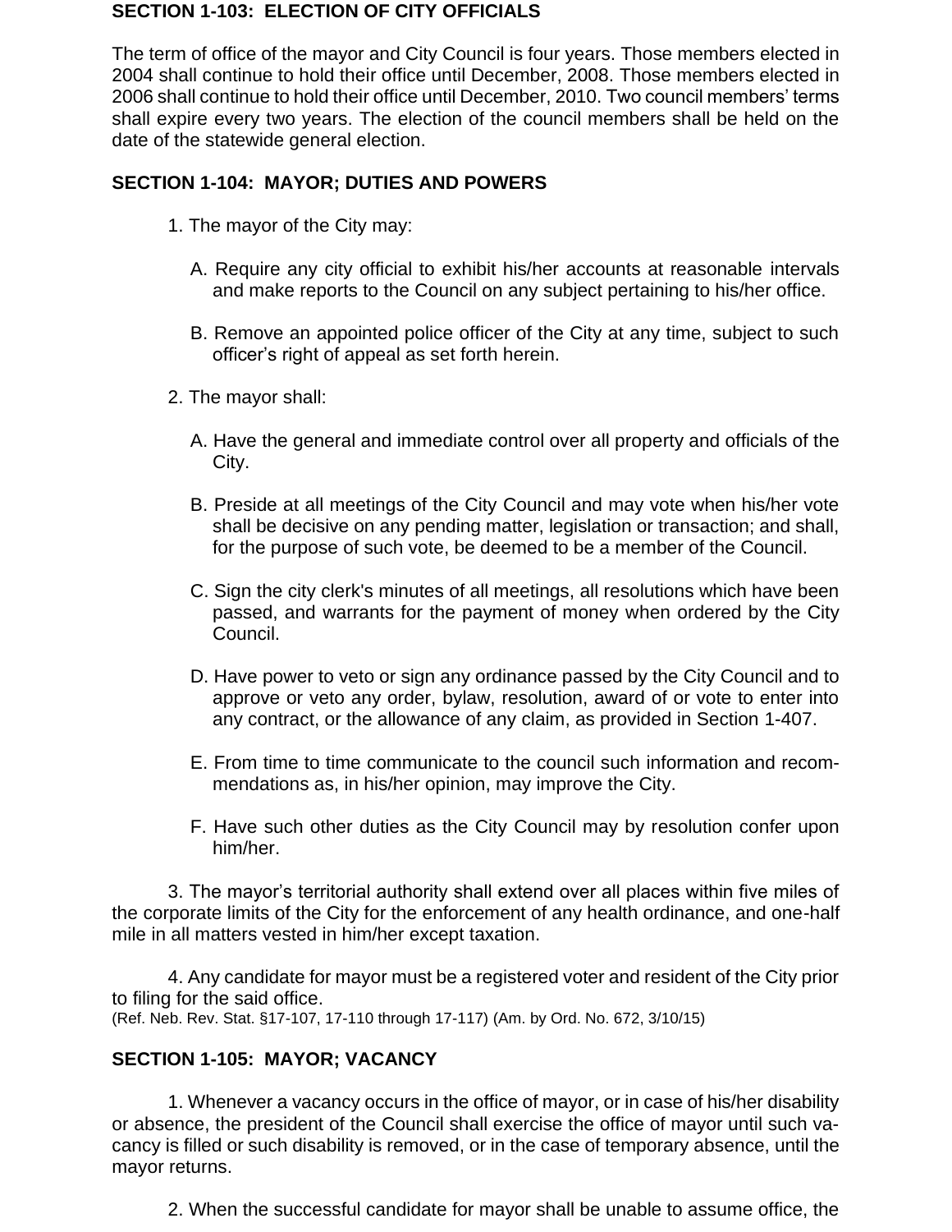## SECTION 1-103: ELECTION OF CITY OFFICIALS

The term of office of the mayor and City Council is four years. Those members elected in 2004 shall continue to hold their office until December, 2008. Those members elected in 2006 shall continue to hold their office until December, 2010. Two council members' terms shall expire every two years. The election of the council members shall be held on the date of the statewide general election.

## SECTION 1-104: MAYOR; DUTIES AND POWERS

1. The mayor of the City may:

   A. Require any city official to exhibit his/her accounts at reasonable intervals and make reports to the Council on any subject pertaining to his/her office.

   B. Remove an appointed police officer of the City at any time, subject to such officer's right of appeal as set forth herein.

2. The mayor shall:

   A. Have the general and immediate control over all property and officials of the City.

   B. Preside at all meetings of the City Council and may vote when his/her vote shall be decisive on any pending matter, legislation or transaction; and shall, for the purpose of such vote, be deemed to be a member of the Council.

   C. Sign the city clerk's minutes of all meetings, all resolutions which have been passed, and warrants for the payment of money when ordered by the City Council.

   D. Have power to veto or sign any ordinance passed by the City Council and to approve or veto any order, bylaw, resolution, award of or vote to enter into any contract, or the allowance of any claim, as provided in Section 1-407.

   E. From time to time communicate to the council such information and recommendations as, in his/her opinion, may improve the City.

   F. Have such other duties as the City Council may by resolution confer upon him/her.

3. The mayor's territorial authority shall extend over all places within five miles of the corporate limits of the City for the enforcement of any health ordinance, and one-half mile in all matters vested in him/her except taxation.

4. Any candidate for mayor must be a registered voter and resident of the City prior to filing for the said office.

(Ref. Neb. Rev. Stat. §17-107, 17-110 through 17-117) (Am. by Ord. No. 672, 3/10/15)

## SECTION 1-105: MAYOR; VACANCY

1. Whenever a vacancy occurs in the office of mayor, or in case of his/her disability or absence, the president of the Council shall exercise the office of mayor until such vacancy is filled or such disability is removed, or in the case of temporary absence, until the mayor returns.

2. When the successful candidate for mayor shall be unable to assume office, the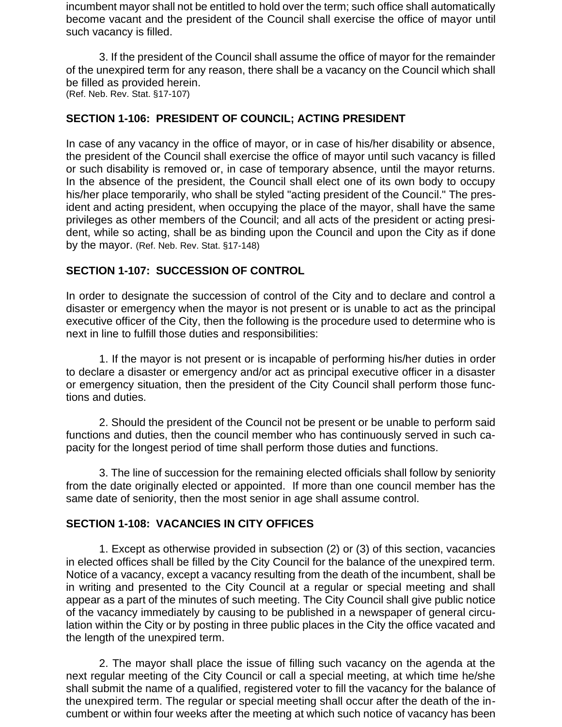incumbent mayor shall not be entitled to hold over the term; such office shall automatically become vacant and the president of the Council shall exercise the office of mayor until such vacancy is filled.

3. If the president of the Council shall assume the office of mayor for the remainder of the unexpired term for any reason, there shall be a vacancy on the Council which shall be filled as provided herein.
(Ref. Neb. Rev. Stat. §17-107)

**SECTION 1-106: PRESIDENT OF COUNCIL; ACTING PRESIDENT**

In case of any vacancy in the office of mayor, or in case of his/her disability or absence, the president of the Council shall exercise the office of mayor until such vacancy is filled or such disability is removed or, in case of temporary absence, until the mayor returns. In the absence of the president, the Council shall elect one of its own body to occupy his/her place temporarily, who shall be styled "acting president of the Council." The president and acting president, when occupying the place of the mayor, shall have the same privileges as other members of the Council; and all acts of the president or acting president, while so acting, shall be as binding upon the Council and upon the City as if done by the mayor. (Ref. Neb. Rev. Stat. §17-148)

**SECTION 1-107: SUCCESSION OF CONTROL**

In order to designate the succession of control of the City and to declare and control a disaster or emergency when the mayor is not present or is unable to act as the principal executive officer of the City, then the following is the procedure used to determine who is next in line to fulfill those duties and responsibilities:

1. If the mayor is not present or is incapable of performing his/her duties in order to declare a disaster or emergency and/or act as principal executive officer in a disaster or emergency situation, then the president of the City Council shall perform those functions and duties.

2. Should the president of the Council not be present or be unable to perform said functions and duties, then the council member who has continuously served in such capacity for the longest period of time shall perform those duties and functions.

3. The line of succession for the remaining elected officials shall follow by seniority from the date originally elected or appointed. If more than one council member has the same date of seniority, then the most senior in age shall assume control.

**SECTION 1-108: VACANCIES IN CITY OFFICES**

1. Except as otherwise provided in subsection (2) or (3) of this section, vacancies in elected offices shall be filled by the City Council for the balance of the unexpired term. Notice of a vacancy, except a vacancy resulting from the death of the incumbent, shall be in writing and presented to the City Council at a regular or special meeting and shall appear as a part of the minutes of such meeting. The City Council shall give public notice of the vacancy immediately by causing to be published in a newspaper of general circulation within the City or by posting in three public places in the City the office vacated and the length of the unexpired term.

2. The mayor shall place the issue of filling such vacancy on the agenda at the next regular meeting of the City Council or call a special meeting, at which time he/she shall submit the name of a qualified, registered voter to fill the vacancy for the balance of the unexpired term. The regular or special meeting shall occur after the death of the incumbent or within four weeks after the meeting at which such notice of vacancy has been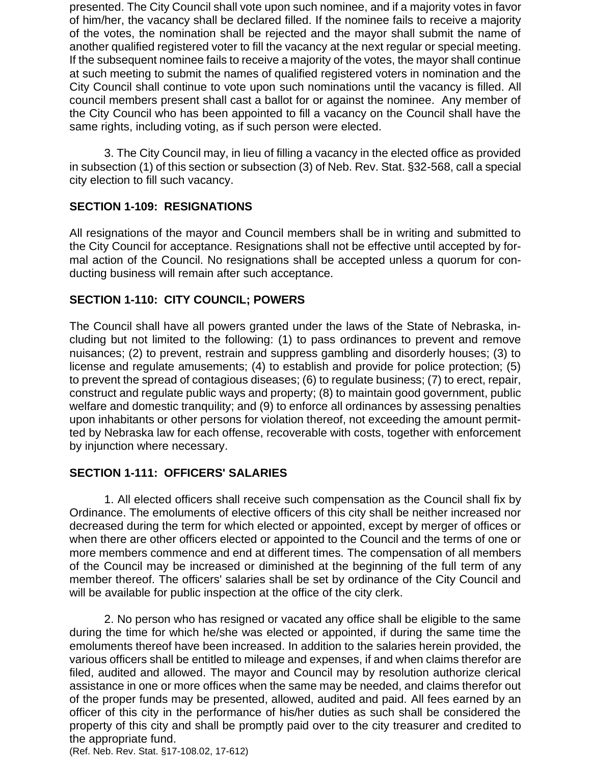presented. The City Council shall vote upon such nominee, and if a majority votes in favor of him/her, the vacancy shall be declared filled. If the nominee fails to receive a majority of the votes, the nomination shall be rejected and the mayor shall submit the name of another qualified registered voter to fill the vacancy at the next regular or special meeting. If the subsequent nominee fails to receive a majority of the votes, the mayor shall continue at such meeting to submit the names of qualified registered voters in nomination and the City Council shall continue to vote upon such nominations until the vacancy is filled. All council members present shall cast a ballot for or against the nominee. Any member of the City Council who has been appointed to fill a vacancy on the Council shall have the same rights, including voting, as if such person were elected.

3. The City Council may, in lieu of filling a vacancy in the elected office as provided in subsection (1) of this section or subsection (3) of Neb. Rev. Stat. §32-568, call a special city election to fill such vacancy.

## SECTION 1-109: RESIGNATIONS

All resignations of the mayor and Council members shall be in writing and submitted to the City Council for acceptance. Resignations shall not be effective until accepted by formal action of the Council. No resignations shall be accepted unless a quorum for conducting business will remain after such acceptance.

## SECTION 1-110: CITY COUNCIL; POWERS

The Council shall have all powers granted under the laws of the State of Nebraska, including but not limited to the following: (1) to pass ordinances to prevent and remove nuisances; (2) to prevent, restrain and suppress gambling and disorderly houses; (3) to license and regulate amusements; (4) to establish and provide for police protection; (5) to prevent the spread of contagious diseases; (6) to regulate business; (7) to erect, repair, construct and regulate public ways and property; (8) to maintain good government, public welfare and domestic tranquility; and (9) to enforce all ordinances by assessing penalties upon inhabitants or other persons for violation thereof, not exceeding the amount permitted by Nebraska law for each offense, recoverable with costs, together with enforcement by injunction where necessary.

## SECTION 1-111: OFFICERS' SALARIES

1. All elected officers shall receive such compensation as the Council shall fix by Ordinance. The emoluments of elective officers of this city shall be neither increased nor decreased during the term for which elected or appointed, except by merger of offices or when there are other officers elected or appointed to the Council and the terms of one or more members commence and end at different times. The compensation of all members of the Council may be increased or diminished at the beginning of the full term of any member thereof. The officers' salaries shall be set by ordinance of the City Council and will be available for public inspection at the office of the city clerk.

2. No person who has resigned or vacated any office shall be eligible to the same during the time for which he/she was elected or appointed, if during the same time the emoluments thereof have been increased. In addition to the salaries herein provided, the various officers shall be entitled to mileage and expenses, if and when claims therefor are filed, audited and allowed. The mayor and Council may by resolution authorize clerical assistance in one or more offices when the same may be needed, and claims therefor out of the proper funds may be presented, allowed, audited and paid. All fees earned by an officer of this city in the performance of his/her duties as such shall be considered the property of this city and shall be promptly paid over to the city treasurer and credited to the appropriate fund.
(Ref. Neb. Rev. Stat. §17-108.02, 17-612)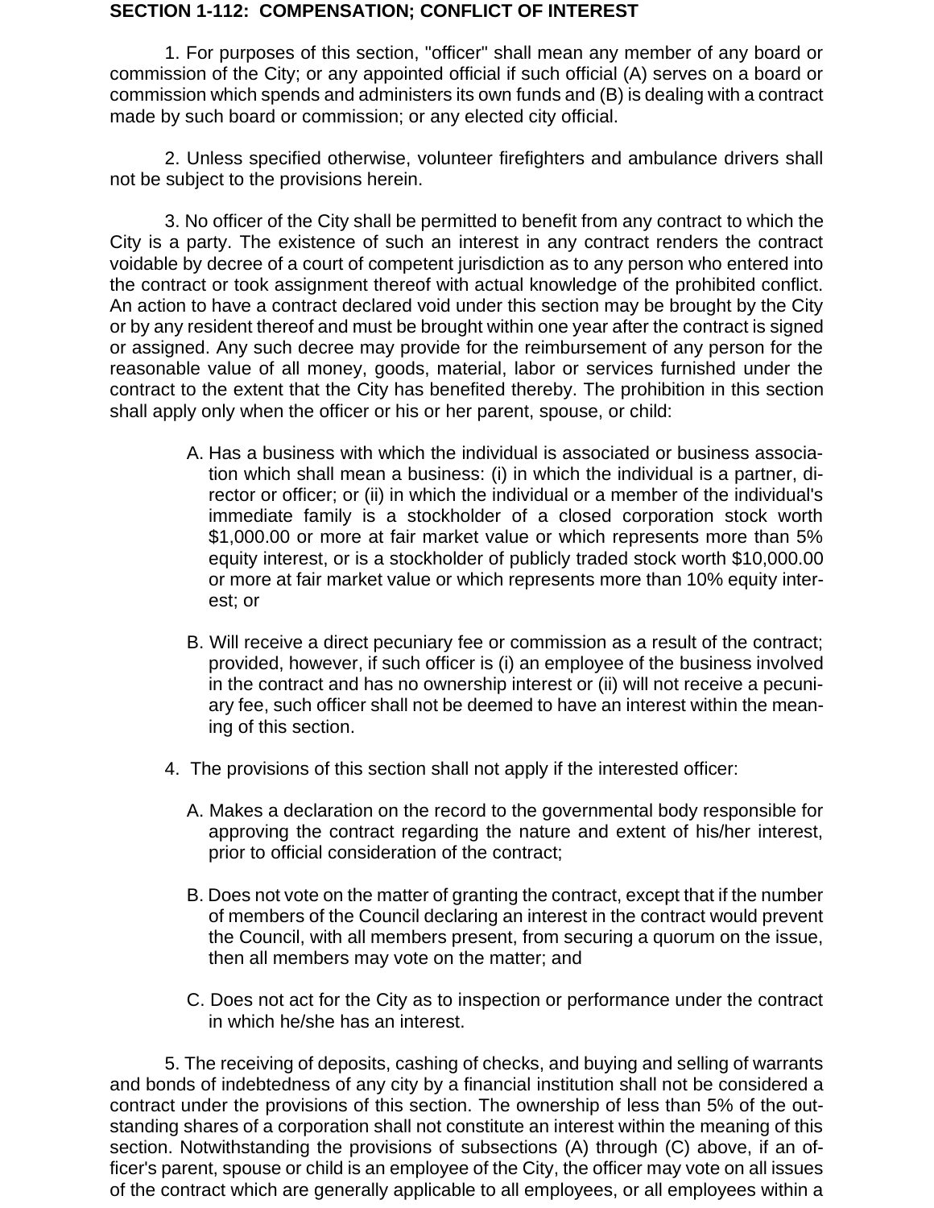**SECTION 1-112: COMPENSATION; CONFLICT OF INTEREST**

1. For purposes of this section, "officer" shall mean any member of any board or commission of the City; or any appointed official if such official (A) serves on a board or commission which spends and administers its own funds and (B) is dealing with a contract made by such board or commission; or any elected city official.

2. Unless specified otherwise, volunteer firefighters and ambulance drivers shall not be subject to the provisions herein.

3. No officer of the City shall be permitted to benefit from any contract to which the City is a party. The existence of such an interest in any contract renders the contract voidable by decree of a court of competent jurisdiction as to any person who entered into the contract or took assignment thereof with actual knowledge of the prohibited conflict. An action to have a contract declared void under this section may be brought by the City or by any resident thereof and must be brought within one year after the contract is signed or assigned. Any such decree may provide for the reimbursement of any person for the reasonable value of all money, goods, material, labor or services furnished under the contract to the extent that the City has benefited thereby. The prohibition in this section shall apply only when the officer or his or her parent, spouse, or child:

A. Has a business with which the individual is associated or business association which shall mean a business: (i) in which the individual is a partner, director or officer; or (ii) in which the individual or a member of the individual's immediate family is a stockholder of a closed corporation stock worth $1,000.00 or more at fair market value or which represents more than 5% equity interest, or is a stockholder of publicly traded stock worth $10,000.00 or more at fair market value or which represents more than 10% equity interest; or

B. Will receive a direct pecuniary fee or commission as a result of the contract; provided, however, if such officer is (i) an employee of the business involved in the contract and has no ownership interest or (ii) will not receive a pecuniary fee, such officer shall not be deemed to have an interest within the meaning of this section.

4. The provisions of this section shall not apply if the interested officer:

A. Makes a declaration on the record to the governmental body responsible for approving the contract regarding the nature and extent of his/her interest, prior to official consideration of the contract;

B. Does not vote on the matter of granting the contract, except that if the number of members of the Council declaring an interest in the contract would prevent the Council, with all members present, from securing a quorum on the issue, then all members may vote on the matter; and

C. Does not act for the City as to inspection or performance under the contract in which he/she has an interest.

5. The receiving of deposits, cashing of checks, and buying and selling of warrants and bonds of indebtedness of any city by a financial institution shall not be considered a contract under the provisions of this section. The ownership of less than 5% of the outstanding shares of a corporation shall not constitute an interest within the meaning of this section. Notwithstanding the provisions of subsections (A) through (C) above, if an officer's parent, spouse or child is an employee of the City, the officer may vote on all issues of the contract which are generally applicable to all employees, or all employees within a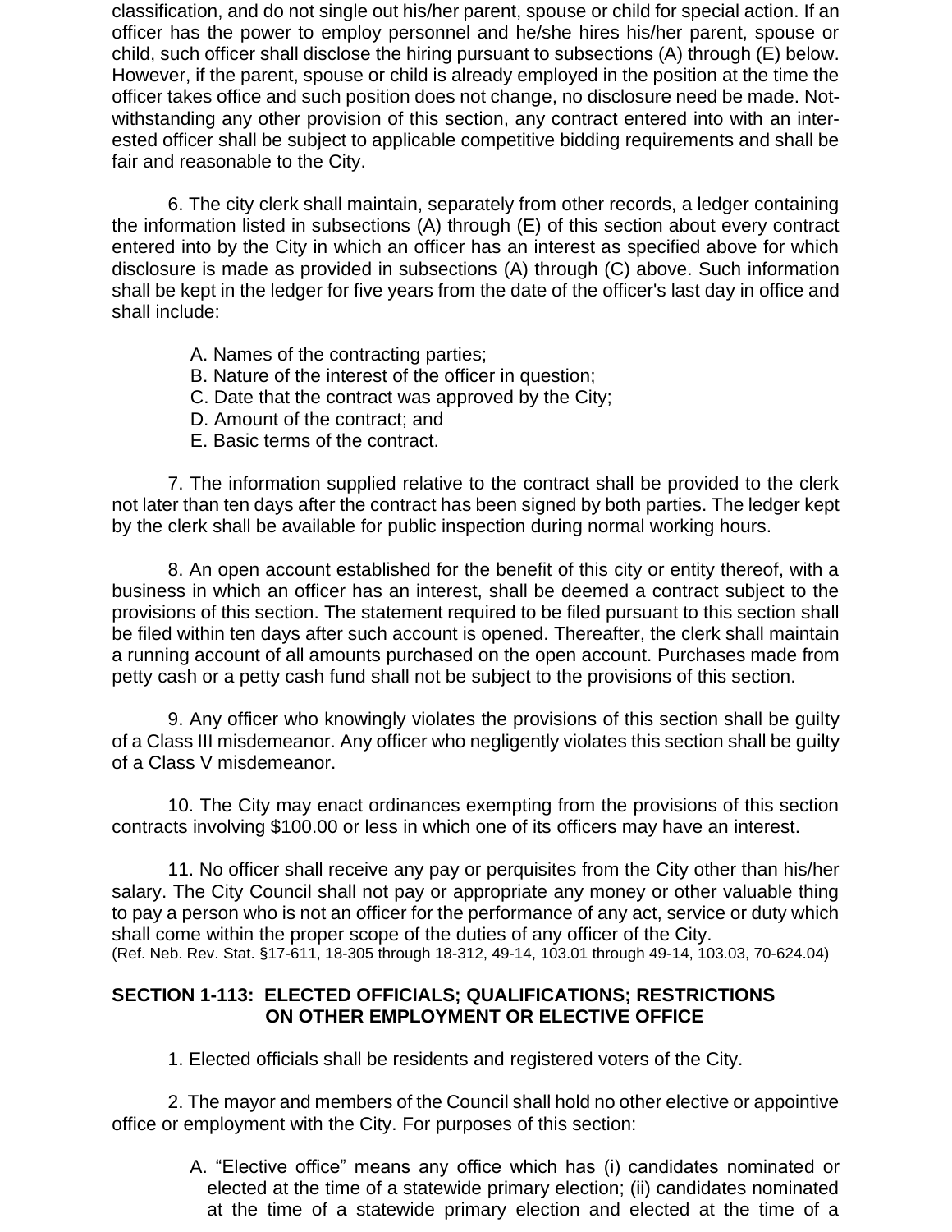classification, and do not single out his/her parent, spouse or child for special action. If an officer has the power to employ personnel and he/she hires his/her parent, spouse or child, such officer shall disclose the hiring pursuant to subsections (A) through (E) below. However, if the parent, spouse or child is already employed in the position at the time the officer takes office and such position does not change, no disclosure need be made. Notwithstanding any other provision of this section, any contract entered into with an interested officer shall be subject to applicable competitive bidding requirements and shall be fair and reasonable to the City.

6. The city clerk shall maintain, separately from other records, a ledger containing the information listed in subsections (A) through (E) of this section about every contract entered into by the City in which an officer has an interest as specified above for which disclosure is made as provided in subsections (A) through (C) above. Such information shall be kept in the ledger for five years from the date of the officer's last day in office and shall include:

A. Names of the contracting parties;
B. Nature of the interest of the officer in question;
C. Date that the contract was approved by the City;
D. Amount of the contract; and
E. Basic terms of the contract.

7. The information supplied relative to the contract shall be provided to the clerk not later than ten days after the contract has been signed by both parties. The ledger kept by the clerk shall be available for public inspection during normal working hours.

8. An open account established for the benefit of this city or entity thereof, with a business in which an officer has an interest, shall be deemed a contract subject to the provisions of this section. The statement required to be filed pursuant to this section shall be filed within ten days after such account is opened. Thereafter, the clerk shall maintain a running account of all amounts purchased on the open account. Purchases made from petty cash or a petty cash fund shall not be subject to the provisions of this section.

9. Any officer who knowingly violates the provisions of this section shall be guilty of a Class III misdemeanor. Any officer who negligently violates this section shall be guilty of a Class V misdemeanor.

10. The City may enact ordinances exempting from the provisions of this section contracts involving $100.00 or less in which one of its officers may have an interest.

11. No officer shall receive any pay or perquisites from the City other than his/her salary. The City Council shall not pay or appropriate any money or other valuable thing to pay a person who is not an officer for the performance of any act, service or duty which shall come within the proper scope of the duties of any officer of the City.
(Ref. Neb. Rev. Stat. §17-611, 18-305 through 18-312, 49-14, 103.01 through 49-14, 103.03, 70-624.04)

## SECTION 1-113: ELECTED OFFICIALS; QUALIFICATIONS; RESTRICTIONS ON OTHER EMPLOYMENT OR ELECTIVE OFFICE

1. Elected officials shall be residents and registered voters of the City.

2. The mayor and members of the Council shall hold no other elective or appointive office or employment with the City. For purposes of this section:

A. "Elective office" means any office which has (i) candidates nominated or elected at the time of a statewide primary election; (ii) candidates nominated at the time of a statewide primary election and elected at the time of a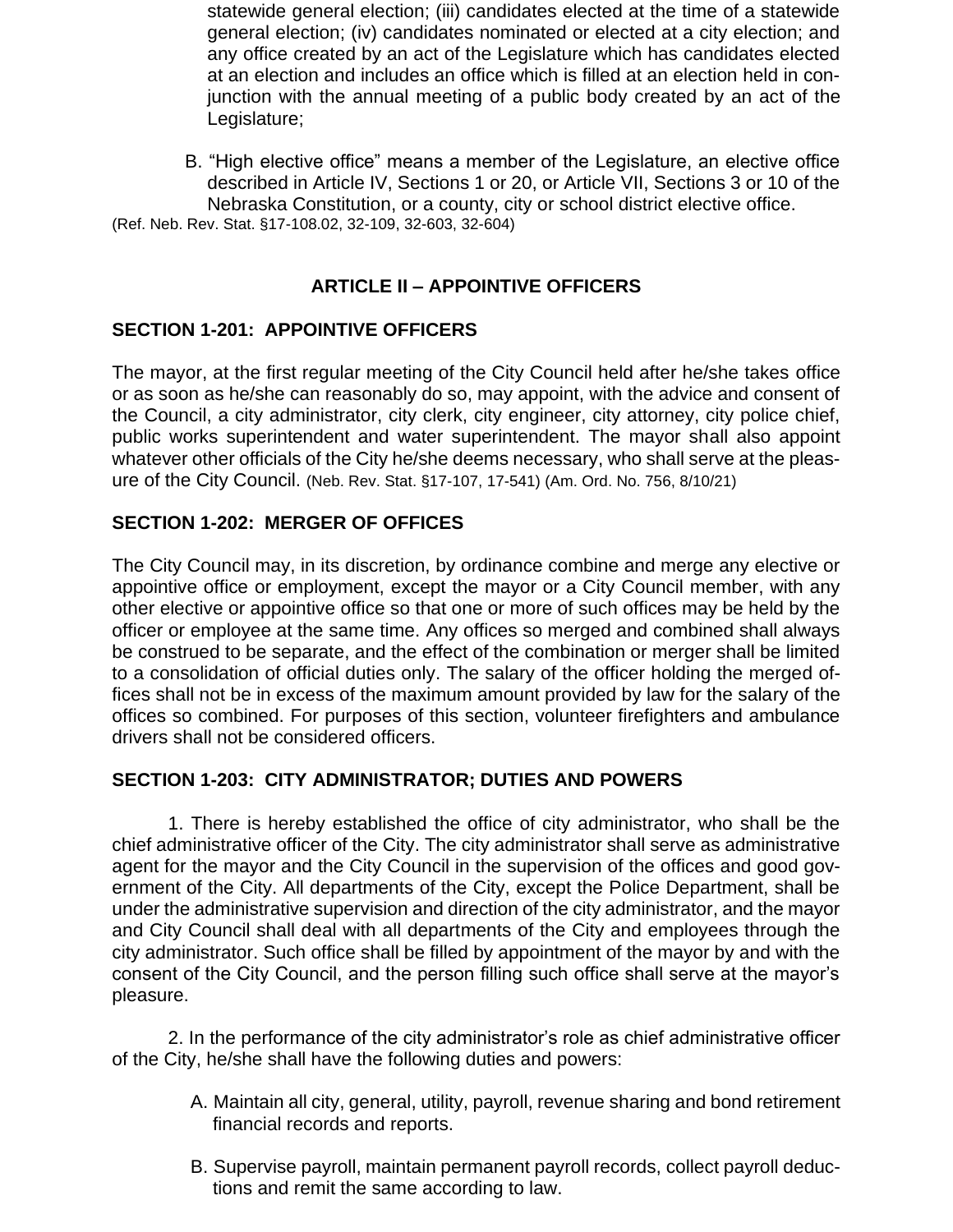statewide general election; (iii) candidates elected at the time of a statewide general election; (iv) candidates nominated or elected at a city election; and any office created by an act of the Legislature which has candidates elected at an election and includes an office which is filled at an election held in conjunction with the annual meeting of a public body created by an act of the Legislature;

B. "High elective office" means a member of the Legislature, an elective office described in Article IV, Sections 1 or 20, or Article VII, Sections 3 or 10 of the Nebraska Constitution, or a county, city or school district elective office.

(Ref. Neb. Rev. Stat. §17-108.02, 32-109, 32-603, 32-604)

## ARTICLE II – APPOINTIVE OFFICERS

### SECTION 1-201: APPOINTIVE OFFICERS

The mayor, at the first regular meeting of the City Council held after he/she takes office or as soon as he/she can reasonably do so, may appoint, with the advice and consent of the Council, a city administrator, city clerk, city engineer, city attorney, city police chief, public works superintendent and water superintendent. The mayor shall also appoint whatever other officials of the City he/she deems necessary, who shall serve at the pleasure of the City Council. (Neb. Rev. Stat. §17-107, 17-541) (Am. Ord. No. 756, 8/10/21)

### SECTION 1-202: MERGER OF OFFICES

The City Council may, in its discretion, by ordinance combine and merge any elective or appointive office or employment, except the mayor or a City Council member, with any other elective or appointive office so that one or more of such offices may be held by the officer or employee at the same time. Any offices so merged and combined shall always be construed to be separate, and the effect of the combination or merger shall be limited to a consolidation of official duties only. The salary of the officer holding the merged offices shall not be in excess of the maximum amount provided by law for the salary of the offices so combined. For purposes of this section, volunteer firefighters and ambulance drivers shall not be considered officers.

### SECTION 1-203: CITY ADMINISTRATOR; DUTIES AND POWERS

1. There is hereby established the office of city administrator, who shall be the chief administrative officer of the City. The city administrator shall serve as administrative agent for the mayor and the City Council in the supervision of the offices and good government of the City. All departments of the City, except the Police Department, shall be under the administrative supervision and direction of the city administrator, and the mayor and City Council shall deal with all departments of the City and employees through the city administrator. Such office shall be filled by appointment of the mayor by and with the consent of the City Council, and the person filling such office shall serve at the mayor's pleasure.

2. In the performance of the city administrator's role as chief administrative officer of the City, he/she shall have the following duties and powers:

A. Maintain all city, general, utility, payroll, revenue sharing and bond retirement financial records and reports.

B. Supervise payroll, maintain permanent payroll records, collect payroll deductions and remit the same according to law.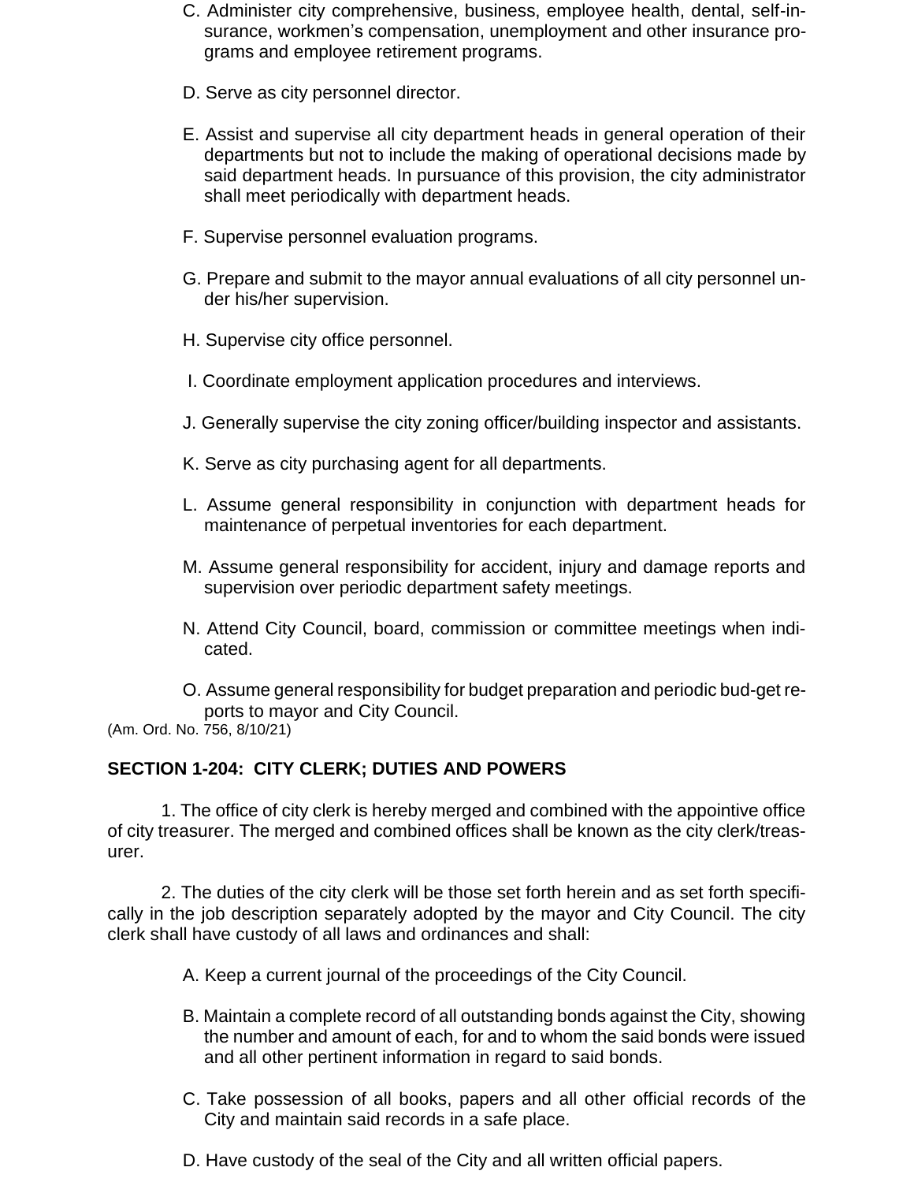C. Administer city comprehensive, business, employee health, dental, self-insurance, workmen's compensation, unemployment and other insurance programs and employee retirement programs.

D. Serve as city personnel director.

E. Assist and supervise all city department heads in general operation of their departments but not to include the making of operational decisions made by said department heads. In pursuance of this provision, the city administrator shall meet periodically with department heads.

F. Supervise personnel evaluation programs.

G. Prepare and submit to the mayor annual evaluations of all city personnel under his/her supervision.

H. Supervise city office personnel.

I. Coordinate employment application procedures and interviews.

J. Generally supervise the city zoning officer/building inspector and assistants.

K. Serve as city purchasing agent for all departments.

L. Assume general responsibility in conjunction with department heads for maintenance of perpetual inventories for each department.

M. Assume general responsibility for accident, injury and damage reports and supervision over periodic department safety meetings.

N. Attend City Council, board, commission or committee meetings when indicated.

O. Assume general responsibility for budget preparation and periodic bud-get reports to mayor and City Council.

(Am. Ord. No. 756, 8/10/21)

## SECTION 1-204: CITY CLERK; DUTIES AND POWERS

1. The office of city clerk is hereby merged and combined with the appointive office of city treasurer. The merged and combined offices shall be known as the city clerk/treasurer.

2. The duties of the city clerk will be those set forth herein and as set forth specifically in the job description separately adopted by the mayor and City Council. The city clerk shall have custody of all laws and ordinances and shall:

A. Keep a current journal of the proceedings of the City Council.

B. Maintain a complete record of all outstanding bonds against the City, showing the number and amount of each, for and to whom the said bonds were issued and all other pertinent information in regard to said bonds.

C. Take possession of all books, papers and all other official records of the City and maintain said records in a safe place.

D. Have custody of the seal of the City and all written official papers.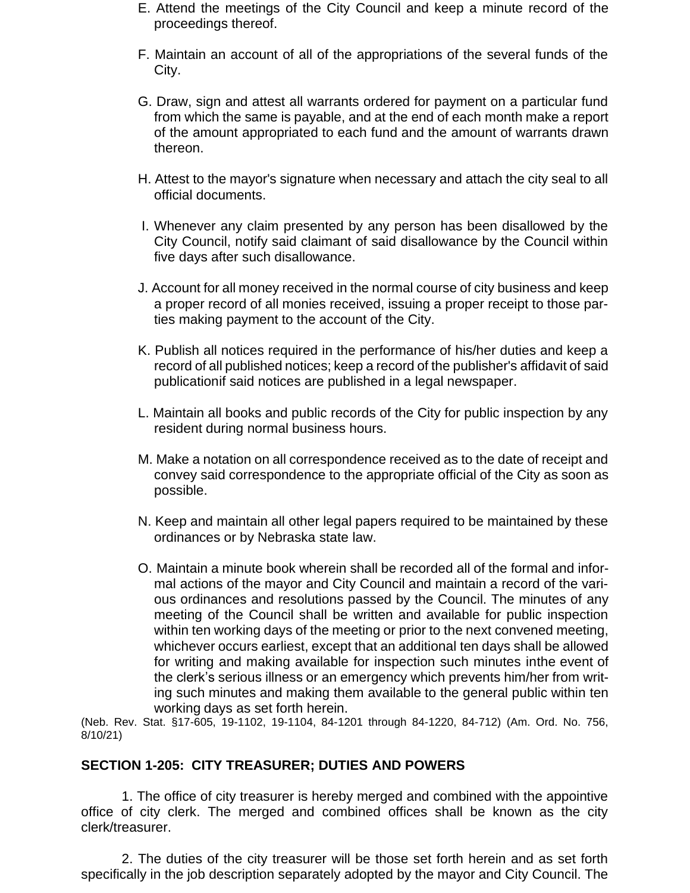E. Attend the meetings of the City Council and keep a minute record of the proceedings thereof.

F. Maintain an account of all of the appropriations of the several funds of the City.

G. Draw, sign and attest all warrants ordered for payment on a particular fund from which the same is payable, and at the end of each month make a report of the amount appropriated to each fund and the amount of warrants drawn thereon.

H. Attest to the mayor's signature when necessary and attach the city seal to all official documents.

I. Whenever any claim presented by any person has been disallowed by the City Council, notify said claimant of said disallowance by the Council within five days after such disallowance.

J. Account for all money received in the normal course of city business and keep a proper record of all monies received, issuing a proper receipt to those parties making payment to the account of the City.

K. Publish all notices required in the performance of his/her duties and keep a record of all published notices; keep a record of the publisher's affidavit of said publicationif said notices are published in a legal newspaper.

L. Maintain all books and public records of the City for public inspection by any resident during normal business hours.

M. Make a notation on all correspondence received as to the date of receipt and convey said correspondence to the appropriate official of the City as soon as possible.

N. Keep and maintain all other legal papers required to be maintained by these ordinances or by Nebraska state law.

O. Maintain a minute book wherein shall be recorded all of the formal and informal actions of the mayor and City Council and maintain a record of the various ordinances and resolutions passed by the Council. The minutes of any meeting of the Council shall be written and available for public inspection within ten working days of the meeting or prior to the next convened meeting, whichever occurs earliest, except that an additional ten days shall be allowed for writing and making available for inspection such minutes inthe event of the clerk's serious illness or an emergency which prevents him/her from writing such minutes and making them available to the general public within ten working days as set forth herein.

(Neb. Rev. Stat. §17-605, 19-1102, 19-1104, 84-1201 through 84-1220, 84-712) (Am. Ord. No. 756, 8/10/21)

## SECTION 1-205: CITY TREASURER; DUTIES AND POWERS

1. The office of city treasurer is hereby merged and combined with the appointive office of city clerk. The merged and combined offices shall be known as the city clerk/treasurer.

2. The duties of the city treasurer will be those set forth herein and as set forth specifically in the job description separately adopted by the mayor and City Council. The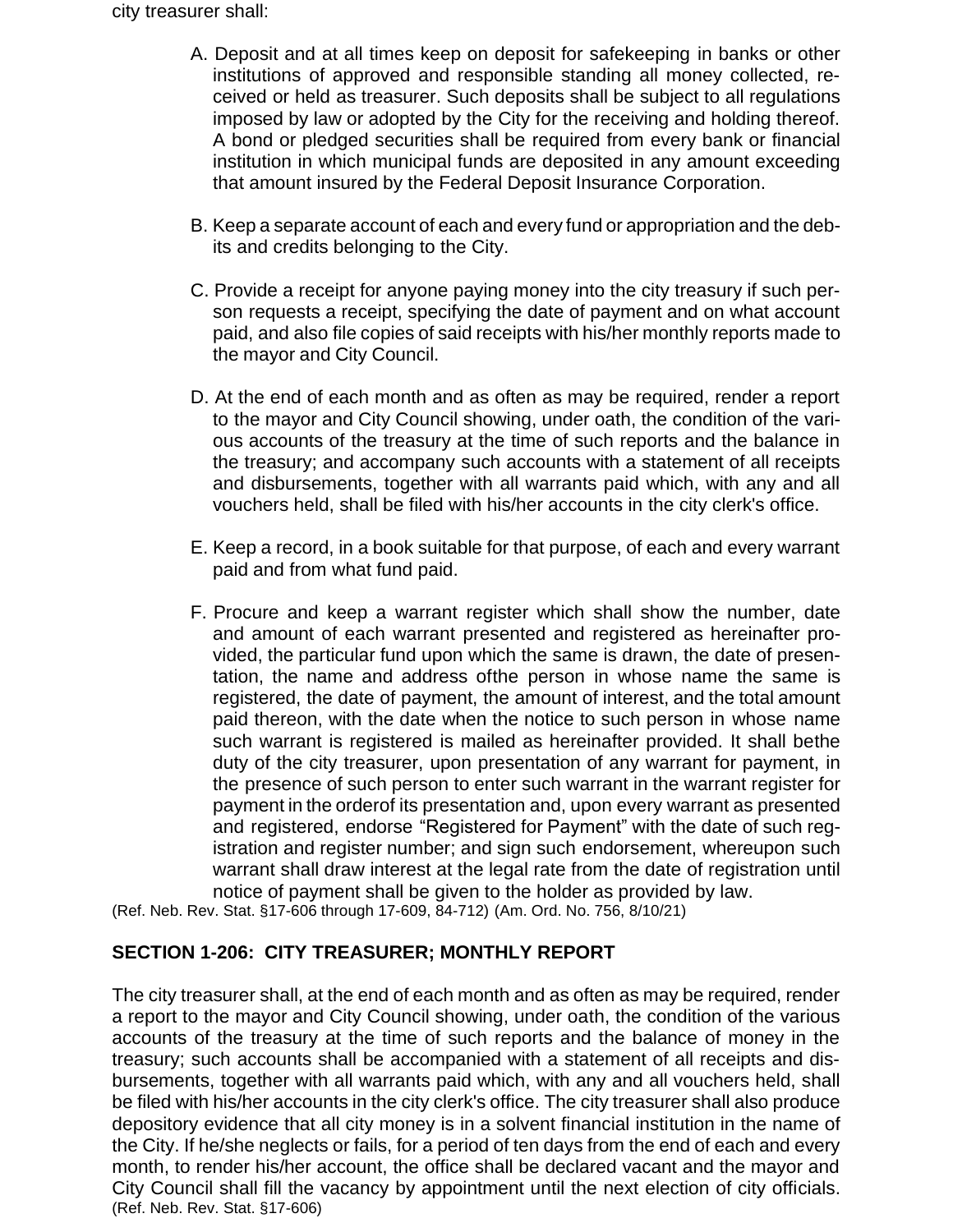city treasurer shall:

A. Deposit and at all times keep on deposit for safekeeping in banks or other institutions of approved and responsible standing all money collected, received or held as treasurer. Such deposits shall be subject to all regulations imposed by law or adopted by the City for the receiving and holding thereof. A bond or pledged securities shall be required from every bank or financial institution in which municipal funds are deposited in any amount exceeding that amount insured by the Federal Deposit Insurance Corporation.

B. Keep a separate account of each and every fund or appropriation and the debits and credits belonging to the City.

C. Provide a receipt for anyone paying money into the city treasury if such person requests a receipt, specifying the date of payment and on what account paid, and also file copies of said receipts with his/her monthly reports made to the mayor and City Council.

D. At the end of each month and as often as may be required, render a report to the mayor and City Council showing, under oath, the condition of the various accounts of the treasury at the time of such reports and the balance in the treasury; and accompany such accounts with a statement of all receipts and disbursements, together with all warrants paid which, with any and all vouchers held, shall be filed with his/her accounts in the city clerk's office.

E. Keep a record, in a book suitable for that purpose, of each and every warrant paid and from what fund paid.

F. Procure and keep a warrant register which shall show the number, date and amount of each warrant presented and registered as hereinafter provided, the particular fund upon which the same is drawn, the date of presentation, the name and address ofthe person in whose name the same is registered, the date of payment, the amount of interest, and the total amount paid thereon, with the date when the notice to such person in whose name such warrant is registered is mailed as hereinafter provided. It shall bethe duty of the city treasurer, upon presentation of any warrant for payment, in the presence of such person to enter such warrant in the warrant register for payment in the orderof its presentation and, upon every warrant as presented and registered, endorse "Registered for Payment" with the date of such registration and register number; and sign such endorsement, whereupon such warrant shall draw interest at the legal rate from the date of registration until notice of payment shall be given to the holder as provided by law.

(Ref. Neb. Rev. Stat. §17-606 through 17-609, 84-712) (Am. Ord. No. 756, 8/10/21)

## SECTION 1-206: CITY TREASURER; MONTHLY REPORT

The city treasurer shall, at the end of each month and as often as may be required, render a report to the mayor and City Council showing, under oath, the condition of the various accounts of the treasury at the time of such reports and the balance of money in the treasury; such accounts shall be accompanied with a statement of all receipts and disbursements, together with all warrants paid which, with any and all vouchers held, shall be filed with his/her accounts in the city clerk's office. The city treasurer shall also produce depository evidence that all city money is in a solvent financial institution in the name of the City. If he/she neglects or fails, for a period of ten days from the end of each and every month, to render his/her account, the office shall be declared vacant and the mayor and City Council shall fill the vacancy by appointment until the next election of city officials. (Ref. Neb. Rev. Stat. §17-606)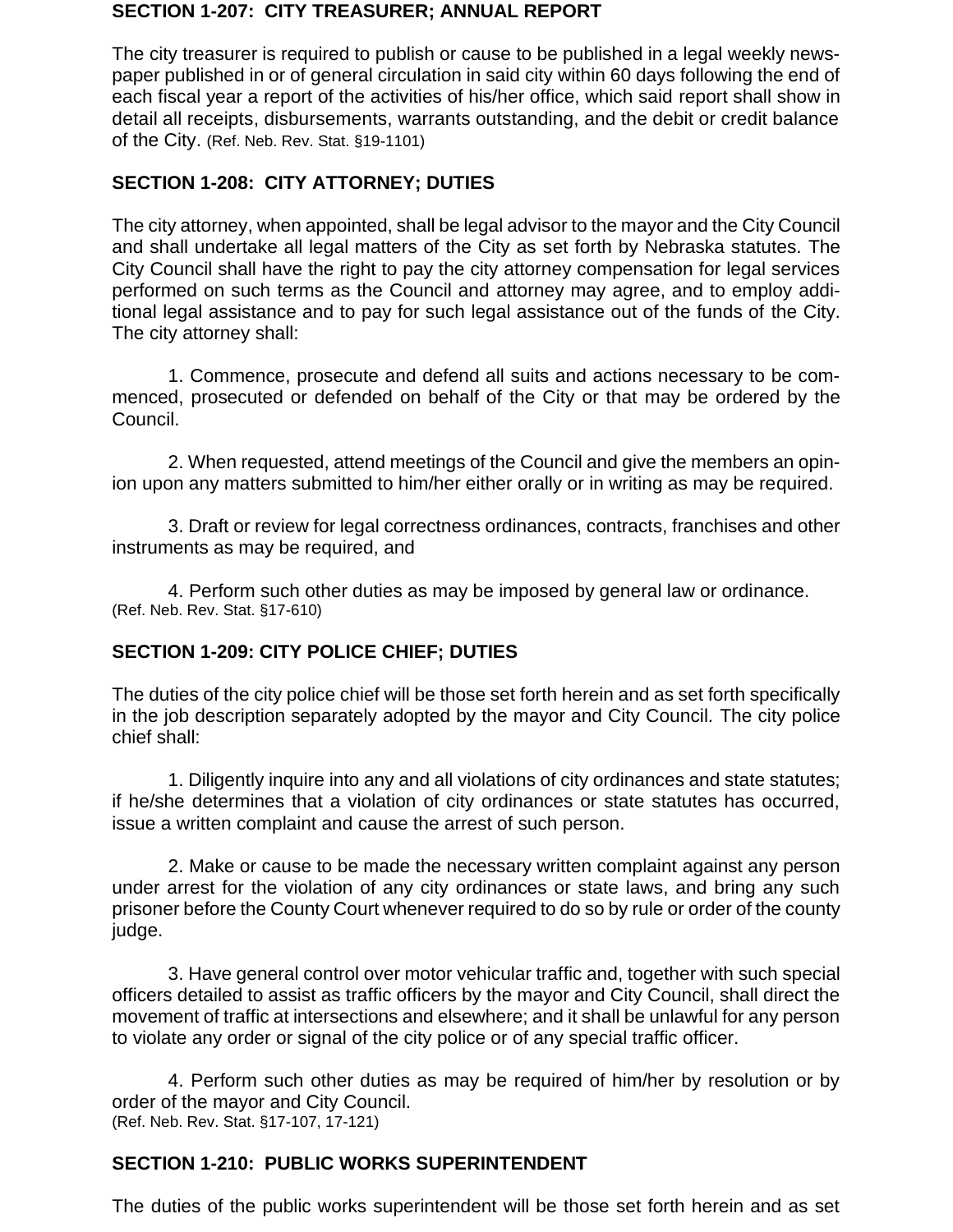### SECTION 1-207: CITY TREASURER; ANNUAL REPORT

The city treasurer is required to publish or cause to be published in a legal weekly newspaper published in or of general circulation in said city within 60 days following the end of each fiscal year a report of the activities of his/her office, which said report shall show in detail all receipts, disbursements, warrants outstanding, and the debit or credit balance of the City. (Ref. Neb. Rev. Stat. §19-1101)

### SECTION 1-208: CITY ATTORNEY; DUTIES

The city attorney, when appointed, shall be legal advisor to the mayor and the City Council and shall undertake all legal matters of the City as set forth by Nebraska statutes. The City Council shall have the right to pay the city attorney compensation for legal services performed on such terms as the Council and attorney may agree, and to employ additional legal assistance and to pay for such legal assistance out of the funds of the City. The city attorney shall:

1. Commence, prosecute and defend all suits and actions necessary to be commenced, prosecuted or defended on behalf of the City or that may be ordered by the Council.

2. When requested, attend meetings of the Council and give the members an opinion upon any matters submitted to him/her either orally or in writing as may be required.

3. Draft or review for legal correctness ordinances, contracts, franchises and other instruments as may be required, and

4. Perform such other duties as may be imposed by general law or ordinance.

(Ref. Neb. Rev. Stat. §17-610)

### SECTION 1-209: CITY POLICE CHIEF; DUTIES

The duties of the city police chief will be those set forth herein and as set forth specifically in the job description separately adopted by the mayor and City Council. The city police chief shall:

1. Diligently inquire into any and all violations of city ordinances and state statutes; if he/she determines that a violation of city ordinances or state statutes has occurred, issue a written complaint and cause the arrest of such person.

2. Make or cause to be made the necessary written complaint against any person under arrest for the violation of any city ordinances or state laws, and bring any such prisoner before the County Court whenever required to do so by rule or order of the county judge.

3. Have general control over motor vehicular traffic and, together with such special officers detailed to assist as traffic officers by the mayor and City Council, shall direct the movement of traffic at intersections and elsewhere; and it shall be unlawful for any person to violate any order or signal of the city police or of any special traffic officer.

4. Perform such other duties as may be required of him/her by resolution or by order of the mayor and City Council.

(Ref. Neb. Rev. Stat. §17-107, 17-121)

### SECTION 1-210: PUBLIC WORKS SUPERINTENDENT

The duties of the public works superintendent will be those set forth herein and as set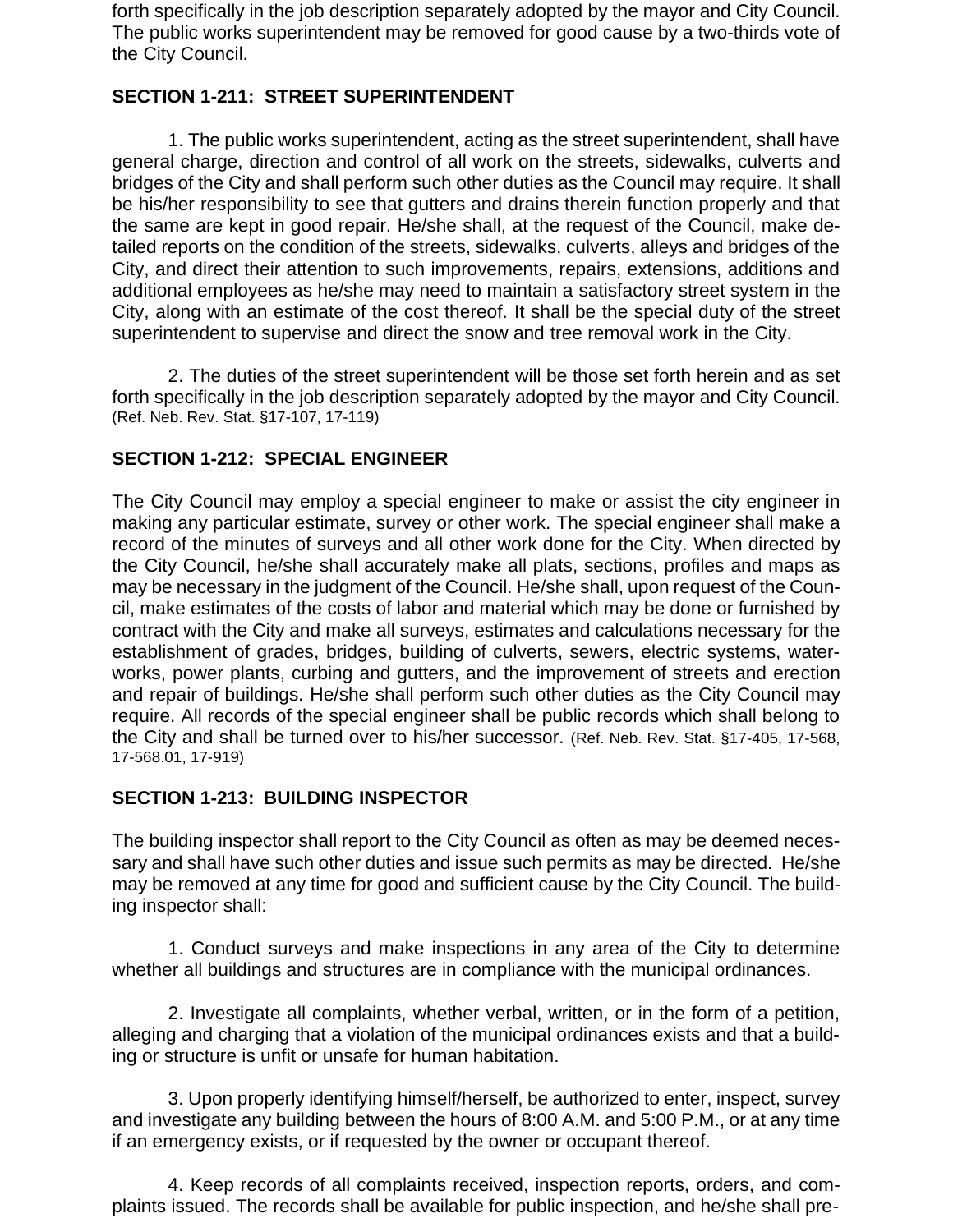forth specifically in the job description separately adopted by the mayor and City Council. The public works superintendent may be removed for good cause by a two-thirds vote of the City Council.

## SECTION 1-211: STREET SUPERINTENDENT

1. The public works superintendent, acting as the street superintendent, shall have general charge, direction and control of all work on the streets, sidewalks, culverts and bridges of the City and shall perform such other duties as the Council may require. It shall be his/her responsibility to see that gutters and drains therein function properly and that the same are kept in good repair. He/she shall, at the request of the Council, make detailed reports on the condition of the streets, sidewalks, culverts, alleys and bridges of the City, and direct their attention to such improvements, repairs, extensions, additions and additional employees as he/she may need to maintain a satisfactory street system in the City, along with an estimate of the cost thereof. It shall be the special duty of the street superintendent to supervise and direct the snow and tree removal work in the City.

2. The duties of the street superintendent will be those set forth herein and as set forth specifically in the job description separately adopted by the mayor and City Council. (Ref. Neb. Rev. Stat. §17-107, 17-119)

## SECTION 1-212: SPECIAL ENGINEER

The City Council may employ a special engineer to make or assist the city engineer in making any particular estimate, survey or other work. The special engineer shall make a record of the minutes of surveys and all other work done for the City. When directed by the City Council, he/she shall accurately make all plats, sections, profiles and maps as may be necessary in the judgment of the Council. He/she shall, upon request of the Council, make estimates of the costs of labor and material which may be done or furnished by contract with the City and make all surveys, estimates and calculations necessary for the establishment of grades, bridges, building of culverts, sewers, electric systems, waterworks, power plants, curbing and gutters, and the improvement of streets and erection and repair of buildings. He/she shall perform such other duties as the City Council may require. All records of the special engineer shall be public records which shall belong to the City and shall be turned over to his/her successor. (Ref. Neb. Rev. Stat. §17-405, 17-568, 17-568.01, 17-919)

## SECTION 1-213: BUILDING INSPECTOR

The building inspector shall report to the City Council as often as may be deemed necessary and shall have such other duties and issue such permits as may be directed. He/she may be removed at any time for good and sufficient cause by the City Council. The building inspector shall:

1. Conduct surveys and make inspections in any area of the City to determine whether all buildings and structures are in compliance with the municipal ordinances.

2. Investigate all complaints, whether verbal, written, or in the form of a petition, alleging and charging that a violation of the municipal ordinances exists and that a building or structure is unfit or unsafe for human habitation.

3. Upon properly identifying himself/herself, be authorized to enter, inspect, survey and investigate any building between the hours of 8:00 A.M. and 5:00 P.M., or at any time if an emergency exists, or if requested by the owner or occupant thereof.

4. Keep records of all complaints received, inspection reports, orders, and complaints issued. The records shall be available for public inspection, and he/she shall pre-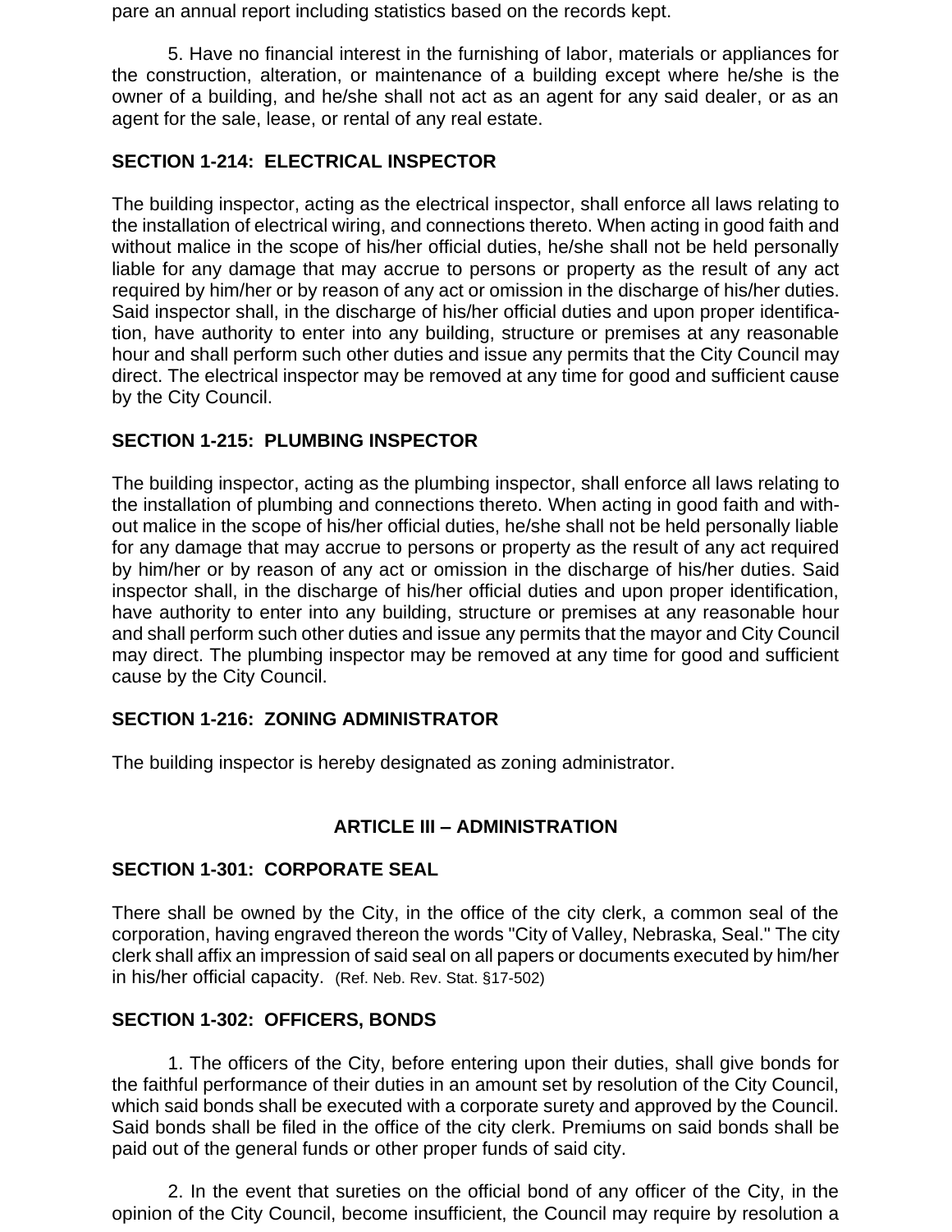pare an annual report including statistics based on the records kept.

5. Have no financial interest in the furnishing of labor, materials or appliances for the construction, alteration, or maintenance of a building except where he/she is the owner of a building, and he/she shall not act as an agent for any said dealer, or as an agent for the sale, lease, or rental of any real estate.

**SECTION 1-214: ELECTRICAL INSPECTOR**

The building inspector, acting as the electrical inspector, shall enforce all laws relating to the installation of electrical wiring, and connections thereto. When acting in good faith and without malice in the scope of his/her official duties, he/she shall not be held personally liable for any damage that may accrue to persons or property as the result of any act required by him/her or by reason of any act or omission in the discharge of his/her duties. Said inspector shall, in the discharge of his/her official duties and upon proper identification, have authority to enter into any building, structure or premises at any reasonable hour and shall perform such other duties and issue any permits that the City Council may direct. The electrical inspector may be removed at any time for good and sufficient cause by the City Council.

**SECTION 1-215: PLUMBING INSPECTOR**

The building inspector, acting as the plumbing inspector, shall enforce all laws relating to the installation of plumbing and connections thereto. When acting in good faith and without malice in the scope of his/her official duties, he/she shall not be held personally liable for any damage that may accrue to persons or property as the result of any act required by him/her or by reason of any act or omission in the discharge of his/her duties. Said inspector shall, in the discharge of his/her official duties and upon proper identification, have authority to enter into any building, structure or premises at any reasonable hour and shall perform such other duties and issue any permits that the mayor and City Council may direct. The plumbing inspector may be removed at any time for good and sufficient cause by the City Council.

**SECTION 1-216: ZONING ADMINISTRATOR**

The building inspector is hereby designated as zoning administrator.

## ARTICLE III – ADMINISTRATION

**SECTION 1-301: CORPORATE SEAL**

There shall be owned by the City, in the office of the city clerk, a common seal of the corporation, having engraved thereon the words "City of Valley, Nebraska, Seal." The city clerk shall affix an impression of said seal on all papers or documents executed by him/her in his/her official capacity. (Ref. Neb. Rev. Stat. §17-502)

**SECTION 1-302: OFFICERS, BONDS**

1. The officers of the City, before entering upon their duties, shall give bonds for the faithful performance of their duties in an amount set by resolution of the City Council, which said bonds shall be executed with a corporate surety and approved by the Council. Said bonds shall be filed in the office of the city clerk. Premiums on said bonds shall be paid out of the general funds or other proper funds of said city.

2. In the event that sureties on the official bond of any officer of the City, in the opinion of the City Council, become insufficient, the Council may require by resolution a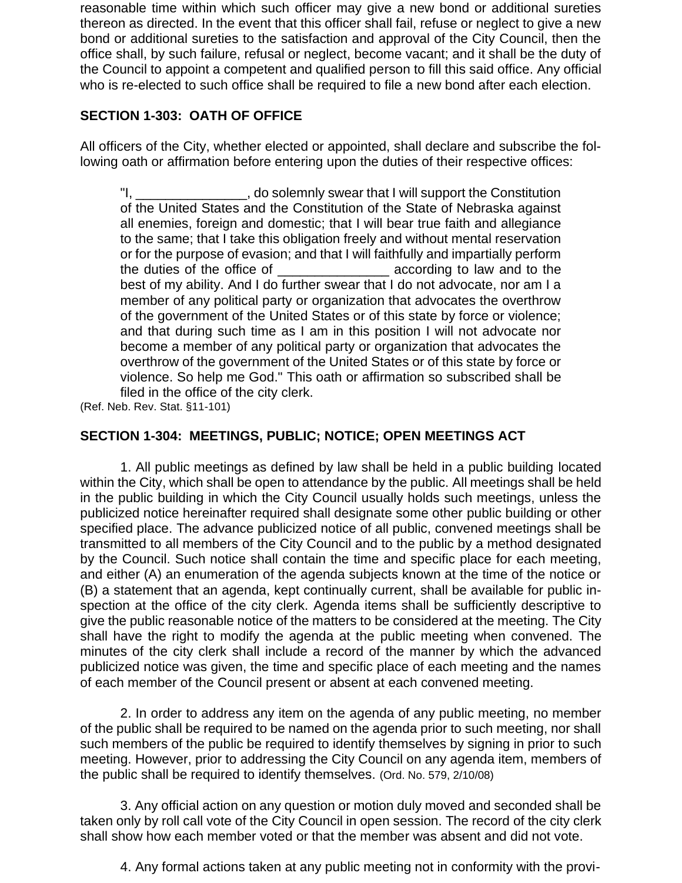reasonable time within which such officer may give a new bond or additional sureties thereon as directed. In the event that this officer shall fail, refuse or neglect to give a new bond or additional sureties to the satisfaction and approval of the City Council, then the office shall, by such failure, refusal or neglect, become vacant; and it shall be the duty of the Council to appoint a competent and qualified person to fill this said office. Any official who is re-elected to such office shall be required to file a new bond after each election.

## SECTION 1-303: OATH OF OFFICE

All officers of the City, whether elected or appointed, shall declare and subscribe the following oath or affirmation before entering upon the duties of their respective offices:

> "I, _______________, do solemnly swear that I will support the Constitution of the United States and the Constitution of the State of Nebraska against all enemies, foreign and domestic; that I will bear true faith and allegiance to the same; that I take this obligation freely and without mental reservation or for the purpose of evasion; and that I will faithfully and impartially perform the duties of the office of _______________ according to law and to the best of my ability. And I do further swear that I do not advocate, nor am I a member of any political party or organization that advocates the overthrow of the government of the United States or of this state by force or violence; and that during such time as I am in this position I will not advocate nor become a member of any political party or organization that advocates the overthrow of the government of the United States or of this state by force or violence. So help me God." This oath or affirmation so subscribed shall be filed in the office of the city clerk.

(Ref. Neb. Rev. Stat. §11-101)

## SECTION 1-304: MEETINGS, PUBLIC; NOTICE; OPEN MEETINGS ACT

1. All public meetings as defined by law shall be held in a public building located within the City, which shall be open to attendance by the public. All meetings shall be held in the public building in which the City Council usually holds such meetings, unless the publicized notice hereinafter required shall designate some other public building or other specified place. The advance publicized notice of all public, convened meetings shall be transmitted to all members of the City Council and to the public by a method designated by the Council. Such notice shall contain the time and specific place for each meeting, and either (A) an enumeration of the agenda subjects known at the time of the notice or (B) a statement that an agenda, kept continually current, shall be available for public inspection at the office of the city clerk. Agenda items shall be sufficiently descriptive to give the public reasonable notice of the matters to be considered at the meeting. The City shall have the right to modify the agenda at the public meeting when convened. The minutes of the city clerk shall include a record of the manner by which the advanced publicized notice was given, the time and specific place of each meeting and the names of each member of the Council present or absent at each convened meeting.

2. In order to address any item on the agenda of any public meeting, no member of the public shall be required to be named on the agenda prior to such meeting, nor shall such members of the public be required to identify themselves by signing in prior to such meeting. However, prior to addressing the City Council on any agenda item, members of the public shall be required to identify themselves. (Ord. No. 579, 2/10/08)

3. Any official action on any question or motion duly moved and seconded shall be taken only by roll call vote of the City Council in open session. The record of the city clerk shall show how each member voted or that the member was absent and did not vote.

4. Any formal actions taken at any public meeting not in conformity with the provi-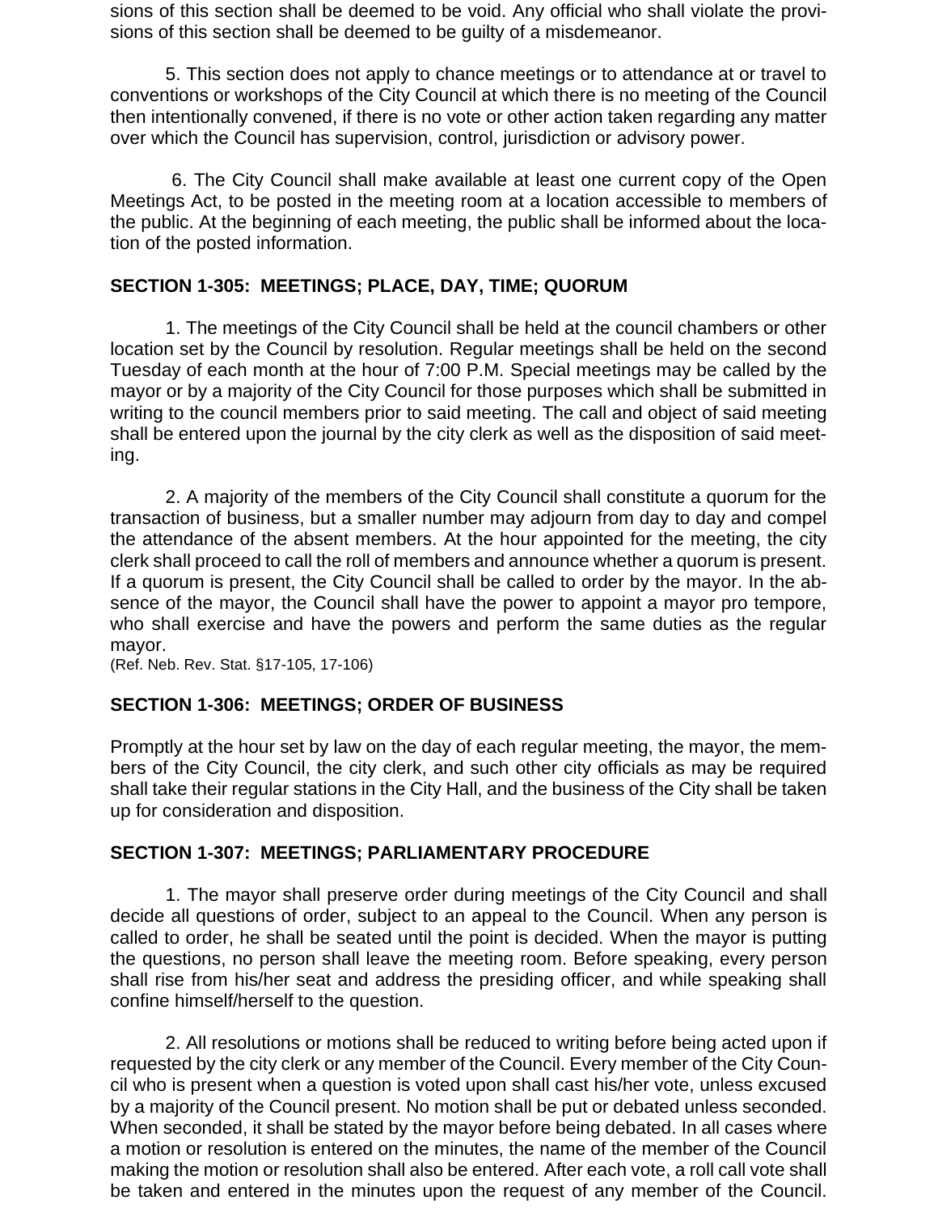sions of this section shall be deemed to be void. Any official who shall violate the provisions of this section shall be deemed to be guilty of a misdemeanor.

5. This section does not apply to chance meetings or to attendance at or travel to conventions or workshops of the City Council at which there is no meeting of the Council then intentionally convened, if there is no vote or other action taken regarding any matter over which the Council has supervision, control, jurisdiction or advisory power.

6. The City Council shall make available at least one current copy of the Open Meetings Act, to be posted in the meeting room at a location accessible to members of the public. At the beginning of each meeting, the public shall be informed about the location of the posted information.

## SECTION 1-305: MEETINGS; PLACE, DAY, TIME; QUORUM

1. The meetings of the City Council shall be held at the council chambers or other location set by the Council by resolution. Regular meetings shall be held on the second Tuesday of each month at the hour of 7:00 P.M. Special meetings may be called by the mayor or by a majority of the City Council for those purposes which shall be submitted in writing to the council members prior to said meeting. The call and object of said meeting shall be entered upon the journal by the city clerk as well as the disposition of said meeting.

2. A majority of the members of the City Council shall constitute a quorum for the transaction of business, but a smaller number may adjourn from day to day and compel the attendance of the absent members. At the hour appointed for the meeting, the city clerk shall proceed to call the roll of members and announce whether a quorum is present. If a quorum is present, the City Council shall be called to order by the mayor. In the absence of the mayor, the Council shall have the power to appoint a mayor pro tempore, who shall exercise and have the powers and perform the same duties as the regular mayor.
(Ref. Neb. Rev. Stat. §17-105, 17-106)

## SECTION 1-306: MEETINGS; ORDER OF BUSINESS

Promptly at the hour set by law on the day of each regular meeting, the mayor, the members of the City Council, the city clerk, and such other city officials as may be required shall take their regular stations in the City Hall, and the business of the City shall be taken up for consideration and disposition.

## SECTION 1-307: MEETINGS; PARLIAMENTARY PROCEDURE

1. The mayor shall preserve order during meetings of the City Council and shall decide all questions of order, subject to an appeal to the Council. When any person is called to order, he shall be seated until the point is decided. When the mayor is putting the questions, no person shall leave the meeting room. Before speaking, every person shall rise from his/her seat and address the presiding officer, and while speaking shall confine himself/herself to the question.

2. All resolutions or motions shall be reduced to writing before being acted upon if requested by the city clerk or any member of the Council. Every member of the City Council who is present when a question is voted upon shall cast his/her vote, unless excused by a majority of the Council present. No motion shall be put or debated unless seconded. When seconded, it shall be stated by the mayor before being debated. In all cases where a motion or resolution is entered on the minutes, the name of the member of the Council making the motion or resolution shall also be entered. After each vote, a roll call vote shall be taken and entered in the minutes upon the request of any member of the Council.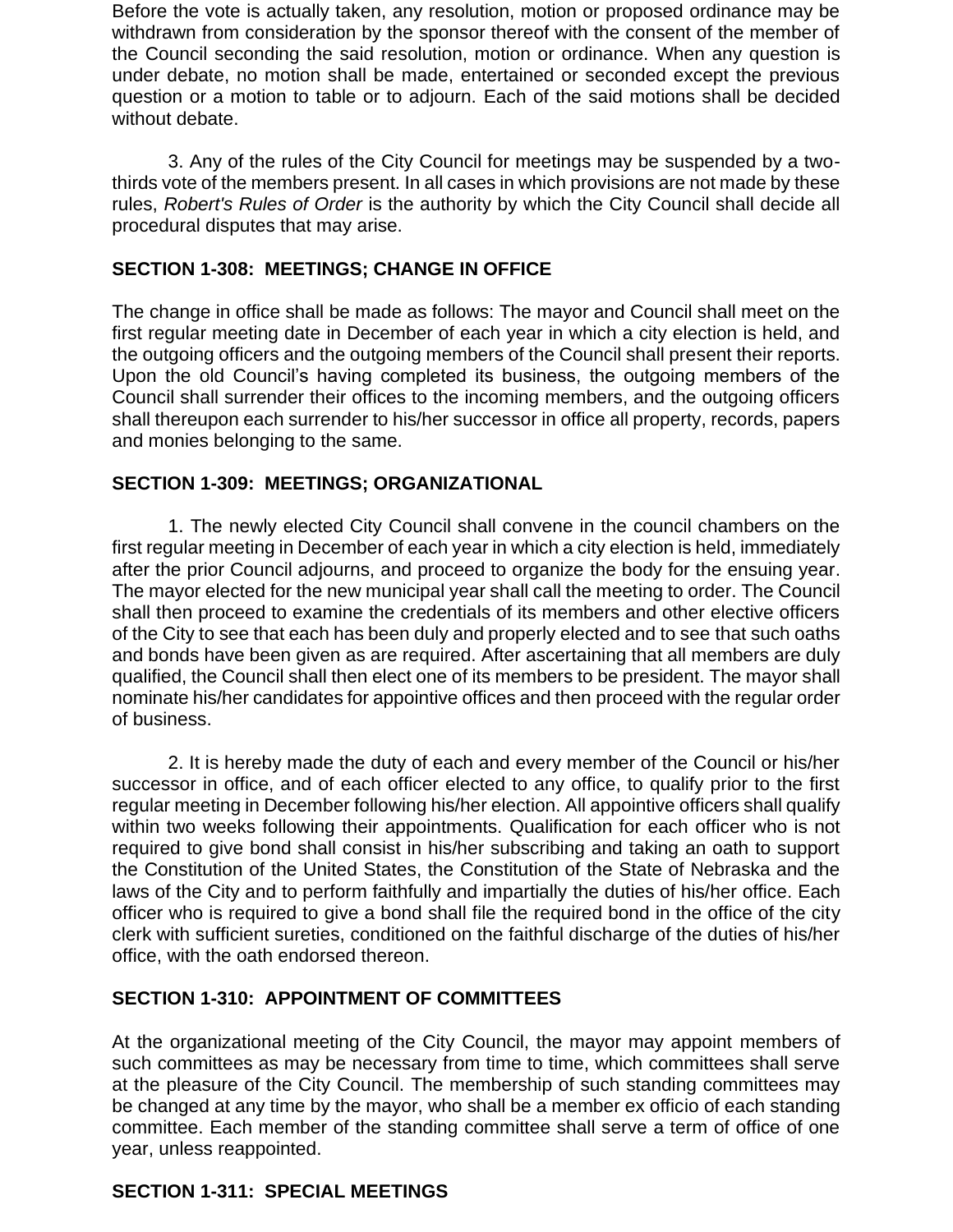Before the vote is actually taken, any resolution, motion or proposed ordinance may be withdrawn from consideration by the sponsor thereof with the consent of the member of the Council seconding the said resolution, motion or ordinance. When any question is under debate, no motion shall be made, entertained or seconded except the previous question or a motion to table or to adjourn. Each of the said motions shall be decided without debate.

3. Any of the rules of the City Council for meetings may be suspended by a two-thirds vote of the members present. In all cases in which provisions are not made by these rules, *Robert's Rules of Order* is the authority by which the City Council shall decide all procedural disputes that may arise.

## SECTION 1-308: MEETINGS; CHANGE IN OFFICE

The change in office shall be made as follows: The mayor and Council shall meet on the first regular meeting date in December of each year in which a city election is held, and the outgoing officers and the outgoing members of the Council shall present their reports. Upon the old Council's having completed its business, the outgoing members of the Council shall surrender their offices to the incoming members, and the outgoing officers shall thereupon each surrender to his/her successor in office all property, records, papers and monies belonging to the same.

## SECTION 1-309: MEETINGS; ORGANIZATIONAL

1. The newly elected City Council shall convene in the council chambers on the first regular meeting in December of each year in which a city election is held, immediately after the prior Council adjourns, and proceed to organize the body for the ensuing year. The mayor elected for the new municipal year shall call the meeting to order. The Council shall then proceed to examine the credentials of its members and other elective officers of the City to see that each has been duly and properly elected and to see that such oaths and bonds have been given as are required. After ascertaining that all members are duly qualified, the Council shall then elect one of its members to be president. The mayor shall nominate his/her candidates for appointive offices and then proceed with the regular order of business.

2. It is hereby made the duty of each and every member of the Council or his/her successor in office, and of each officer elected to any office, to qualify prior to the first regular meeting in December following his/her election. All appointive officers shall qualify within two weeks following their appointments. Qualification for each officer who is not required to give bond shall consist in his/her subscribing and taking an oath to support the Constitution of the United States, the Constitution of the State of Nebraska and the laws of the City and to perform faithfully and impartially the duties of his/her office. Each officer who is required to give a bond shall file the required bond in the office of the city clerk with sufficient sureties, conditioned on the faithful discharge of the duties of his/her office, with the oath endorsed thereon.

## SECTION 1-310: APPOINTMENT OF COMMITTEES

At the organizational meeting of the City Council, the mayor may appoint members of such committees as may be necessary from time to time, which committees shall serve at the pleasure of the City Council. The membership of such standing committees may be changed at any time by the mayor, who shall be a member ex officio of each standing committee. Each member of the standing committee shall serve a term of office of one year, unless reappointed.

## SECTION 1-311: SPECIAL MEETINGS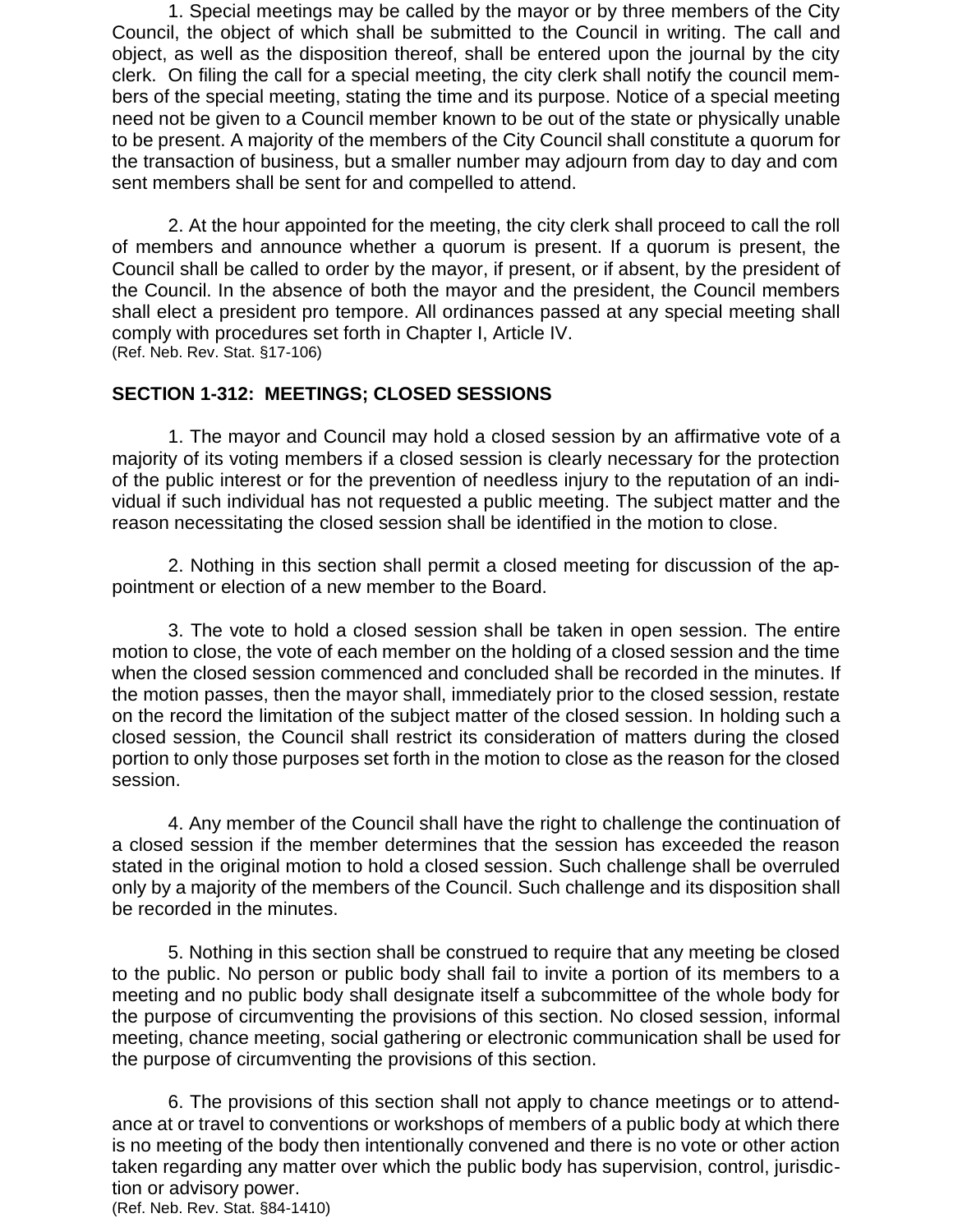1. Special meetings may be called by the mayor or by three members of the City Council, the object of which shall be submitted to the Council in writing. The call and object, as well as the disposition thereof, shall be entered upon the journal by the city clerk. On filing the call for a special meeting, the city clerk shall notify the council members of the special meeting, stating the time and its purpose. Notice of a special meeting need not be given to a Council member known to be out of the state or physically unable to be present. A majority of the members of the City Council shall constitute a quorum for the transaction of business, but a smaller number may adjourn from day to day and com sent members shall be sent for and compelled to attend.

2. At the hour appointed for the meeting, the city clerk shall proceed to call the roll of members and announce whether a quorum is present. If a quorum is present, the Council shall be called to order by the mayor, if present, or if absent, by the president of the Council. In the absence of both the mayor and the president, the Council members shall elect a president pro tempore. All ordinances passed at any special meeting shall comply with procedures set forth in Chapter I, Article IV.
(Ref. Neb. Rev. Stat. §17-106)

**SECTION 1-312: MEETINGS; CLOSED SESSIONS**

1. The mayor and Council may hold a closed session by an affirmative vote of a majority of its voting members if a closed session is clearly necessary for the protection of the public interest or for the prevention of needless injury to the reputation of an individual if such individual has not requested a public meeting. The subject matter and the reason necessitating the closed session shall be identified in the motion to close.

2. Nothing in this section shall permit a closed meeting for discussion of the appointment or election of a new member to the Board.

3. The vote to hold a closed session shall be taken in open session. The entire motion to close, the vote of each member on the holding of a closed session and the time when the closed session commenced and concluded shall be recorded in the minutes. If the motion passes, then the mayor shall, immediately prior to the closed session, restate on the record the limitation of the subject matter of the closed session. In holding such a closed session, the Council shall restrict its consideration of matters during the closed portion to only those purposes set forth in the motion to close as the reason for the closed session.

4. Any member of the Council shall have the right to challenge the continuation of a closed session if the member determines that the session has exceeded the reason stated in the original motion to hold a closed session. Such challenge shall be overruled only by a majority of the members of the Council. Such challenge and its disposition shall be recorded in the minutes.

5. Nothing in this section shall be construed to require that any meeting be closed to the public. No person or public body shall fail to invite a portion of its members to a meeting and no public body shall designate itself a subcommittee of the whole body for the purpose of circumventing the provisions of this section. No closed session, informal meeting, chance meeting, social gathering or electronic communication shall be used for the purpose of circumventing the provisions of this section.

6. The provisions of this section shall not apply to chance meetings or to attendance at or travel to conventions or workshops of members of a public body at which there is no meeting of the body then intentionally convened and there is no vote or other action taken regarding any matter over which the public body has supervision, control, jurisdiction or advisory power.
(Ref. Neb. Rev. Stat. §84-1410)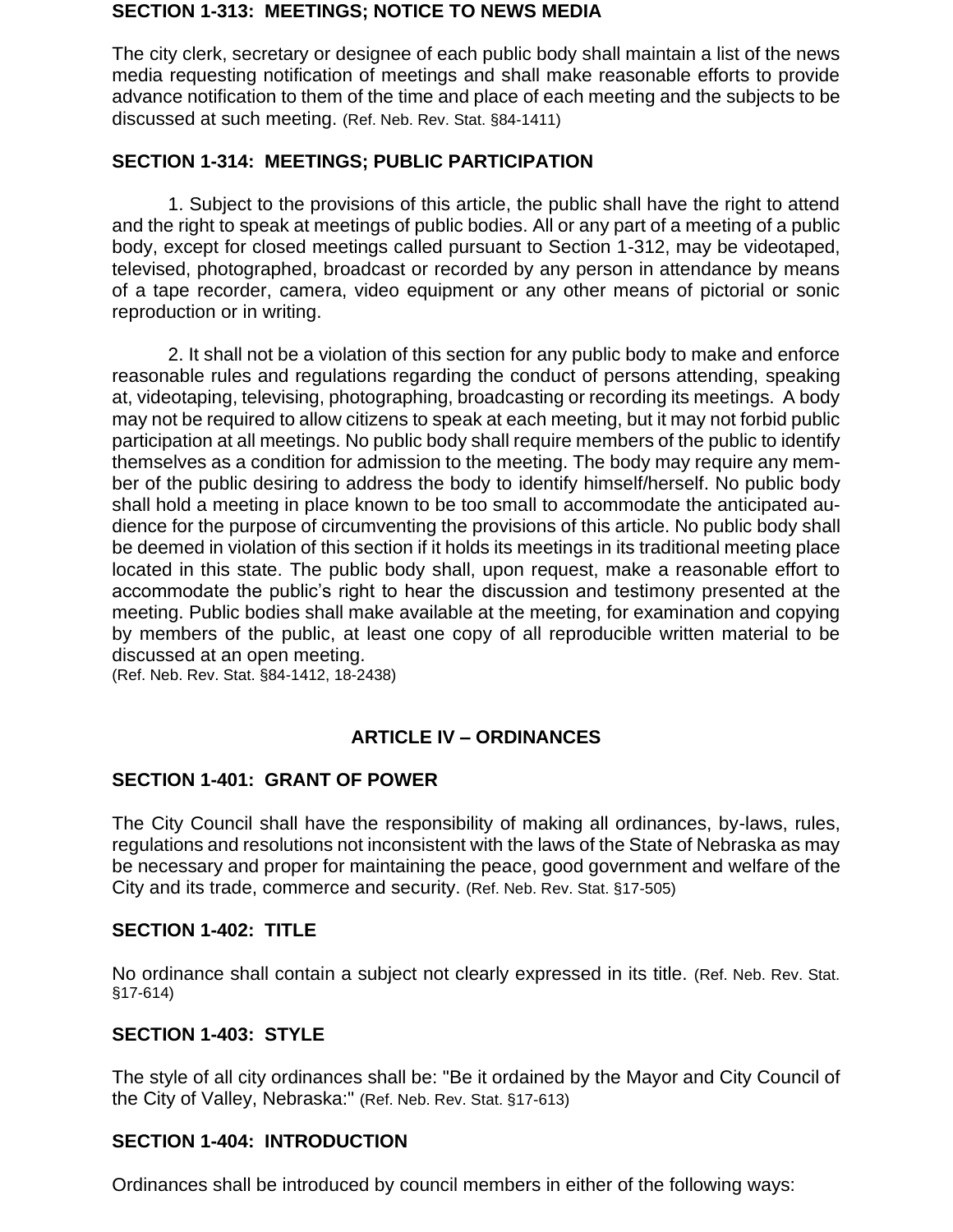**SECTION 1-313: MEETINGS; NOTICE TO NEWS MEDIA**

The city clerk, secretary or designee of each public body shall maintain a list of the news media requesting notification of meetings and shall make reasonable efforts to provide advance notification to them of the time and place of each meeting and the subjects to be discussed at such meeting. (Ref. Neb. Rev. Stat. §84-1411)

**SECTION 1-314: MEETINGS; PUBLIC PARTICIPATION**

1. Subject to the provisions of this article, the public shall have the right to attend and the right to speak at meetings of public bodies. All or any part of a meeting of a public body, except for closed meetings called pursuant to Section 1-312, may be videotaped, televised, photographed, broadcast or recorded by any person in attendance by means of a tape recorder, camera, video equipment or any other means of pictorial or sonic reproduction or in writing.

2. It shall not be a violation of this section for any public body to make and enforce reasonable rules and regulations regarding the conduct of persons attending, speaking at, videotaping, televising, photographing, broadcasting or recording its meetings. A body may not be required to allow citizens to speak at each meeting, but it may not forbid public participation at all meetings. No public body shall require members of the public to identify themselves as a condition for admission to the meeting. The body may require any member of the public desiring to address the body to identify himself/herself. No public body shall hold a meeting in place known to be too small to accommodate the anticipated audience for the purpose of circumventing the provisions of this article. No public body shall be deemed in violation of this section if it holds its meetings in its traditional meeting place located in this state. The public body shall, upon request, make a reasonable effort to accommodate the public's right to hear the discussion and testimony presented at the meeting. Public bodies shall make available at the meeting, for examination and copying by members of the public, at least one copy of all reproducible written material to be discussed at an open meeting.
(Ref. Neb. Rev. Stat. §84-1412, 18-2438)

## ARTICLE IV – ORDINANCES

**SECTION 1-401: GRANT OF POWER**

The City Council shall have the responsibility of making all ordinances, by-laws, rules, regulations and resolutions not inconsistent with the laws of the State of Nebraska as may be necessary and proper for maintaining the peace, good government and welfare of the City and its trade, commerce and security. (Ref. Neb. Rev. Stat. §17-505)

**SECTION 1-402: TITLE**

No ordinance shall contain a subject not clearly expressed in its title. (Ref. Neb. Rev. Stat. §17-614)

**SECTION 1-403: STYLE**

The style of all city ordinances shall be: "Be it ordained by the Mayor and City Council of the City of Valley, Nebraska:" (Ref. Neb. Rev. Stat. §17-613)

**SECTION 1-404: INTRODUCTION**

Ordinances shall be introduced by council members in either of the following ways: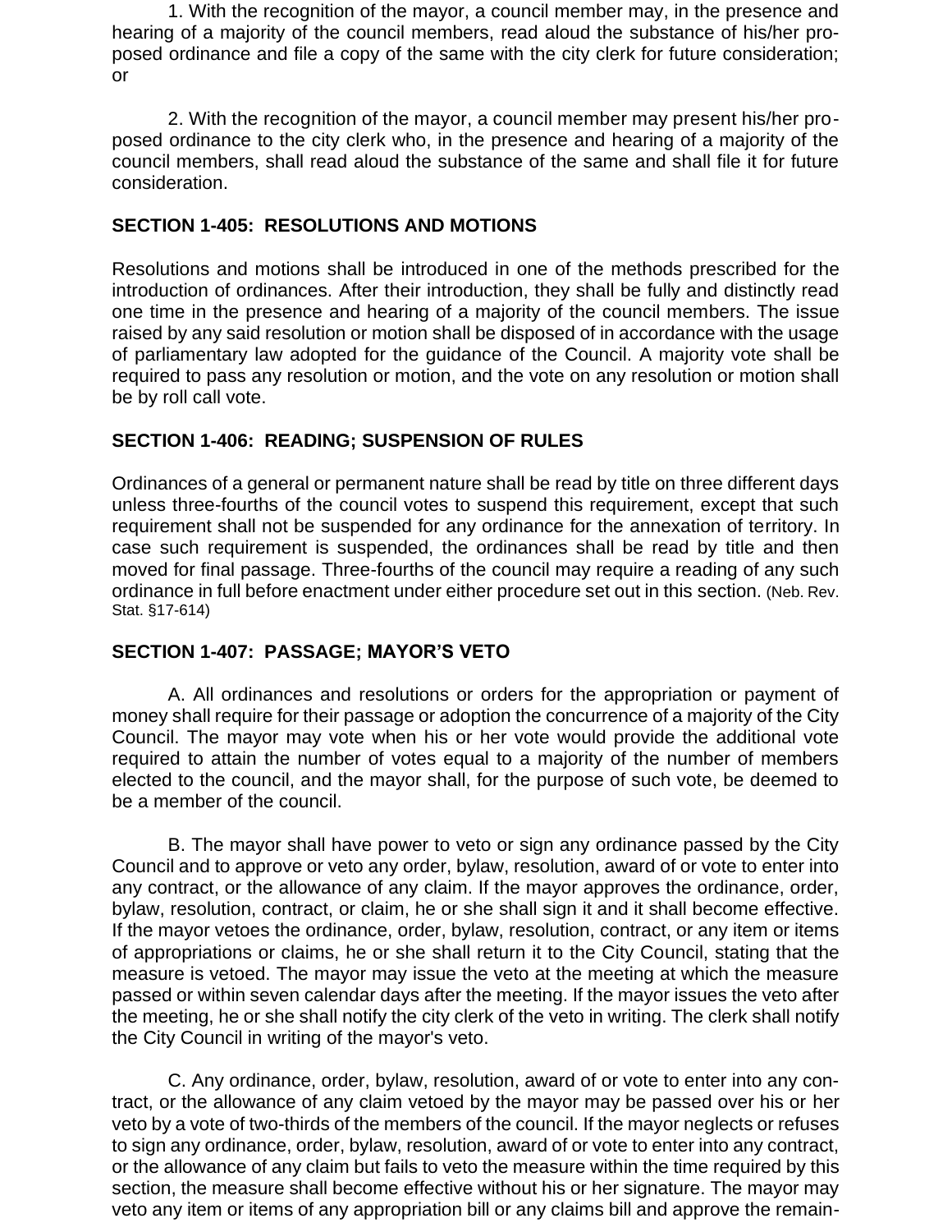1. With the recognition of the mayor, a council member may, in the presence and hearing of a majority of the council members, read aloud the substance of his/her proposed ordinance and file a copy of the same with the city clerk for future consideration; or

2. With the recognition of the mayor, a council member may present his/her proposed ordinance to the city clerk who, in the presence and hearing of a majority of the council members, shall read aloud the substance of the same and shall file it for future consideration.

**SECTION 1-405: RESOLUTIONS AND MOTIONS**

Resolutions and motions shall be introduced in one of the methods prescribed for the introduction of ordinances. After their introduction, they shall be fully and distinctly read one time in the presence and hearing of a majority of the council members. The issue raised by any said resolution or motion shall be disposed of in accordance with the usage of parliamentary law adopted for the guidance of the Council. A majority vote shall be required to pass any resolution or motion, and the vote on any resolution or motion shall be by roll call vote.

**SECTION 1-406: READING; SUSPENSION OF RULES**

Ordinances of a general or permanent nature shall be read by title on three different days unless three-fourths of the council votes to suspend this requirement, except that such requirement shall not be suspended for any ordinance for the annexation of territory. In case such requirement is suspended, the ordinances shall be read by title and then moved for final passage. Three-fourths of the council may require a reading of any such ordinance in full before enactment under either procedure set out in this section. (Neb. Rev. Stat. §17-614)

**SECTION 1-407: PASSAGE; MAYOR'S VETO**

A. All ordinances and resolutions or orders for the appropriation or payment of money shall require for their passage or adoption the concurrence of a majority of the City Council. The mayor may vote when his or her vote would provide the additional vote required to attain the number of votes equal to a majority of the number of members elected to the council, and the mayor shall, for the purpose of such vote, be deemed to be a member of the council.

B. The mayor shall have power to veto or sign any ordinance passed by the City Council and to approve or veto any order, bylaw, resolution, award of or vote to enter into any contract, or the allowance of any claim. If the mayor approves the ordinance, order, bylaw, resolution, contract, or claim, he or she shall sign it and it shall become effective. If the mayor vetoes the ordinance, order, bylaw, resolution, contract, or any item or items of appropriations or claims, he or she shall return it to the City Council, stating that the measure is vetoed. The mayor may issue the veto at the meeting at which the measure passed or within seven calendar days after the meeting. If the mayor issues the veto after the meeting, he or she shall notify the city clerk of the veto in writing. The clerk shall notify the City Council in writing of the mayor's veto.

C. Any ordinance, order, bylaw, resolution, award of or vote to enter into any contract, or the allowance of any claim vetoed by the mayor may be passed over his or her veto by a vote of two-thirds of the members of the council. If the mayor neglects or refuses to sign any ordinance, order, bylaw, resolution, award of or vote to enter into any contract, or the allowance of any claim but fails to veto the measure within the time required by this section, the measure shall become effective without his or her signature. The mayor may veto any item or items of any appropriation bill or any claims bill and approve the remain-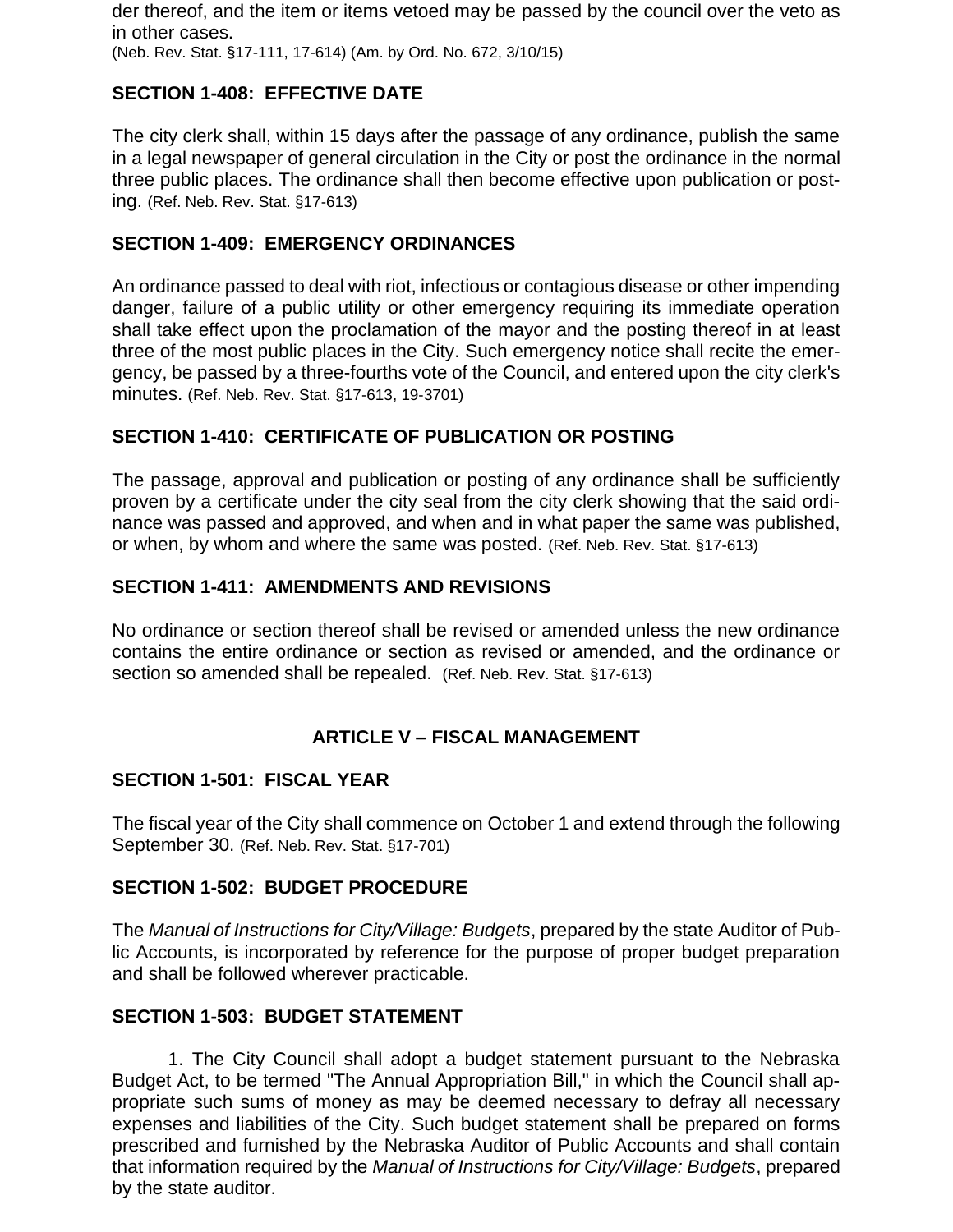der thereof, and the item or items vetoed may be passed by the council over the veto as in other cases.
(Neb. Rev. Stat. §17-111, 17-614) (Am. by Ord. No. 672, 3/10/15)

## SECTION 1-408: EFFECTIVE DATE

The city clerk shall, within 15 days after the passage of any ordinance, publish the same in a legal newspaper of general circulation in the City or post the ordinance in the normal three public places. The ordinance shall then become effective upon publication or posting. (Ref. Neb. Rev. Stat. §17-613)

## SECTION 1-409: EMERGENCY ORDINANCES

An ordinance passed to deal with riot, infectious or contagious disease or other impending danger, failure of a public utility or other emergency requiring its immediate operation shall take effect upon the proclamation of the mayor and the posting thereof in at least three of the most public places in the City. Such emergency notice shall recite the emergency, be passed by a three-fourths vote of the Council, and entered upon the city clerk's minutes. (Ref. Neb. Rev. Stat. §17-613, 19-3701)

## SECTION 1-410: CERTIFICATE OF PUBLICATION OR POSTING

The passage, approval and publication or posting of any ordinance shall be sufficiently proven by a certificate under the city seal from the city clerk showing that the said ordinance was passed and approved, and when and in what paper the same was published, or when, by whom and where the same was posted. (Ref. Neb. Rev. Stat. §17-613)

## SECTION 1-411: AMENDMENTS AND REVISIONS

No ordinance or section thereof shall be revised or amended unless the new ordinance contains the entire ordinance or section as revised or amended, and the ordinance or section so amended shall be repealed. (Ref. Neb. Rev. Stat. §17-613)

# ARTICLE V – FISCAL MANAGEMENT

## SECTION 1-501: FISCAL YEAR

The fiscal year of the City shall commence on October 1 and extend through the following September 30. (Ref. Neb. Rev. Stat. §17-701)

## SECTION 1-502: BUDGET PROCEDURE

The *Manual of Instructions for City/Village: Budgets*, prepared by the state Auditor of Public Accounts, is incorporated by reference for the purpose of proper budget preparation and shall be followed wherever practicable.

## SECTION 1-503: BUDGET STATEMENT

1. The City Council shall adopt a budget statement pursuant to the Nebraska Budget Act, to be termed "The Annual Appropriation Bill," in which the Council shall appropriate such sums of money as may be deemed necessary to defray all necessary expenses and liabilities of the City. Such budget statement shall be prepared on forms prescribed and furnished by the Nebraska Auditor of Public Accounts and shall contain that information required by the *Manual of Instructions for City/Village: Budgets*, prepared by the state auditor.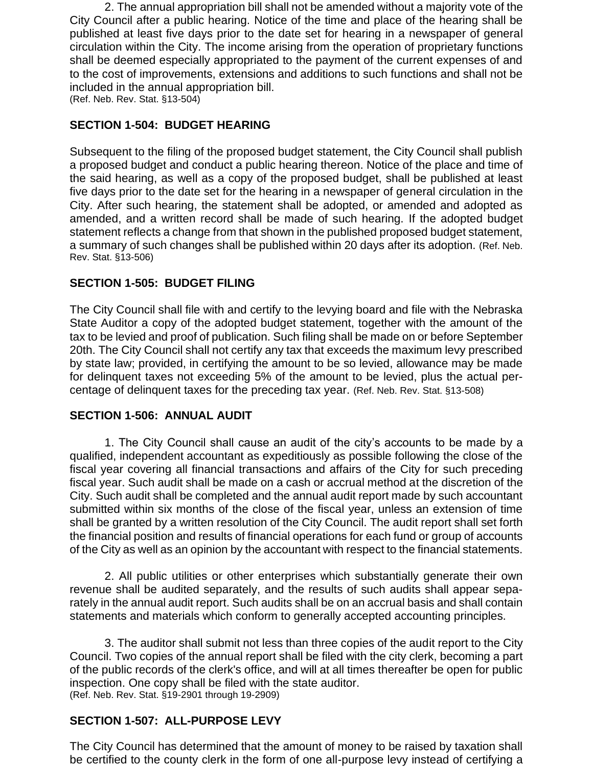2. The annual appropriation bill shall not be amended without a majority vote of the City Council after a public hearing. Notice of the time and place of the hearing shall be published at least five days prior to the date set for hearing in a newspaper of general circulation within the City. The income arising from the operation of proprietary functions shall be deemed especially appropriated to the payment of the current expenses of and to the cost of improvements, extensions and additions to such functions and shall not be included in the annual appropriation bill.
(Ref. Neb. Rev. Stat. §13-504)

## SECTION 1-504: BUDGET HEARING

Subsequent to the filing of the proposed budget statement, the City Council shall publish a proposed budget and conduct a public hearing thereon. Notice of the place and time of the said hearing, as well as a copy of the proposed budget, shall be published at least five days prior to the date set for the hearing in a newspaper of general circulation in the City. After such hearing, the statement shall be adopted, or amended and adopted as amended, and a written record shall be made of such hearing. If the adopted budget statement reflects a change from that shown in the published proposed budget statement, a summary of such changes shall be published within 20 days after its adoption. (Ref. Neb. Rev. Stat. §13-506)

## SECTION 1-505: BUDGET FILING

The City Council shall file with and certify to the levying board and file with the Nebraska State Auditor a copy of the adopted budget statement, together with the amount of the tax to be levied and proof of publication. Such filing shall be made on or before September 20th. The City Council shall not certify any tax that exceeds the maximum levy prescribed by state law; provided, in certifying the amount to be so levied, allowance may be made for delinquent taxes not exceeding 5% of the amount to be levied, plus the actual percentage of delinquent taxes for the preceding tax year. (Ref. Neb. Rev. Stat. §13-508)

## SECTION 1-506: ANNUAL AUDIT

1. The City Council shall cause an audit of the city's accounts to be made by a qualified, independent accountant as expeditiously as possible following the close of the fiscal year covering all financial transactions and affairs of the City for such preceding fiscal year. Such audit shall be made on a cash or accrual method at the discretion of the City. Such audit shall be completed and the annual audit report made by such accountant submitted within six months of the close of the fiscal year, unless an extension of time shall be granted by a written resolution of the City Council. The audit report shall set forth the financial position and results of financial operations for each fund or group of accounts of the City as well as an opinion by the accountant with respect to the financial statements.

2. All public utilities or other enterprises which substantially generate their own revenue shall be audited separately, and the results of such audits shall appear separately in the annual audit report. Such audits shall be on an accrual basis and shall contain statements and materials which conform to generally accepted accounting principles.

3. The auditor shall submit not less than three copies of the audit report to the City Council. Two copies of the annual report shall be filed with the city clerk, becoming a part of the public records of the clerk's office, and will at all times thereafter be open for public inspection. One copy shall be filed with the state auditor.
(Ref. Neb. Rev. Stat. §19-2901 through 19-2909)

## SECTION 1-507: ALL-PURPOSE LEVY

The City Council has determined that the amount of money to be raised by taxation shall be certified to the county clerk in the form of one all-purpose levy instead of certifying a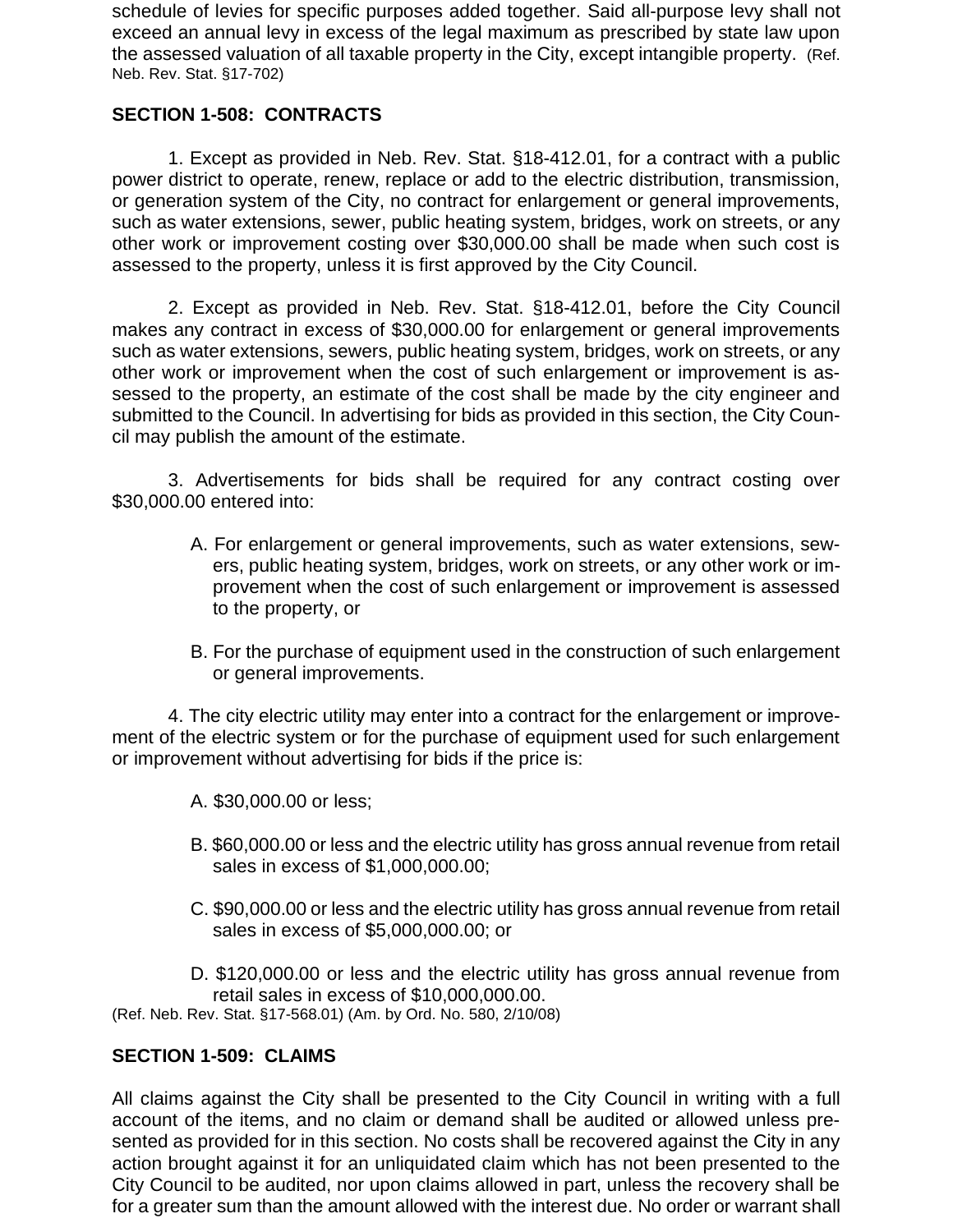schedule of levies for specific purposes added together. Said all-purpose levy shall not exceed an annual levy in excess of the legal maximum as prescribed by state law upon the assessed valuation of all taxable property in the City, except intangible property. (Ref. Neb. Rev. Stat. §17-702)

## SECTION 1-508: CONTRACTS

1. Except as provided in Neb. Rev. Stat. §18-412.01, for a contract with a public power district to operate, renew, replace or add to the electric distribution, transmission, or generation system of the City, no contract for enlargement or general improvements, such as water extensions, sewer, public heating system, bridges, work on streets, or any other work or improvement costing over $30,000.00 shall be made when such cost is assessed to the property, unless it is first approved by the City Council.

2. Except as provided in Neb. Rev. Stat. §18-412.01, before the City Council makes any contract in excess of $30,000.00 for enlargement or general improvements such as water extensions, sewers, public heating system, bridges, work on streets, or any other work or improvement when the cost of such enlargement or improvement is assessed to the property, an estimate of the cost shall be made by the city engineer and submitted to the Council. In advertising for bids as provided in this section, the City Council may publish the amount of the estimate.

3. Advertisements for bids shall be required for any contract costing over $30,000.00 entered into:

A. For enlargement or general improvements, such as water extensions, sewers, public heating system, bridges, work on streets, or any other work or improvement when the cost of such enlargement or improvement is assessed to the property, or

B. For the purchase of equipment used in the construction of such enlargement or general improvements.

4. The city electric utility may enter into a contract for the enlargement or improvement of the electric system or for the purchase of equipment used for such enlargement or improvement without advertising for bids if the price is:

A. $30,000.00 or less;

B. $60,000.00 or less and the electric utility has gross annual revenue from retail sales in excess of $1,000,000.00;

C. $90,000.00 or less and the electric utility has gross annual revenue from retail sales in excess of $5,000,000.00; or

D. $120,000.00 or less and the electric utility has gross annual revenue from retail sales in excess of $10,000,000.00.

(Ref. Neb. Rev. Stat. §17-568.01) (Am. by Ord. No. 580, 2/10/08)

## SECTION 1-509: CLAIMS

All claims against the City shall be presented to the City Council in writing with a full account of the items, and no claim or demand shall be audited or allowed unless presented as provided for in this section. No costs shall be recovered against the City in any action brought against it for an unliquidated claim which has not been presented to the City Council to be audited, nor upon claims allowed in part, unless the recovery shall be for a greater sum than the amount allowed with the interest due. No order or warrant shall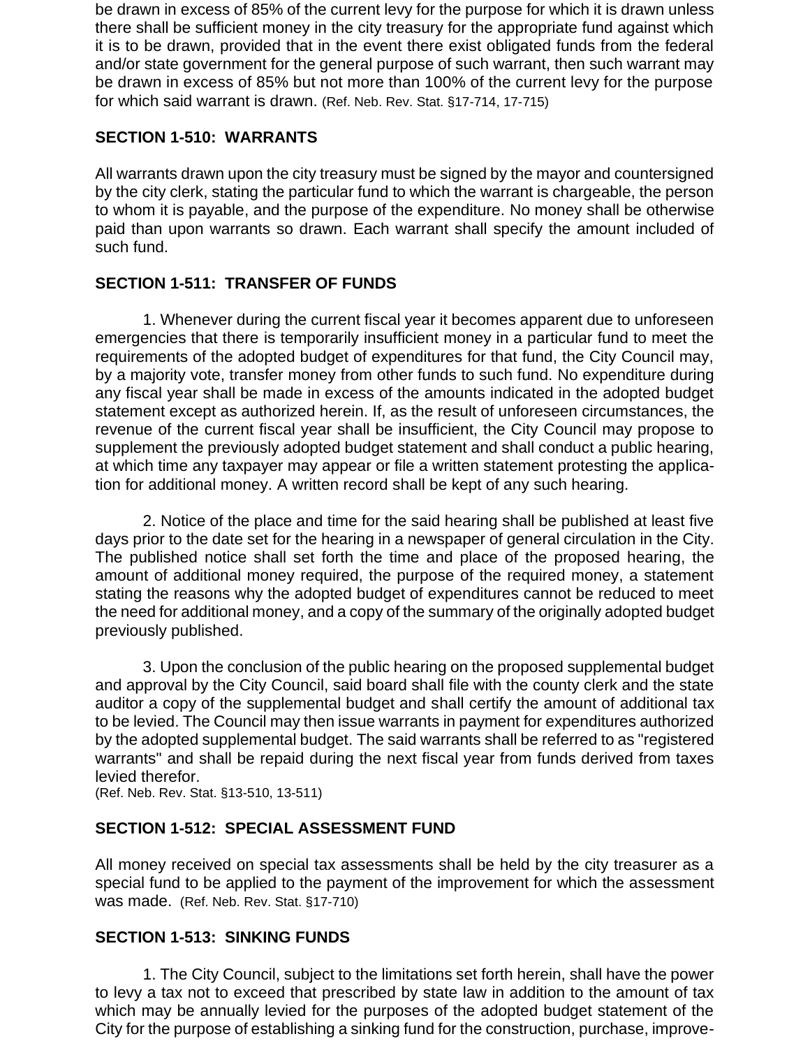be drawn in excess of 85% of the current levy for the purpose for which it is drawn unless there shall be sufficient money in the city treasury for the appropriate fund against which it is to be drawn, provided that in the event there exist obligated funds from the federal and/or state government for the general purpose of such warrant, then such warrant may be drawn in excess of 85% but not more than 100% of the current levy for the purpose for which said warrant is drawn. (Ref. Neb. Rev. Stat. §17-714, 17-715)

**SECTION 1-510: WARRANTS**

All warrants drawn upon the city treasury must be signed by the mayor and countersigned by the city clerk, stating the particular fund to which the warrant is chargeable, the person to whom it is payable, and the purpose of the expenditure. No money shall be otherwise paid than upon warrants so drawn. Each warrant shall specify the amount included of such fund.

**SECTION 1-511: TRANSFER OF FUNDS**

1. Whenever during the current fiscal year it becomes apparent due to unforeseen emergencies that there is temporarily insufficient money in a particular fund to meet the requirements of the adopted budget of expenditures for that fund, the City Council may, by a majority vote, transfer money from other funds to such fund. No expenditure during any fiscal year shall be made in excess of the amounts indicated in the adopted budget statement except as authorized herein. If, as the result of unforeseen circumstances, the revenue of the current fiscal year shall be insufficient, the City Council may propose to supplement the previously adopted budget statement and shall conduct a public hearing, at which time any taxpayer may appear or file a written statement protesting the application for additional money. A written record shall be kept of any such hearing.

2. Notice of the place and time for the said hearing shall be published at least five days prior to the date set for the hearing in a newspaper of general circulation in the City. The published notice shall set forth the time and place of the proposed hearing, the amount of additional money required, the purpose of the required money, a statement stating the reasons why the adopted budget of expenditures cannot be reduced to meet the need for additional money, and a copy of the summary of the originally adopted budget previously published.

3. Upon the conclusion of the public hearing on the proposed supplemental budget and approval by the City Council, said board shall file with the county clerk and the state auditor a copy of the supplemental budget and shall certify the amount of additional tax to be levied. The Council may then issue warrants in payment for expenditures authorized by the adopted supplemental budget. The said warrants shall be referred to as "registered warrants" and shall be repaid during the next fiscal year from funds derived from taxes levied therefor.
(Ref. Neb. Rev. Stat. §13-510, 13-511)

**SECTION 1-512: SPECIAL ASSESSMENT FUND**

All money received on special tax assessments shall be held by the city treasurer as a special fund to be applied to the payment of the improvement for which the assessment was made. (Ref. Neb. Rev. Stat. §17-710)

**SECTION 1-513: SINKING FUNDS**

1. The City Council, subject to the limitations set forth herein, shall have the power to levy a tax not to exceed that prescribed by state law in addition to the amount of tax which may be annually levied for the purposes of the adopted budget statement of the City for the purpose of establishing a sinking fund for the construction, purchase, improve-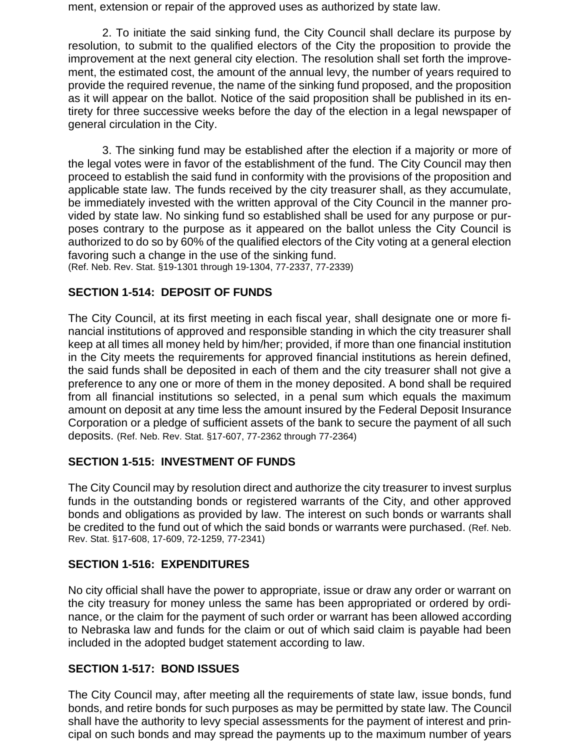ment, extension or repair of the approved uses as authorized by state law.

2. To initiate the said sinking fund, the City Council shall declare its purpose by resolution, to submit to the qualified electors of the City the proposition to provide the improvement at the next general city election. The resolution shall set forth the improvement, the estimated cost, the amount of the annual levy, the number of years required to provide the required revenue, the name of the sinking fund proposed, and the proposition as it will appear on the ballot. Notice of the said proposition shall be published in its entirety for three successive weeks before the day of the election in a legal newspaper of general circulation in the City.

3. The sinking fund may be established after the election if a majority or more of the legal votes were in favor of the establishment of the fund. The City Council may then proceed to establish the said fund in conformity with the provisions of the proposition and applicable state law. The funds received by the city treasurer shall, as they accumulate, be immediately invested with the written approval of the City Council in the manner provided by state law. No sinking fund so established shall be used for any purpose or purposes contrary to the purpose as it appeared on the ballot unless the City Council is authorized to do so by 60% of the qualified electors of the City voting at a general election favoring such a change in the use of the sinking fund.
(Ref. Neb. Rev. Stat. §19-1301 through 19-1304, 77-2337, 77-2339)

## SECTION 1-514: DEPOSIT OF FUNDS

The City Council, at its first meeting in each fiscal year, shall designate one or more financial institutions of approved and responsible standing in which the city treasurer shall keep at all times all money held by him/her; provided, if more than one financial institution in the City meets the requirements for approved financial institutions as herein defined, the said funds shall be deposited in each of them and the city treasurer shall not give a preference to any one or more of them in the money deposited. A bond shall be required from all financial institutions so selected, in a penal sum which equals the maximum amount on deposit at any time less the amount insured by the Federal Deposit Insurance Corporation or a pledge of sufficient assets of the bank to secure the payment of all such deposits. (Ref. Neb. Rev. Stat. §17-607, 77-2362 through 77-2364)

## SECTION 1-515: INVESTMENT OF FUNDS

The City Council may by resolution direct and authorize the city treasurer to invest surplus funds in the outstanding bonds or registered warrants of the City, and other approved bonds and obligations as provided by law. The interest on such bonds or warrants shall be credited to the fund out of which the said bonds or warrants were purchased. (Ref. Neb. Rev. Stat. §17-608, 17-609, 72-1259, 77-2341)

## SECTION 1-516: EXPENDITURES

No city official shall have the power to appropriate, issue or draw any order or warrant on the city treasury for money unless the same has been appropriated or ordered by ordinance, or the claim for the payment of such order or warrant has been allowed according to Nebraska law and funds for the claim or out of which said claim is payable had been included in the adopted budget statement according to law.

## SECTION 1-517: BOND ISSUES

The City Council may, after meeting all the requirements of state law, issue bonds, fund bonds, and retire bonds for such purposes as may be permitted by state law. The Council shall have the authority to levy special assessments for the payment of interest and principal on such bonds and may spread the payments up to the maximum number of years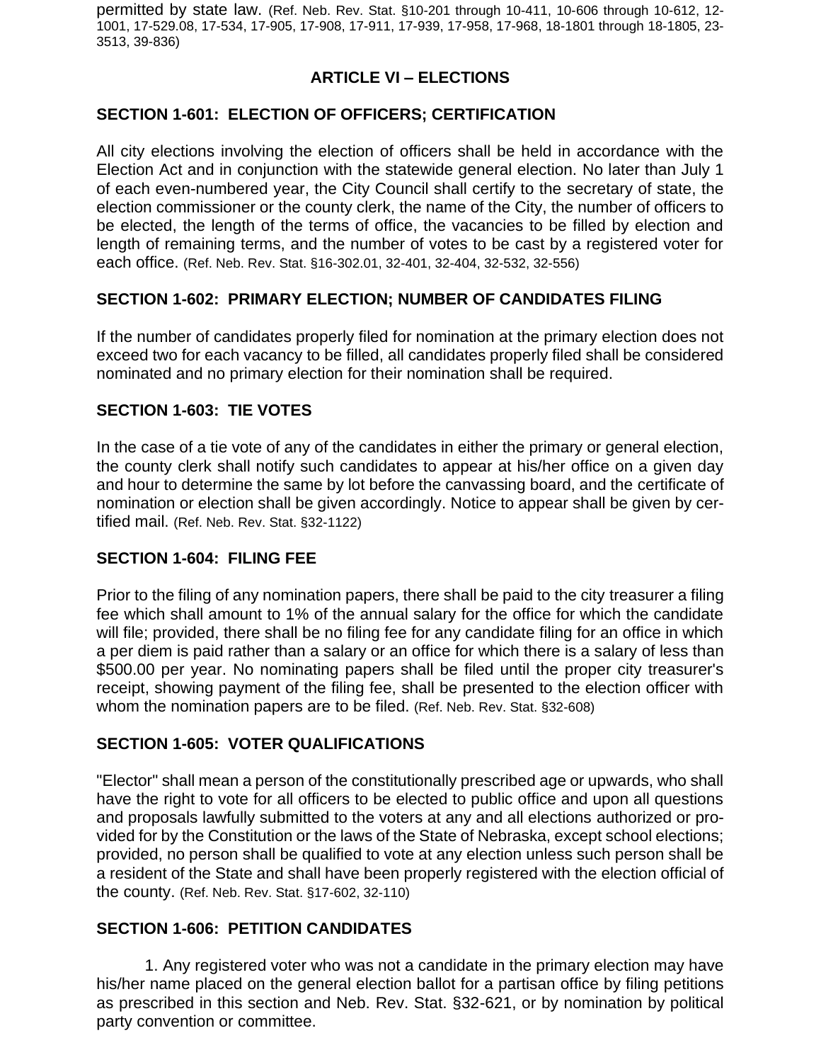permitted by state law. (Ref. Neb. Rev. Stat. §10-201 through 10-411, 10-606 through 10-612, 12-1001, 17-529.08, 17-534, 17-905, 17-908, 17-911, 17-939, 17-958, 17-968, 18-1801 through 18-1805, 23-3513, 39-836)

## ARTICLE VI – ELECTIONS

### SECTION 1-601: ELECTION OF OFFICERS; CERTIFICATION

All city elections involving the election of officers shall be held in accordance with the Election Act and in conjunction with the statewide general election. No later than July 1 of each even-numbered year, the City Council shall certify to the secretary of state, the election commissioner or the county clerk, the name of the City, the number of officers to be elected, the length of the terms of office, the vacancies to be filled by election and length of remaining terms, and the number of votes to be cast by a registered voter for each office. (Ref. Neb. Rev. Stat. §16-302.01, 32-401, 32-404, 32-532, 32-556)

### SECTION 1-602: PRIMARY ELECTION; NUMBER OF CANDIDATES FILING

If the number of candidates properly filed for nomination at the primary election does not exceed two for each vacancy to be filled, all candidates properly filed shall be considered nominated and no primary election for their nomination shall be required.

### SECTION 1-603: TIE VOTES

In the case of a tie vote of any of the candidates in either the primary or general election, the county clerk shall notify such candidates to appear at his/her office on a given day and hour to determine the same by lot before the canvassing board, and the certificate of nomination or election shall be given accordingly. Notice to appear shall be given by certified mail. (Ref. Neb. Rev. Stat. §32-1122)

### SECTION 1-604: FILING FEE

Prior to the filing of any nomination papers, there shall be paid to the city treasurer a filing fee which shall amount to 1% of the annual salary for the office for which the candidate will file; provided, there shall be no filing fee for any candidate filing for an office in which a per diem is paid rather than a salary or an office for which there is a salary of less than \$500.00 per year. No nominating papers shall be filed until the proper city treasurer's receipt, showing payment of the filing fee, shall be presented to the election officer with whom the nomination papers are to be filed. (Ref. Neb. Rev. Stat. §32-608)

### SECTION 1-605: VOTER QUALIFICATIONS

"Elector" shall mean a person of the constitutionally prescribed age or upwards, who shall have the right to vote for all officers to be elected to public office and upon all questions and proposals lawfully submitted to the voters at any and all elections authorized or provided for by the Constitution or the laws of the State of Nebraska, except school elections; provided, no person shall be qualified to vote at any election unless such person shall be a resident of the State and shall have been properly registered with the election official of the county. (Ref. Neb. Rev. Stat. §17-602, 32-110)

### SECTION 1-606: PETITION CANDIDATES

1. Any registered voter who was not a candidate in the primary election may have his/her name placed on the general election ballot for a partisan office by filing petitions as prescribed in this section and Neb. Rev. Stat. §32-621, or by nomination by political party convention or committee.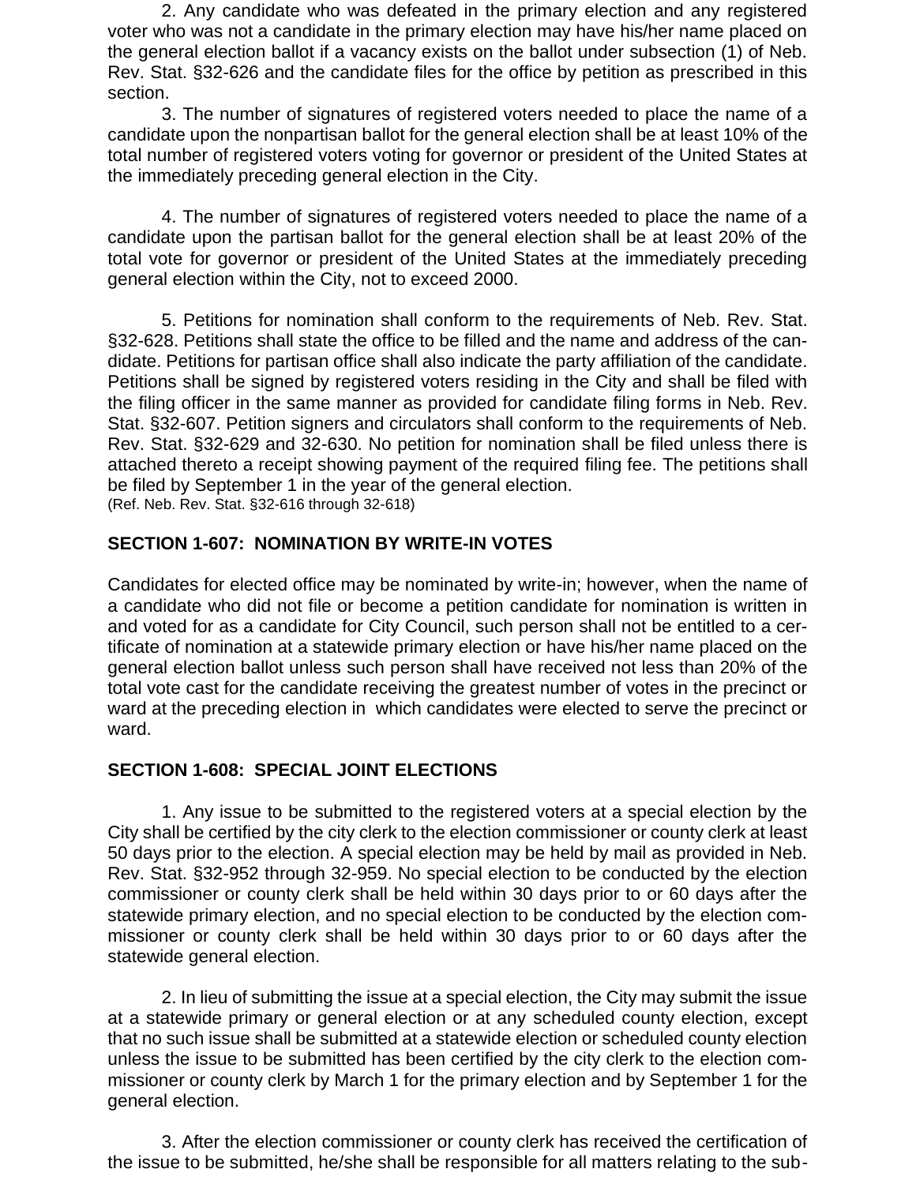2. Any candidate who was defeated in the primary election and any registered voter who was not a candidate in the primary election may have his/her name placed on the general election ballot if a vacancy exists on the ballot under subsection (1) of Neb. Rev. Stat. §32-626 and the candidate files for the office by petition as prescribed in this section.

3. The number of signatures of registered voters needed to place the name of a candidate upon the nonpartisan ballot for the general election shall be at least 10% of the total number of registered voters voting for governor or president of the United States at the immediately preceding general election in the City.

4. The number of signatures of registered voters needed to place the name of a candidate upon the partisan ballot for the general election shall be at least 20% of the total vote for governor or president of the United States at the immediately preceding general election within the City, not to exceed 2000.

5. Petitions for nomination shall conform to the requirements of Neb. Rev. Stat. §32-628. Petitions shall state the office to be filled and the name and address of the candidate. Petitions for partisan office shall also indicate the party affiliation of the candidate. Petitions shall be signed by registered voters residing in the City and shall be filed with the filing officer in the same manner as provided for candidate filing forms in Neb. Rev. Stat. §32-607. Petition signers and circulators shall conform to the requirements of Neb. Rev. Stat. §32-629 and 32-630. No petition for nomination shall be filed unless there is attached thereto a receipt showing payment of the required filing fee. The petitions shall be filed by September 1 in the year of the general election.
(Ref. Neb. Rev. Stat. §32-616 through 32-618)

**SECTION 1-607: NOMINATION BY WRITE-IN VOTES**

Candidates for elected office may be nominated by write-in; however, when the name of a candidate who did not file or become a petition candidate for nomination is written in and voted for as a candidate for City Council, such person shall not be entitled to a certificate of nomination at a statewide primary election or have his/her name placed on the general election ballot unless such person shall have received not less than 20% of the total vote cast for the candidate receiving the greatest number of votes in the precinct or ward at the preceding election in which candidates were elected to serve the precinct or ward.

**SECTION 1-608: SPECIAL JOINT ELECTIONS**

1. Any issue to be submitted to the registered voters at a special election by the City shall be certified by the city clerk to the election commissioner or county clerk at least 50 days prior to the election. A special election may be held by mail as provided in Neb. Rev. Stat. §32-952 through 32-959. No special election to be conducted by the election commissioner or county clerk shall be held within 30 days prior to or 60 days after the statewide primary election, and no special election to be conducted by the election commissioner or county clerk shall be held within 30 days prior to or 60 days after the statewide general election.

2. In lieu of submitting the issue at a special election, the City may submit the issue at a statewide primary or general election or at any scheduled county election, except that no such issue shall be submitted at a statewide election or scheduled county election unless the issue to be submitted has been certified by the city clerk to the election commissioner or county clerk by March 1 for the primary election and by September 1 for the general election.

3. After the election commissioner or county clerk has received the certification of the issue to be submitted, he/she shall be responsible for all matters relating to the sub-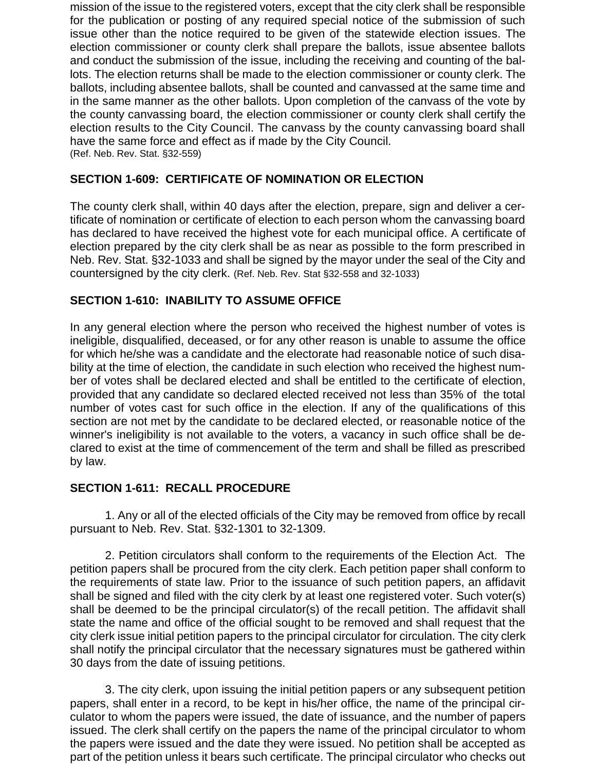mission of the issue to the registered voters, except that the city clerk shall be responsible for the publication or posting of any required special notice of the submission of such issue other than the notice required to be given of the statewide election issues. The election commissioner or county clerk shall prepare the ballots, issue absentee ballots and conduct the submission of the issue, including the receiving and counting of the ballots. The election returns shall be made to the election commissioner or county clerk. The ballots, including absentee ballots, shall be counted and canvassed at the same time and in the same manner as the other ballots. Upon completion of the canvass of the vote by the county canvassing board, the election commissioner or county clerk shall certify the election results to the City Council. The canvass by the county canvassing board shall have the same force and effect as if made by the City Council.
(Ref. Neb. Rev. Stat. §32-559)

**SECTION 1-609: CERTIFICATE OF NOMINATION OR ELECTION**

The county clerk shall, within 40 days after the election, prepare, sign and deliver a certificate of nomination or certificate of election to each person whom the canvassing board has declared to have received the highest vote for each municipal office. A certificate of election prepared by the city clerk shall be as near as possible to the form prescribed in Neb. Rev. Stat. §32-1033 and shall be signed by the mayor under the seal of the City and countersigned by the city clerk. (Ref. Neb. Rev. Stat §32-558 and 32-1033)

**SECTION 1-610: INABILITY TO ASSUME OFFICE**

In any general election where the person who received the highest number of votes is ineligible, disqualified, deceased, or for any other reason is unable to assume the office for which he/she was a candidate and the electorate had reasonable notice of such disability at the time of election, the candidate in such election who received the highest number of votes shall be declared elected and shall be entitled to the certificate of election, provided that any candidate so declared elected received not less than 35% of the total number of votes cast for such office in the election. If any of the qualifications of this section are not met by the candidate to be declared elected, or reasonable notice of the winner's ineligibility is not available to the voters, a vacancy in such office shall be declared to exist at the time of commencement of the term and shall be filled as prescribed by law.

**SECTION 1-611: RECALL PROCEDURE**

1. Any or all of the elected officials of the City may be removed from office by recall pursuant to Neb. Rev. Stat. §32-1301 to 32-1309.

2. Petition circulators shall conform to the requirements of the Election Act. The petition papers shall be procured from the city clerk. Each petition paper shall conform to the requirements of state law. Prior to the issuance of such petition papers, an affidavit shall be signed and filed with the city clerk by at least one registered voter. Such voter(s) shall be deemed to be the principal circulator(s) of the recall petition. The affidavit shall state the name and office of the official sought to be removed and shall request that the city clerk issue initial petition papers to the principal circulator for circulation. The city clerk shall notify the principal circulator that the necessary signatures must be gathered within 30 days from the date of issuing petitions.

3. The city clerk, upon issuing the initial petition papers or any subsequent petition papers, shall enter in a record, to be kept in his/her office, the name of the principal circulator to whom the papers were issued, the date of issuance, and the number of papers issued. The clerk shall certify on the papers the name of the principal circulator to whom the papers were issued and the date they were issued. No petition shall be accepted as part of the petition unless it bears such certificate. The principal circulator who checks out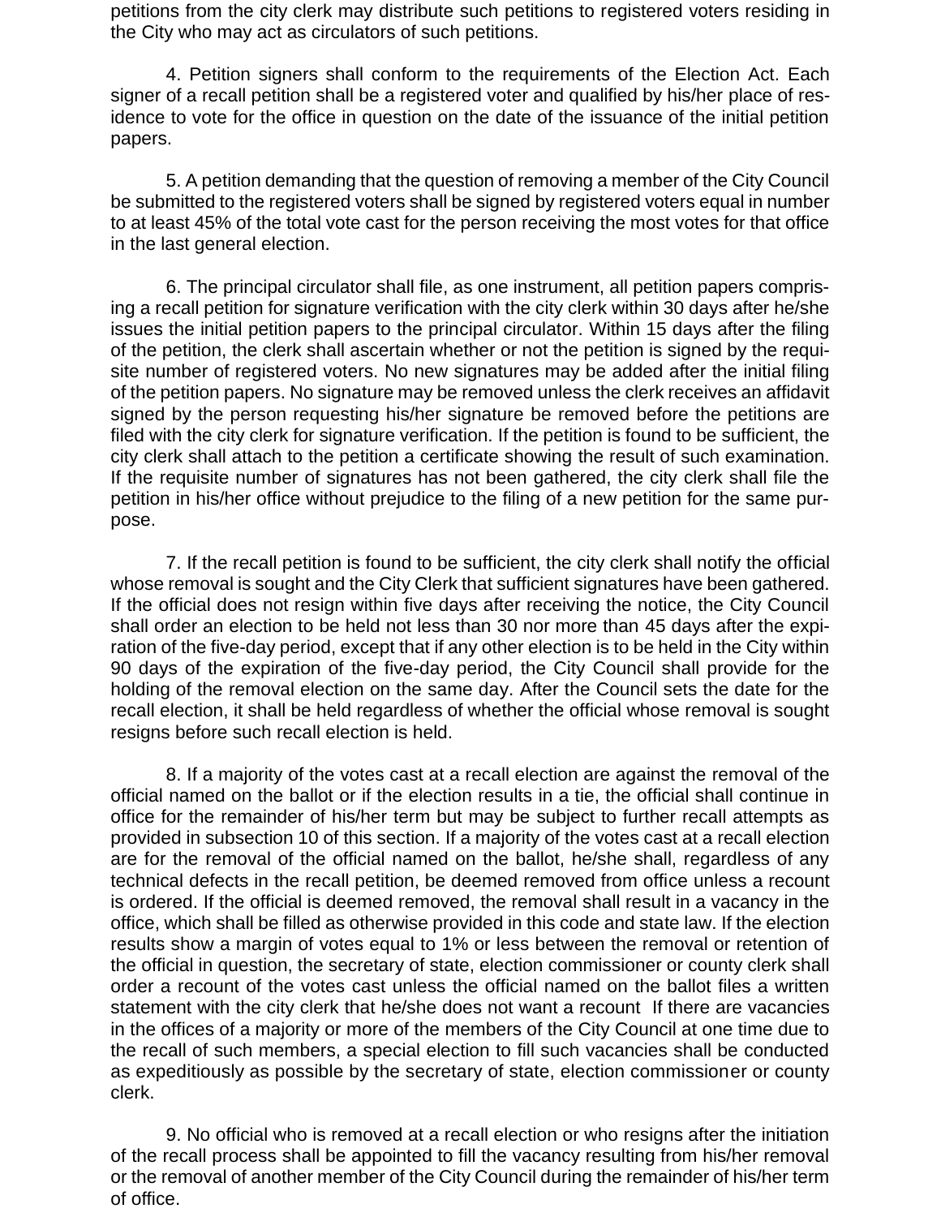petitions from the city clerk may distribute such petitions to registered voters residing in the City who may act as circulators of such petitions.

4. Petition signers shall conform to the requirements of the Election Act. Each signer of a recall petition shall be a registered voter and qualified by his/her place of residence to vote for the office in question on the date of the issuance of the initial petition papers.

5. A petition demanding that the question of removing a member of the City Council be submitted to the registered voters shall be signed by registered voters equal in number to at least 45% of the total vote cast for the person receiving the most votes for that office in the last general election.

6. The principal circulator shall file, as one instrument, all petition papers comprising a recall petition for signature verification with the city clerk within 30 days after he/she issues the initial petition papers to the principal circulator. Within 15 days after the filing of the petition, the clerk shall ascertain whether or not the petition is signed by the requisite number of registered voters. No new signatures may be added after the initial filing of the petition papers. No signature may be removed unless the clerk receives an affidavit signed by the person requesting his/her signature be removed before the petitions are filed with the city clerk for signature verification. If the petition is found to be sufficient, the city clerk shall attach to the petition a certificate showing the result of such examination. If the requisite number of signatures has not been gathered, the city clerk shall file the petition in his/her office without prejudice to the filing of a new petition for the same purpose.

7. If the recall petition is found to be sufficient, the city clerk shall notify the official whose removal is sought and the City Clerk that sufficient signatures have been gathered. If the official does not resign within five days after receiving the notice, the City Council shall order an election to be held not less than 30 nor more than 45 days after the expiration of the five-day period, except that if any other election is to be held in the City within 90 days of the expiration of the five-day period, the City Council shall provide for the holding of the removal election on the same day. After the Council sets the date for the recall election, it shall be held regardless of whether the official whose removal is sought resigns before such recall election is held.

8. If a majority of the votes cast at a recall election are against the removal of the official named on the ballot or if the election results in a tie, the official shall continue in office for the remainder of his/her term but may be subject to further recall attempts as provided in subsection 10 of this section. If a majority of the votes cast at a recall election are for the removal of the official named on the ballot, he/she shall, regardless of any technical defects in the recall petition, be deemed removed from office unless a recount is ordered. If the official is deemed removed, the removal shall result in a vacancy in the office, which shall be filled as otherwise provided in this code and state law. If the election results show a margin of votes equal to 1% or less between the removal or retention of the official in question, the secretary of state, election commissioner or county clerk shall order a recount of the votes cast unless the official named on the ballot files a written statement with the city clerk that he/she does not want a recount If there are vacancies in the offices of a majority or more of the members of the City Council at one time due to the recall of such members, a special election to fill such vacancies shall be conducted as expeditiously as possible by the secretary of state, election commissioner or county clerk.

9. No official who is removed at a recall election or who resigns after the initiation of the recall process shall be appointed to fill the vacancy resulting from his/her removal or the removal of another member of the City Council during the remainder of his/her term of office.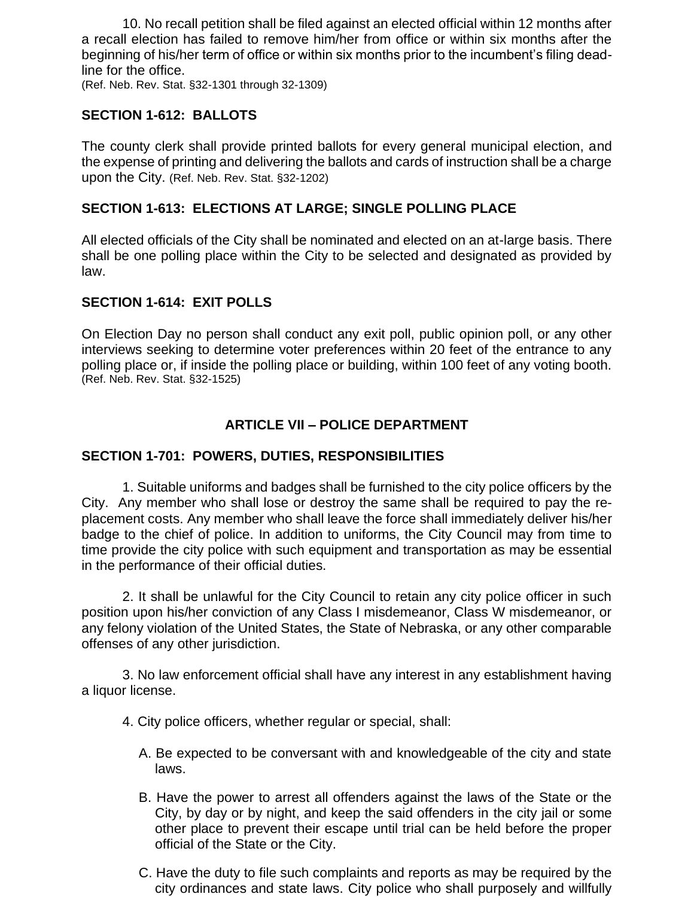10. No recall petition shall be filed against an elected official within 12 months after a recall election has failed to remove him/her from office or within six months after the beginning of his/her term of office or within six months prior to the incumbent's filing deadline for the office.
(Ref. Neb. Rev. Stat. §32-1301 through 32-1309)

### SECTION 1-612: BALLOTS

The county clerk shall provide printed ballots for every general municipal election, and the expense of printing and delivering the ballots and cards of instruction shall be a charge upon the City. (Ref. Neb. Rev. Stat. §32-1202)

### SECTION 1-613: ELECTIONS AT LARGE; SINGLE POLLING PLACE

All elected officials of the City shall be nominated and elected on an at-large basis. There shall be one polling place within the City to be selected and designated as provided by law.

### SECTION 1-614: EXIT POLLS

On Election Day no person shall conduct any exit poll, public opinion poll, or any other interviews seeking to determine voter preferences within 20 feet of the entrance to any polling place or, if inside the polling place or building, within 100 feet of any voting booth. (Ref. Neb. Rev. Stat. §32-1525)

## ARTICLE VII – POLICE DEPARTMENT

### SECTION 1-701: POWERS, DUTIES, RESPONSIBILITIES

1. Suitable uniforms and badges shall be furnished to the city police officers by the City. Any member who shall lose or destroy the same shall be required to pay the replacement costs. Any member who shall leave the force shall immediately deliver his/her badge to the chief of police. In addition to uniforms, the City Council may from time to time provide the city police with such equipment and transportation as may be essential in the performance of their official duties.

2. It shall be unlawful for the City Council to retain any city police officer in such position upon his/her conviction of any Class I misdemeanor, Class W misdemeanor, or any felony violation of the United States, the State of Nebraska, or any other comparable offenses of any other jurisdiction.

3. No law enforcement official shall have any interest in any establishment having a liquor license.

4. City police officers, whether regular or special, shall:

A. Be expected to be conversant with and knowledgeable of the city and state laws.

B. Have the power to arrest all offenders against the laws of the State or the City, by day or by night, and keep the said offenders in the city jail or some other place to prevent their escape until trial can be held before the proper official of the State or the City.

C. Have the duty to file such complaints and reports as may be required by the city ordinances and state laws. City police who shall purposely and willfully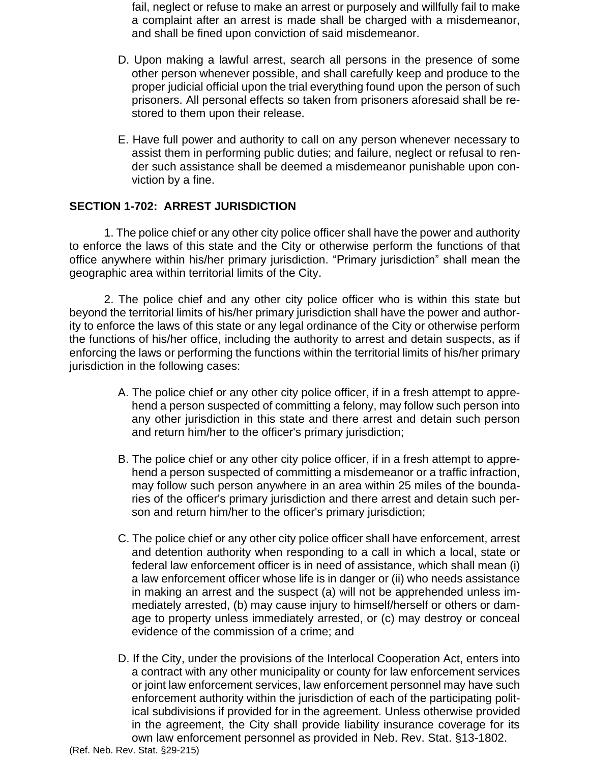fail, neglect or refuse to make an arrest or purposely and willfully fail to make a complaint after an arrest is made shall be charged with a misdemeanor, and shall be fined upon conviction of said misdemeanor.

D. Upon making a lawful arrest, search all persons in the presence of some other person whenever possible, and shall carefully keep and produce to the proper judicial official upon the trial everything found upon the person of such prisoners. All personal effects so taken from prisoners aforesaid shall be restored to them upon their release.

E. Have full power and authority to call on any person whenever necessary to assist them in performing public duties; and failure, neglect or refusal to render such assistance shall be deemed a misdemeanor punishable upon conviction by a fine.

**SECTION 1-702: ARREST JURISDICTION**

1. The police chief or any other city police officer shall have the power and authority to enforce the laws of this state and the City or otherwise perform the functions of that office anywhere within his/her primary jurisdiction. “Primary jurisdiction” shall mean the geographic area within territorial limits of the City.

2. The police chief and any other city police officer who is within this state but beyond the territorial limits of his/her primary jurisdiction shall have the power and authority to enforce the laws of this state or any legal ordinance of the City or otherwise perform the functions of his/her office, including the authority to arrest and detain suspects, as if enforcing the laws or performing the functions within the territorial limits of his/her primary jurisdiction in the following cases:

A. The police chief or any other city police officer, if in a fresh attempt to apprehend a person suspected of committing a felony, may follow such person into any other jurisdiction in this state and there arrest and detain such person and return him/her to the officer's primary jurisdiction;

B. The police chief or any other city police officer, if in a fresh attempt to apprehend a person suspected of committing a misdemeanor or a traffic infraction, may follow such person anywhere in an area within 25 miles of the boundaries of the officer's primary jurisdiction and there arrest and detain such person and return him/her to the officer's primary jurisdiction;

C. The police chief or any other city police officer shall have enforcement, arrest and detention authority when responding to a call in which a local, state or federal law enforcement officer is in need of assistance, which shall mean (i) a law enforcement officer whose life is in danger or (ii) who needs assistance in making an arrest and the suspect (a) will not be apprehended unless immediately arrested, (b) may cause injury to himself/herself or others or damage to property unless immediately arrested, or (c) may destroy or conceal evidence of the commission of a crime; and

D. If the City, under the provisions of the Interlocal Cooperation Act, enters into a contract with any other municipality or county for law enforcement services or joint law enforcement services, law enforcement personnel may have such enforcement authority within the jurisdiction of each of the participating political subdivisions if provided for in the agreement. Unless otherwise provided in the agreement, the City shall provide liability insurance coverage for its own law enforcement personnel as provided in Neb. Rev. Stat. §13-1802.

(Ref. Neb. Rev. Stat. §29-215)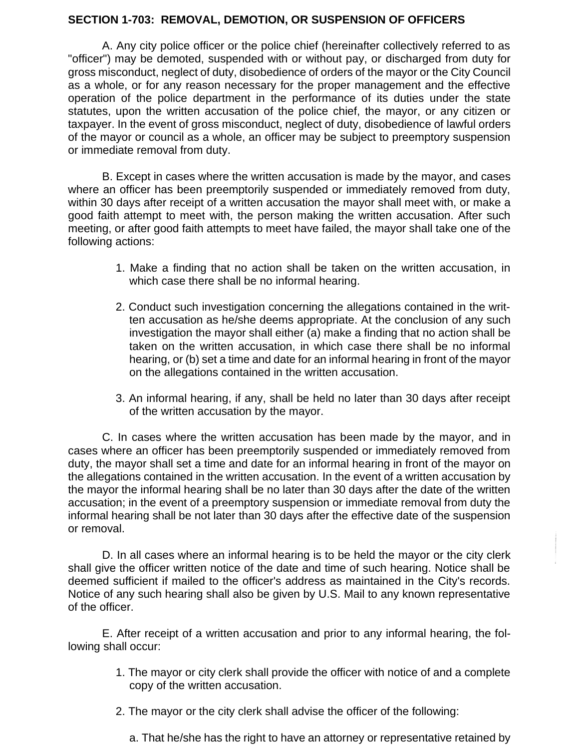**SECTION 1-703: REMOVAL, DEMOTION, OR SUSPENSION OF OFFICERS**

A. Any city police officer or the police chief (hereinafter collectively referred to as "officer") may be demoted, suspended with or without pay, or discharged from duty for gross misconduct, neglect of duty, disobedience of orders of the mayor or the City Council as a whole, or for any reason necessary for the proper management and the effective operation of the police department in the performance of its duties under the state statutes, upon the written accusation of the police chief, the mayor, or any citizen or taxpayer. In the event of gross misconduct, neglect of duty, disobedience of lawful orders of the mayor or council as a whole, an officer may be subject to preemptory suspension or immediate removal from duty.

B. Except in cases where the written accusation is made by the mayor, and cases where an officer has been preemptorily suspended or immediately removed from duty, within 30 days after receipt of a written accusation the mayor shall meet with, or make a good faith attempt to meet with, the person making the written accusation. After such meeting, or after good faith attempts to meet have failed, the mayor shall take one of the following actions:

1. Make a finding that no action shall be taken on the written accusation, in which case there shall be no informal hearing.

2. Conduct such investigation concerning the allegations contained in the written accusation as he/she deems appropriate. At the conclusion of any such investigation the mayor shall either (a) make a finding that no action shall be taken on the written accusation, in which case there shall be no informal hearing, or (b) set a time and date for an informal hearing in front of the mayor on the allegations contained in the written accusation.

3. An informal hearing, if any, shall be held no later than 30 days after receipt of the written accusation by the mayor.

C. In cases where the written accusation has been made by the mayor, and in cases where an officer has been preemptorily suspended or immediately removed from duty, the mayor shall set a time and date for an informal hearing in front of the mayor on the allegations contained in the written accusation. In the event of a written accusation by the mayor the informal hearing shall be no later than 30 days after the date of the written accusation; in the event of a preemptory suspension or immediate removal from duty the informal hearing shall be not later than 30 days after the effective date of the suspension or removal.

D. In all cases where an informal hearing is to be held the mayor or the city clerk shall give the officer written notice of the date and time of such hearing. Notice shall be deemed sufficient if mailed to the officer's address as maintained in the City's records. Notice of any such hearing shall also be given by U.S. Mail to any known representative of the officer.

E. After receipt of a written accusation and prior to any informal hearing, the following shall occur:

1. The mayor or city clerk shall provide the officer with notice of and a complete copy of the written accusation.

2. The mayor or the city clerk shall advise the officer of the following:

a. That he/she has the right to have an attorney or representative retained by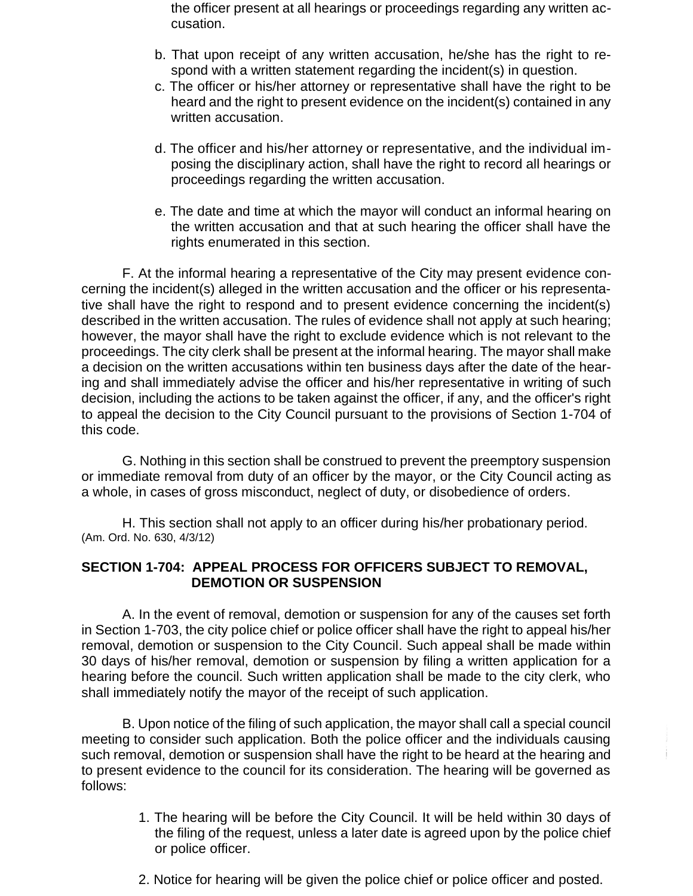the officer present at all hearings or proceedings regarding any written accusation.

b. That upon receipt of any written accusation, he/she has the right to respond with a written statement regarding the incident(s) in question.

c. The officer or his/her attorney or representative shall have the right to be heard and the right to present evidence on the incident(s) contained in any written accusation.

d. The officer and his/her attorney or representative, and the individual imposing the disciplinary action, shall have the right to record all hearings or proceedings regarding the written accusation.

e. The date and time at which the mayor will conduct an informal hearing on the written accusation and that at such hearing the officer shall have the rights enumerated in this section.

F. At the informal hearing a representative of the City may present evidence concerning the incident(s) alleged in the written accusation and the officer or his representative shall have the right to respond and to present evidence concerning the incident(s) described in the written accusation. The rules of evidence shall not apply at such hearing; however, the mayor shall have the right to exclude evidence which is not relevant to the proceedings. The city clerk shall be present at the informal hearing. The mayor shall make a decision on the written accusations within ten business days after the date of the hearing and shall immediately advise the officer and his/her representative in writing of such decision, including the actions to be taken against the officer, if any, and the officer's right to appeal the decision to the City Council pursuant to the provisions of Section 1-704 of this code.

G. Nothing in this section shall be construed to prevent the preemptory suspension or immediate removal from duty of an officer by the mayor, or the City Council acting as a whole, in cases of gross misconduct, neglect of duty, or disobedience of orders.

H. This section shall not apply to an officer during his/her probationary period.
(Am. Ord. No. 630, 4/3/12)

**SECTION 1-704: APPEAL PROCESS FOR OFFICERS SUBJECT TO REMOVAL, DEMOTION OR SUSPENSION**

A. In the event of removal, demotion or suspension for any of the causes set forth in Section 1-703, the city police chief or police officer shall have the right to appeal his/her removal, demotion or suspension to the City Council. Such appeal shall be made within 30 days of his/her removal, demotion or suspension by filing a written application for a hearing before the council. Such written application shall be made to the city clerk, who shall immediately notify the mayor of the receipt of such application.

B. Upon notice of the filing of such application, the mayor shall call a special council meeting to consider such application. Both the police officer and the individuals causing such removal, demotion or suspension shall have the right to be heard at the hearing and to present evidence to the council for its consideration. The hearing will be governed as follows:

1. The hearing will be before the City Council. It will be held within 30 days of the filing of the request, unless a later date is agreed upon by the police chief or police officer.

2. Notice for hearing will be given the police chief or police officer and posted.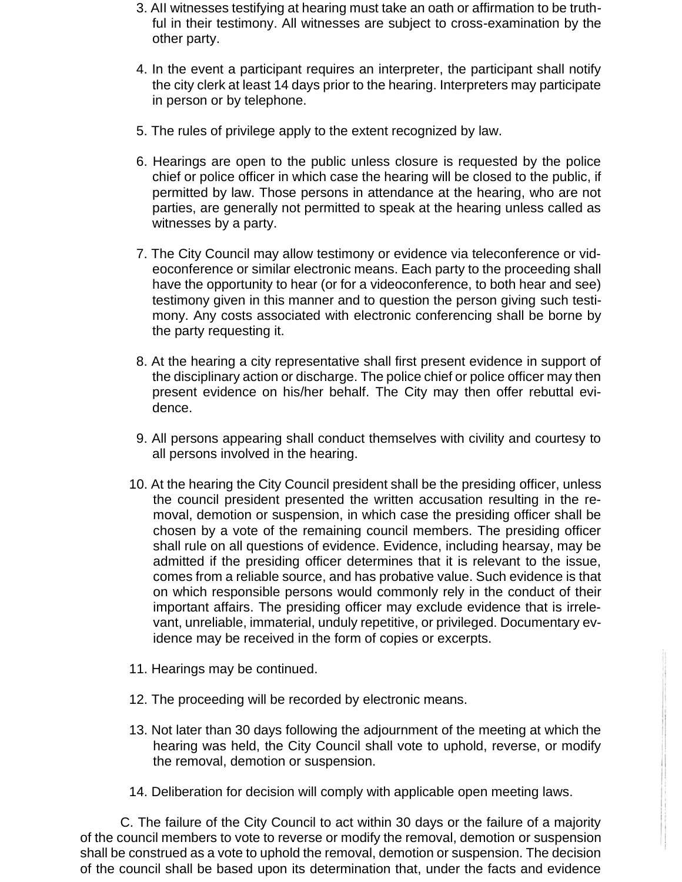3. All witnesses testifying at hearing must take an oath or affirmation to be truthful in their testimony. All witnesses are subject to cross-examination by the other party.

4. In the event a participant requires an interpreter, the participant shall notify the city clerk at least 14 days prior to the hearing. Interpreters may participate in person or by telephone.

5. The rules of privilege apply to the extent recognized by law.

6. Hearings are open to the public unless closure is requested by the police chief or police officer in which case the hearing will be closed to the public, if permitted by law. Those persons in attendance at the hearing, who are not parties, are generally not permitted to speak at the hearing unless called as witnesses by a party.

7. The City Council may allow testimony or evidence via teleconference or videoconference or similar electronic means. Each party to the proceeding shall have the opportunity to hear (or for a videoconference, to both hear and see) testimony given in this manner and to question the person giving such testimony. Any costs associated with electronic conferencing shall be borne by the party requesting it.

8. At the hearing a city representative shall first present evidence in support of the disciplinary action or discharge. The police chief or police officer may then present evidence on his/her behalf. The City may then offer rebuttal evidence.

9. All persons appearing shall conduct themselves with civility and courtesy to all persons involved in the hearing.

10. At the hearing the City Council president shall be the presiding officer, unless the council president presented the written accusation resulting in the removal, demotion or suspension, in which case the presiding officer shall be chosen by a vote of the remaining council members. The presiding officer shall rule on all questions of evidence. Evidence, including hearsay, may be admitted if the presiding officer determines that it is relevant to the issue, comes from a reliable source, and has probative value. Such evidence is that on which responsible persons would commonly rely in the conduct of their important affairs. The presiding officer may exclude evidence that is irrelevant, unreliable, immaterial, unduly repetitive, or privileged. Documentary evidence may be received in the form of copies or excerpts.

11. Hearings may be continued.

12. The proceeding will be recorded by electronic means.

13. Not later than 30 days following the adjournment of the meeting at which the hearing was held, the City Council shall vote to uphold, reverse, or modify the removal, demotion or suspension.

14. Deliberation for decision will comply with applicable open meeting laws.

C. The failure of the City Council to act within 30 days or the failure of a majority of the council members to vote to reverse or modify the removal, demotion or suspension shall be construed as a vote to uphold the removal, demotion or suspension. The decision of the council shall be based upon its determination that, under the facts and evidence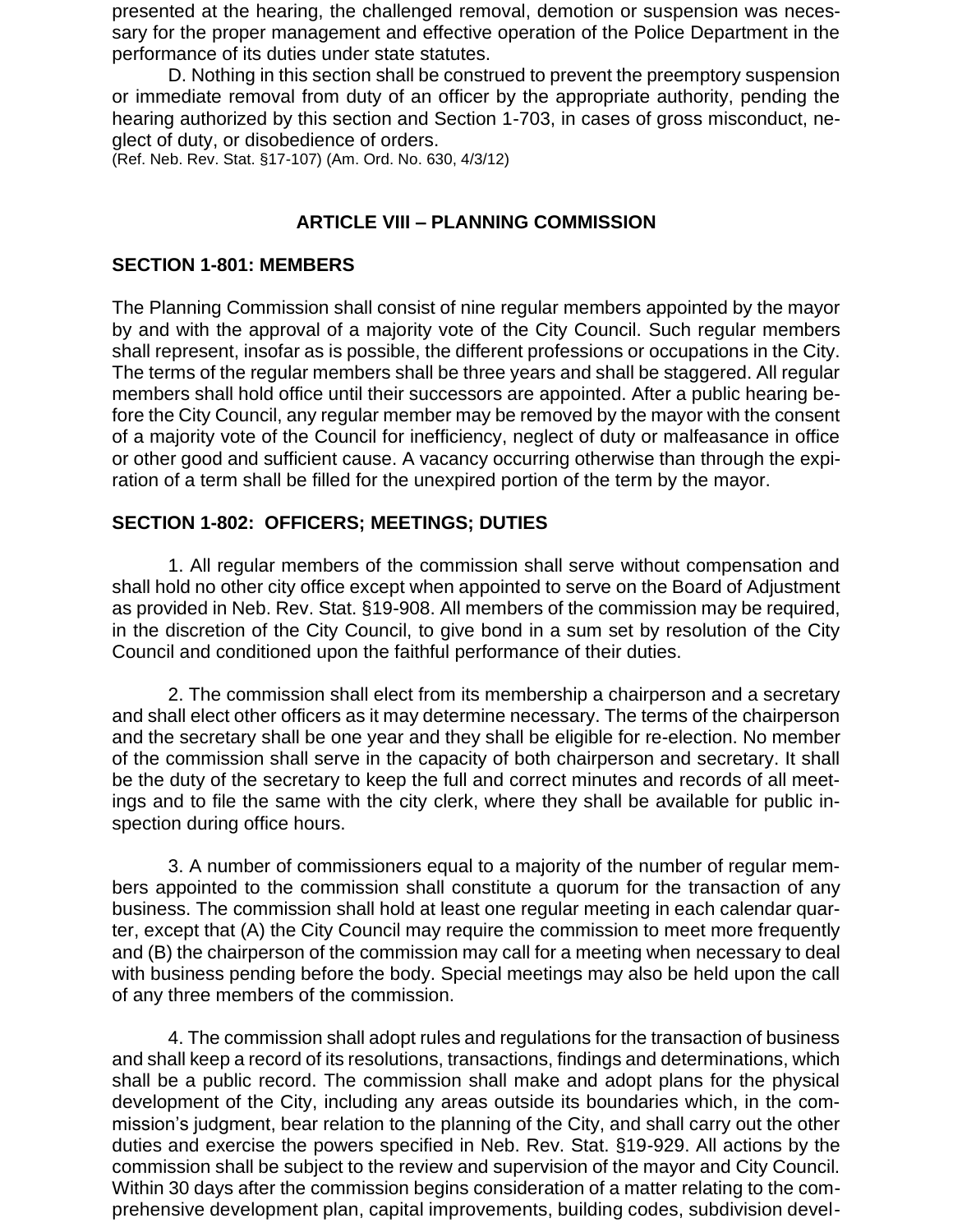presented at the hearing, the challenged removal, demotion or suspension was necessary for the proper management and effective operation of the Police Department in the performance of its duties under state statutes.

D. Nothing in this section shall be construed to prevent the preemptory suspension or immediate removal from duty of an officer by the appropriate authority, pending the hearing authorized by this section and Section 1-703, in cases of gross misconduct, neglect of duty, or disobedience of orders.
(Ref. Neb. Rev. Stat. §17-107) (Am. Ord. No. 630, 4/3/12)

## ARTICLE VIII – PLANNING COMMISSION

### SECTION 1-801: MEMBERS

The Planning Commission shall consist of nine regular members appointed by the mayor by and with the approval of a majority vote of the City Council. Such regular members shall represent, insofar as is possible, the different professions or occupations in the City. The terms of the regular members shall be three years and shall be staggered. All regular members shall hold office until their successors are appointed. After a public hearing before the City Council, any regular member may be removed by the mayor with the consent of a majority vote of the Council for inefficiency, neglect of duty or malfeasance in office or other good and sufficient cause. A vacancy occurring otherwise than through the expiration of a term shall be filled for the unexpired portion of the term by the mayor.

### SECTION 1-802: OFFICERS; MEETINGS; DUTIES

1. All regular members of the commission shall serve without compensation and shall hold no other city office except when appointed to serve on the Board of Adjustment as provided in Neb. Rev. Stat. §19-908. All members of the commission may be required, in the discretion of the City Council, to give bond in a sum set by resolution of the City Council and conditioned upon the faithful performance of their duties.

2. The commission shall elect from its membership a chairperson and a secretary and shall elect other officers as it may determine necessary. The terms of the chairperson and the secretary shall be one year and they shall be eligible for re-election. No member of the commission shall serve in the capacity of both chairperson and secretary. It shall be the duty of the secretary to keep the full and correct minutes and records of all meetings and to file the same with the city clerk, where they shall be available for public inspection during office hours.

3. A number of commissioners equal to a majority of the number of regular members appointed to the commission shall constitute a quorum for the transaction of any business. The commission shall hold at least one regular meeting in each calendar quarter, except that (A) the City Council may require the commission to meet more frequently and (B) the chairperson of the commission may call for a meeting when necessary to deal with business pending before the body. Special meetings may also be held upon the call of any three members of the commission.

4. The commission shall adopt rules and regulations for the transaction of business and shall keep a record of its resolutions, transactions, findings and determinations, which shall be a public record. The commission shall make and adopt plans for the physical development of the City, including any areas outside its boundaries which, in the commission's judgment, bear relation to the planning of the City, and shall carry out the other duties and exercise the powers specified in Neb. Rev. Stat. §19-929. All actions by the commission shall be subject to the review and supervision of the mayor and City Council. Within 30 days after the commission begins consideration of a matter relating to the comprehensive development plan, capital improvements, building codes, subdivision devel-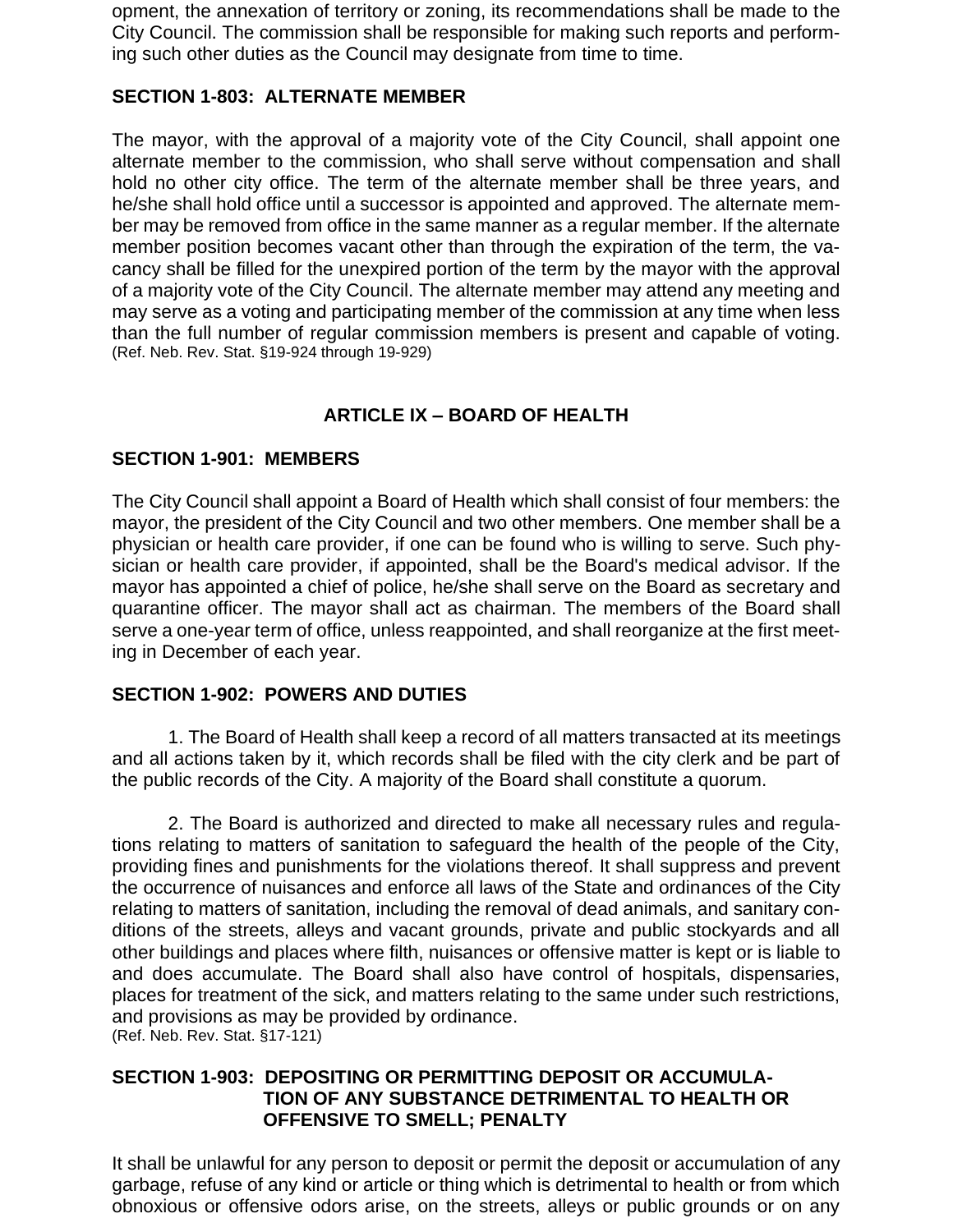opment, the annexation of territory or zoning, its recommendations shall be made to the City Council. The commission shall be responsible for making such reports and performing such other duties as the Council may designate from time to time.

### SECTION 1-803: ALTERNATE MEMBER

The mayor, with the approval of a majority vote of the City Council, shall appoint one alternate member to the commission, who shall serve without compensation and shall hold no other city office. The term of the alternate member shall be three years, and he/she shall hold office until a successor is appointed and approved. The alternate member may be removed from office in the same manner as a regular member. If the alternate member position becomes vacant other than through the expiration of the term, the vacancy shall be filled for the unexpired portion of the term by the mayor with the approval of a majority vote of the City Council. The alternate member may attend any meeting and may serve as a voting and participating member of the commission at any time when less than the full number of regular commission members is present and capable of voting.
(Ref. Neb. Rev. Stat. §19-924 through 19-929)

## ARTICLE IX – BOARD OF HEALTH

### SECTION 1-901: MEMBERS

The City Council shall appoint a Board of Health which shall consist of four members: the mayor, the president of the City Council and two other members. One member shall be a physician or health care provider, if one can be found who is willing to serve. Such physician or health care provider, if appointed, shall be the Board's medical advisor. If the mayor has appointed a chief of police, he/she shall serve on the Board as secretary and quarantine officer. The mayor shall act as chairman. The members of the Board shall serve a one-year term of office, unless reappointed, and shall reorganize at the first meeting in December of each year.

### SECTION 1-902: POWERS AND DUTIES

1. The Board of Health shall keep a record of all matters transacted at its meetings and all actions taken by it, which records shall be filed with the city clerk and be part of the public records of the City. A majority of the Board shall constitute a quorum.

2. The Board is authorized and directed to make all necessary rules and regulations relating to matters of sanitation to safeguard the health of the people of the City, providing fines and punishments for the violations thereof. It shall suppress and prevent the occurrence of nuisances and enforce all laws of the State and ordinances of the City relating to matters of sanitation, including the removal of dead animals, and sanitary conditions of the streets, alleys and vacant grounds, private and public stockyards and all other buildings and places where filth, nuisances or offensive matter is kept or is liable to and does accumulate. The Board shall also have control of hospitals, dispensaries, places for treatment of the sick, and matters relating to the same under such restrictions, and provisions as may be provided by ordinance.
(Ref. Neb. Rev. Stat. §17-121)

### SECTION 1-903: DEPOSITING OR PERMITTING DEPOSIT OR ACCUMULATION OF ANY SUBSTANCE DETRIMENTAL TO HEALTH OR OFFENSIVE TO SMELL; PENALTY

It shall be unlawful for any person to deposit or permit the deposit or accumulation of any garbage, refuse of any kind or article or thing which is detrimental to health or from which obnoxious or offensive odors arise, on the streets, alleys or public grounds or on any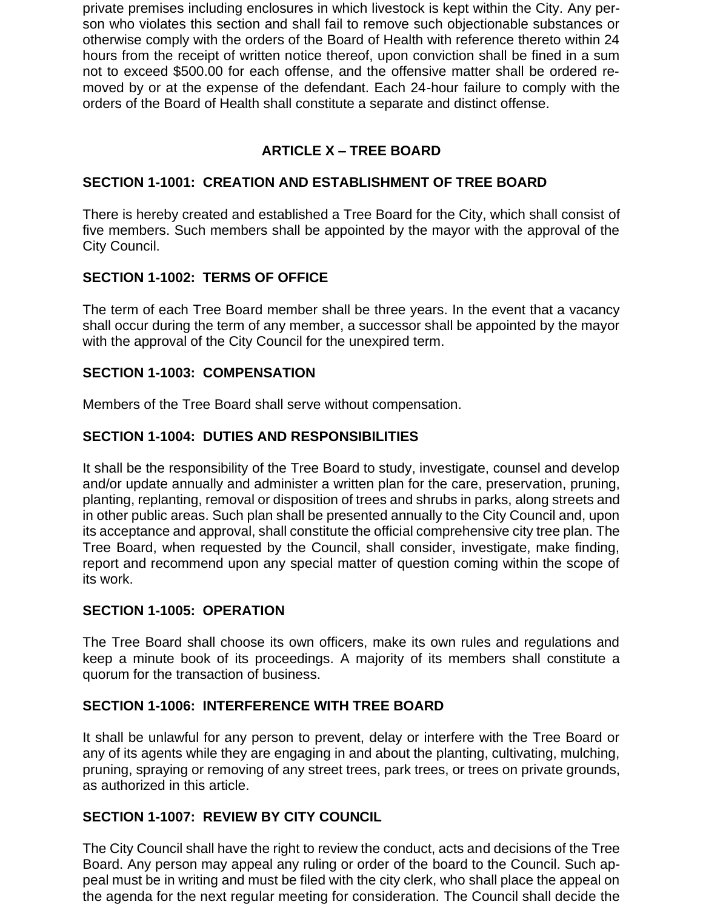private premises including enclosures in which livestock is kept within the City. Any person who violates this section and shall fail to remove such objectionable substances or otherwise comply with the orders of the Board of Health with reference thereto within 24 hours from the receipt of written notice thereof, upon conviction shall be fined in a sum not to exceed $500.00 for each offense, and the offensive matter shall be ordered removed by or at the expense of the defendant. Each 24-hour failure to comply with the orders of the Board of Health shall constitute a separate and distinct offense.

## ARTICLE X – TREE BOARD

### SECTION 1-1001: CREATION AND ESTABLISHMENT OF TREE BOARD

There is hereby created and established a Tree Board for the City, which shall consist of five members. Such members shall be appointed by the mayor with the approval of the City Council.

### SECTION 1-1002: TERMS OF OFFICE

The term of each Tree Board member shall be three years. In the event that a vacancy shall occur during the term of any member, a successor shall be appointed by the mayor with the approval of the City Council for the unexpired term.

### SECTION 1-1003: COMPENSATION

Members of the Tree Board shall serve without compensation.

### SECTION 1-1004: DUTIES AND RESPONSIBILITIES

It shall be the responsibility of the Tree Board to study, investigate, counsel and develop and/or update annually and administer a written plan for the care, preservation, pruning, planting, replanting, removal or disposition of trees and shrubs in parks, along streets and in other public areas. Such plan shall be presented annually to the City Council and, upon its acceptance and approval, shall constitute the official comprehensive city tree plan. The Tree Board, when requested by the Council, shall consider, investigate, make finding, report and recommend upon any special matter of question coming within the scope of its work.

### SECTION 1-1005: OPERATION

The Tree Board shall choose its own officers, make its own rules and regulations and keep a minute book of its proceedings. A majority of its members shall constitute a quorum for the transaction of business.

### SECTION 1-1006: INTERFERENCE WITH TREE BOARD

It shall be unlawful for any person to prevent, delay or interfere with the Tree Board or any of its agents while they are engaging in and about the planting, cultivating, mulching, pruning, spraying or removing of any street trees, park trees, or trees on private grounds, as authorized in this article.

### SECTION 1-1007: REVIEW BY CITY COUNCIL

The City Council shall have the right to review the conduct, acts and decisions of the Tree Board. Any person may appeal any ruling or order of the board to the Council. Such appeal must be in writing and must be filed with the city clerk, who shall place the appeal on the agenda for the next regular meeting for consideration. The Council shall decide the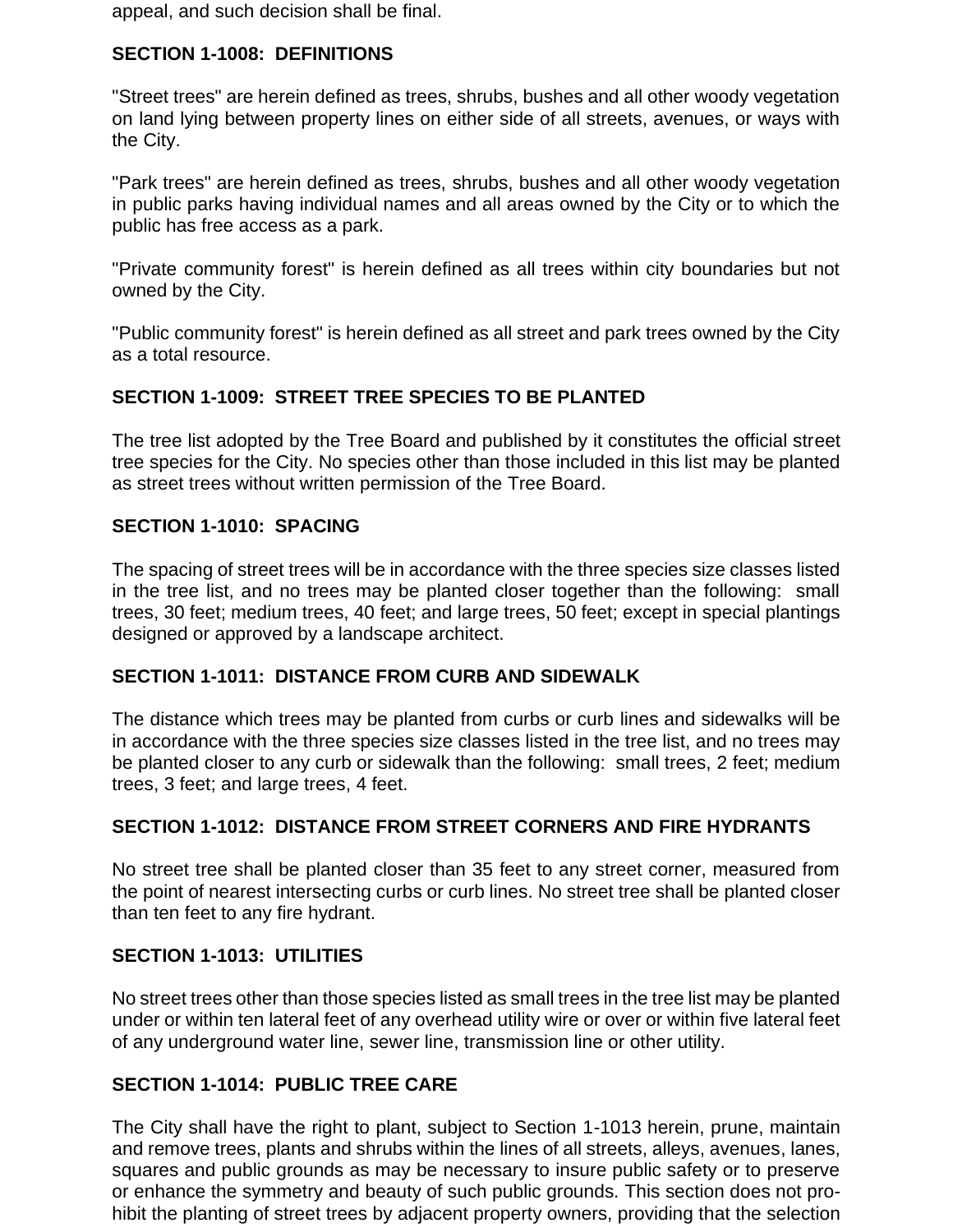appeal, and such decision shall be final.

**SECTION 1-1008: DEFINITIONS**

"Street trees" are herein defined as trees, shrubs, bushes and all other woody vegetation on land lying between property lines on either side of all streets, avenues, or ways with the City.

"Park trees" are herein defined as trees, shrubs, bushes and all other woody vegetation in public parks having individual names and all areas owned by the City or to which the public has free access as a park.

"Private community forest" is herein defined as all trees within city boundaries but not owned by the City.

"Public community forest" is herein defined as all street and park trees owned by the City as a total resource.

**SECTION 1-1009: STREET TREE SPECIES TO BE PLANTED**

The tree list adopted by the Tree Board and published by it constitutes the official street tree species for the City. No species other than those included in this list may be planted as street trees without written permission of the Tree Board.

**SECTION 1-1010: SPACING**

The spacing of street trees will be in accordance with the three species size classes listed in the tree list, and no trees may be planted closer together than the following: small trees, 30 feet; medium trees, 40 feet; and large trees, 50 feet; except in special plantings designed or approved by a landscape architect.

**SECTION 1-1011: DISTANCE FROM CURB AND SIDEWALK**

The distance which trees may be planted from curbs or curb lines and sidewalks will be in accordance with the three species size classes listed in the tree list, and no trees may be planted closer to any curb or sidewalk than the following: small trees, 2 feet; medium trees, 3 feet; and large trees, 4 feet.

**SECTION 1-1012: DISTANCE FROM STREET CORNERS AND FIRE HYDRANTS**

No street tree shall be planted closer than 35 feet to any street corner, measured from the point of nearest intersecting curbs or curb lines. No street tree shall be planted closer than ten feet to any fire hydrant.

**SECTION 1-1013: UTILITIES**

No street trees other than those species listed as small trees in the tree list may be planted under or within ten lateral feet of any overhead utility wire or over or within five lateral feet of any underground water line, sewer line, transmission line or other utility.

**SECTION 1-1014: PUBLIC TREE CARE**

The City shall have the right to plant, subject to Section 1-1013 herein, prune, maintain and remove trees, plants and shrubs within the lines of all streets, alleys, avenues, lanes, squares and public grounds as may be necessary to insure public safety or to preserve or enhance the symmetry and beauty of such public grounds. This section does not prohibit the planting of street trees by adjacent property owners, providing that the selection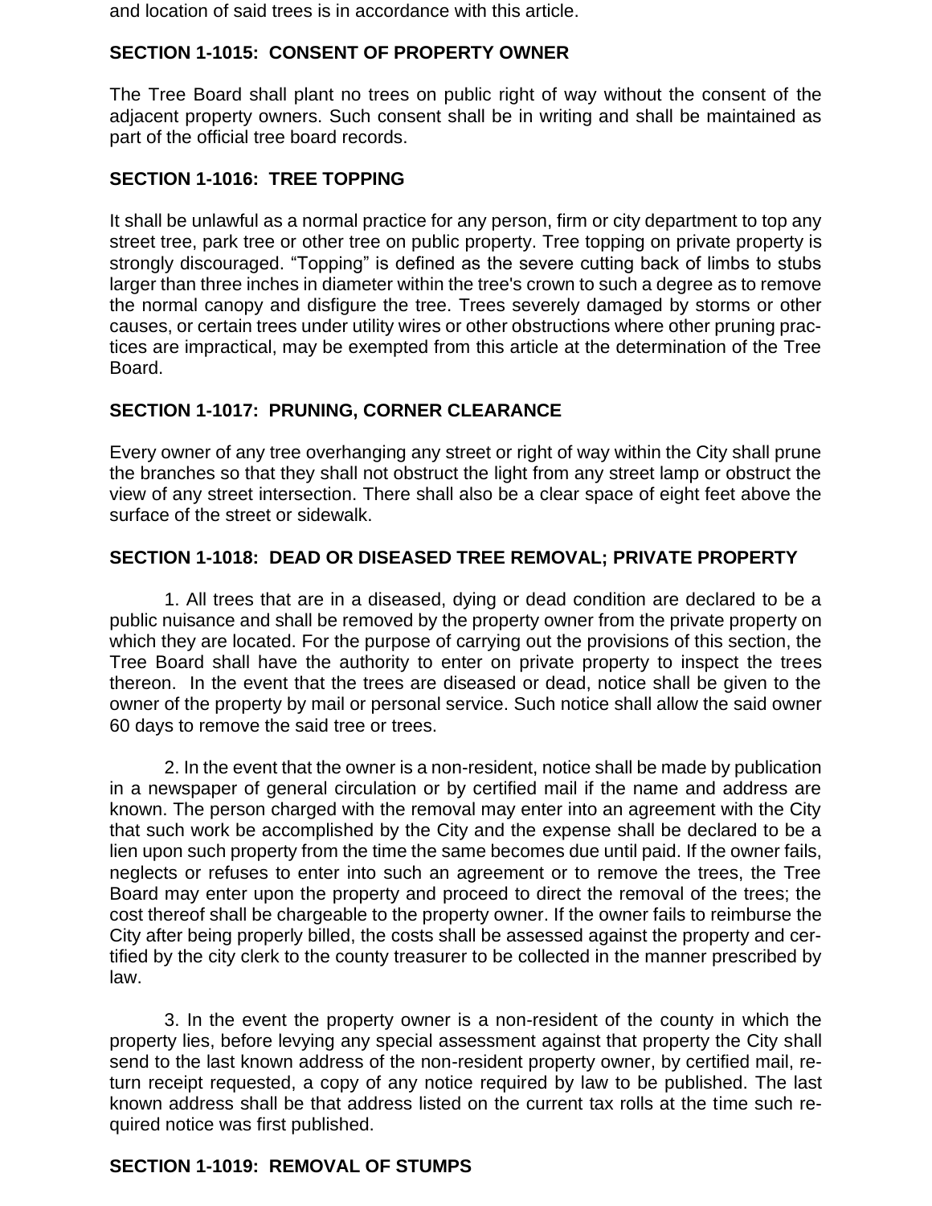and location of said trees is in accordance with this article.

### SECTION 1-1015: CONSENT OF PROPERTY OWNER

The Tree Board shall plant no trees on public right of way without the consent of the adjacent property owners. Such consent shall be in writing and shall be maintained as part of the official tree board records.

### SECTION 1-1016: TREE TOPPING

It shall be unlawful as a normal practice for any person, firm or city department to top any street tree, park tree or other tree on public property. Tree topping on private property is strongly discouraged. "Topping" is defined as the severe cutting back of limbs to stubs larger than three inches in diameter within the tree's crown to such a degree as to remove the normal canopy and disfigure the tree. Trees severely damaged by storms or other causes, or certain trees under utility wires or other obstructions where other pruning practices are impractical, may be exempted from this article at the determination of the Tree Board.

### SECTION 1-1017: PRUNING, CORNER CLEARANCE

Every owner of any tree overhanging any street or right of way within the City shall prune the branches so that they shall not obstruct the light from any street lamp or obstruct the view of any street intersection. There shall also be a clear space of eight feet above the surface of the street or sidewalk.

### SECTION 1-1018: DEAD OR DISEASED TREE REMOVAL; PRIVATE PROPERTY

1. All trees that are in a diseased, dying or dead condition are declared to be a public nuisance and shall be removed by the property owner from the private property on which they are located. For the purpose of carrying out the provisions of this section, the Tree Board shall have the authority to enter on private property to inspect the trees thereon. In the event that the trees are diseased or dead, notice shall be given to the owner of the property by mail or personal service. Such notice shall allow the said owner 60 days to remove the said tree or trees.

2. In the event that the owner is a non-resident, notice shall be made by publication in a newspaper of general circulation or by certified mail if the name and address are known. The person charged with the removal may enter into an agreement with the City that such work be accomplished by the City and the expense shall be declared to be a lien upon such property from the time the same becomes due until paid. If the owner fails, neglects or refuses to enter into such an agreement or to remove the trees, the Tree Board may enter upon the property and proceed to direct the removal of the trees; the cost thereof shall be chargeable to the property owner. If the owner fails to reimburse the City after being properly billed, the costs shall be assessed against the property and certified by the city clerk to the county treasurer to be collected in the manner prescribed by law.

3. In the event the property owner is a non-resident of the county in which the property lies, before levying any special assessment against that property the City shall send to the last known address of the non-resident property owner, by certified mail, return receipt requested, a copy of any notice required by law to be published. The last known address shall be that address listed on the current tax rolls at the time such required notice was first published.

### SECTION 1-1019: REMOVAL OF STUMPS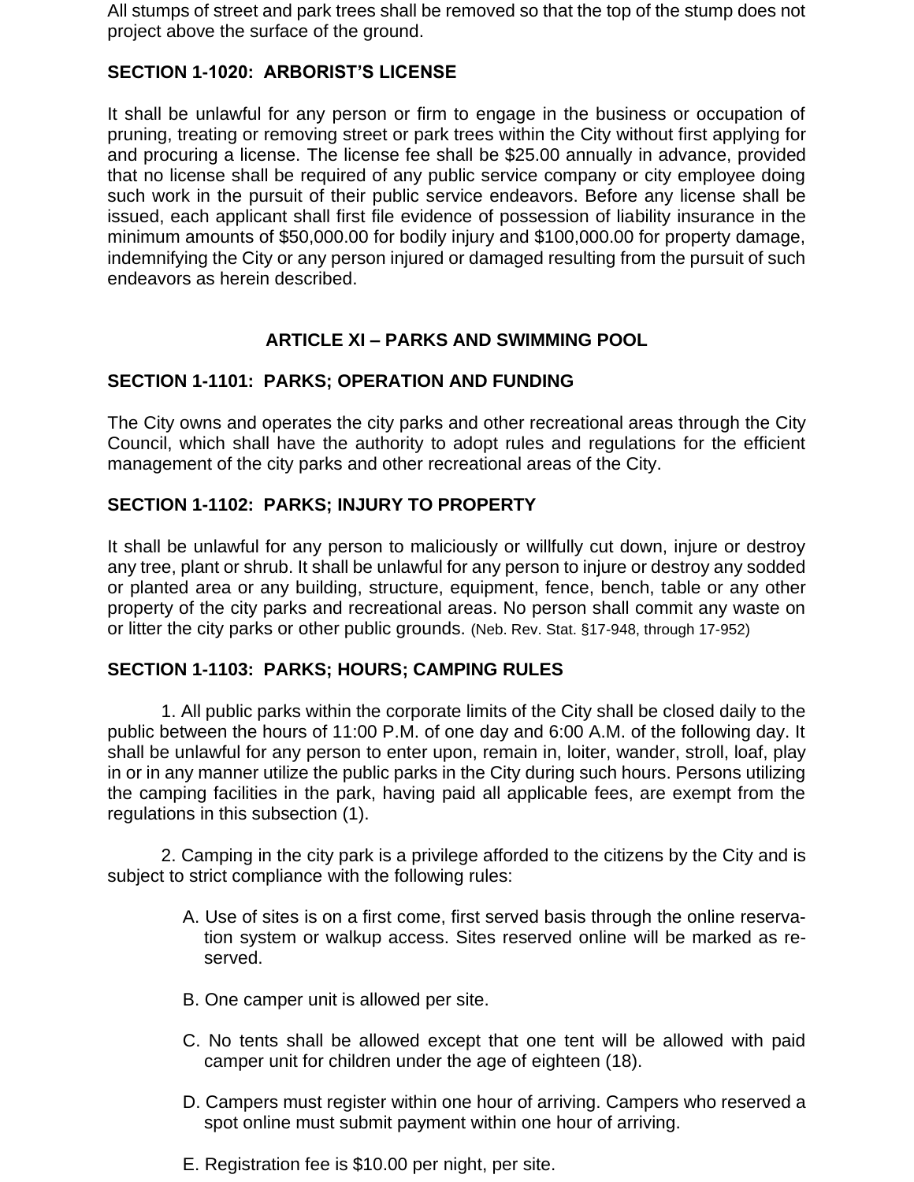All stumps of street and park trees shall be removed so that the top of the stump does not project above the surface of the ground.

### SECTION 1-1020: ARBORIST'S LICENSE

It shall be unlawful for any person or firm to engage in the business or occupation of pruning, treating or removing street or park trees within the City without first applying for and procuring a license. The license fee shall be $25.00 annually in advance, provided that no license shall be required of any public service company or city employee doing such work in the pursuit of their public service endeavors. Before any license shall be issued, each applicant shall first file evidence of possession of liability insurance in the minimum amounts of $50,000.00 for bodily injury and $100,000.00 for property damage, indemnifying the City or any person injured or damaged resulting from the pursuit of such endeavors as herein described.

## ARTICLE XI – PARKS AND SWIMMING POOL

### SECTION 1-1101: PARKS; OPERATION AND FUNDING

The City owns and operates the city parks and other recreational areas through the City Council, which shall have the authority to adopt rules and regulations for the efficient management of the city parks and other recreational areas of the City.

### SECTION 1-1102: PARKS; INJURY TO PROPERTY

It shall be unlawful for any person to maliciously or willfully cut down, injure or destroy any tree, plant or shrub. It shall be unlawful for any person to injure or destroy any sodded or planted area or any building, structure, equipment, fence, bench, table or any other property of the city parks and recreational areas. No person shall commit any waste on or litter the city parks or other public grounds. (Neb. Rev. Stat. §17-948, through 17-952)

### SECTION 1-1103: PARKS; HOURS; CAMPING RULES

1. All public parks within the corporate limits of the City shall be closed daily to the public between the hours of 11:00 P.M. of one day and 6:00 A.M. of the following day. It shall be unlawful for any person to enter upon, remain in, loiter, wander, stroll, loaf, play in or in any manner utilize the public parks in the City during such hours. Persons utilizing the camping facilities in the park, having paid all applicable fees, are exempt from the regulations in this subsection (1).

2. Camping in the city park is a privilege afforded to the citizens by the City and is subject to strict compliance with the following rules:

   A. Use of sites is on a first come, first served basis through the online reservation system or walkup access. Sites reserved online will be marked as reserved.

   B. One camper unit is allowed per site.

   C. No tents shall be allowed except that one tent will be allowed with paid camper unit for children under the age of eighteen (18).

   D. Campers must register within one hour of arriving. Campers who reserved a spot online must submit payment within one hour of arriving.

   E. Registration fee is $10.00 per night, per site.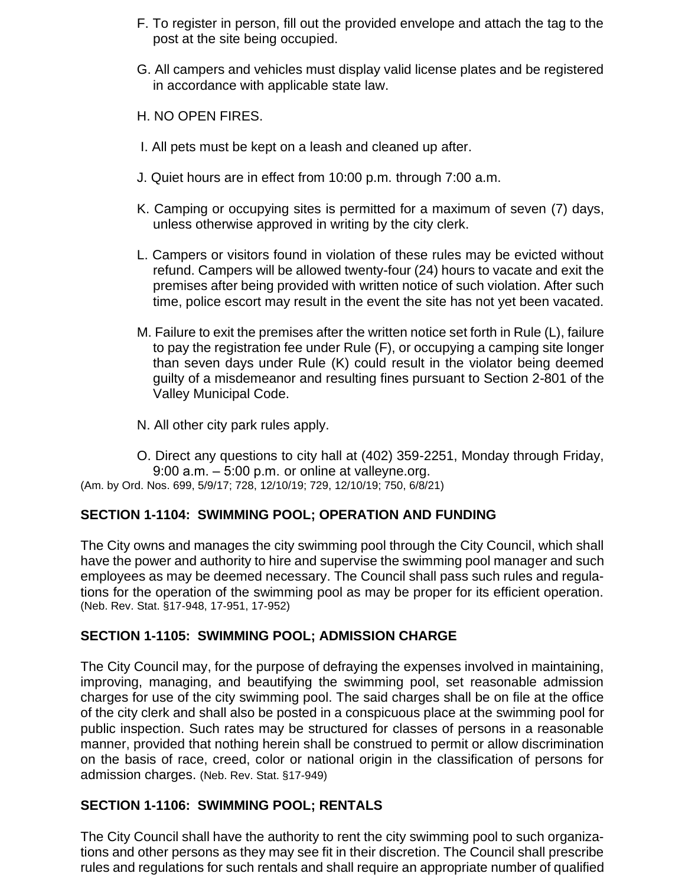F. To register in person, fill out the provided envelope and attach the tag to the post at the site being occupied.

G. All campers and vehicles must display valid license plates and be registered in accordance with applicable state law.

H. NO OPEN FIRES.

I. All pets must be kept on a leash and cleaned up after.

J. Quiet hours are in effect from 10:00 p.m. through 7:00 a.m.

K. Camping or occupying sites is permitted for a maximum of seven (7) days, unless otherwise approved in writing by the city clerk.

L. Campers or visitors found in violation of these rules may be evicted without refund. Campers will be allowed twenty-four (24) hours to vacate and exit the premises after being provided with written notice of such violation. After such time, police escort may result in the event the site has not yet been vacated.

M. Failure to exit the premises after the written notice set forth in Rule (L), failure to pay the registration fee under Rule (F), or occupying a camping site longer than seven days under Rule (K) could result in the violator being deemed guilty of a misdemeanor and resulting fines pursuant to Section 2-801 of the Valley Municipal Code.

N. All other city park rules apply.

O. Direct any questions to city hall at (402) 359-2251, Monday through Friday, 9:00 a.m. – 5:00 p.m. or online at valleyne.org.

(Am. by Ord. Nos. 699, 5/9/17; 728, 12/10/19; 729, 12/10/19; 750, 6/8/21)

## SECTION 1-1104: SWIMMING POOL; OPERATION AND FUNDING

The City owns and manages the city swimming pool through the City Council, which shall have the power and authority to hire and supervise the swimming pool manager and such employees as may be deemed necessary. The Council shall pass such rules and regulations for the operation of the swimming pool as may be proper for its efficient operation. (Neb. Rev. Stat. §17-948, 17-951, 17-952)

## SECTION 1-1105: SWIMMING POOL; ADMISSION CHARGE

The City Council may, for the purpose of defraying the expenses involved in maintaining, improving, managing, and beautifying the swimming pool, set reasonable admission charges for use of the city swimming pool. The said charges shall be on file at the office of the city clerk and shall also be posted in a conspicuous place at the swimming pool for public inspection. Such rates may be structured for classes of persons in a reasonable manner, provided that nothing herein shall be construed to permit or allow discrimination on the basis of race, creed, color or national origin in the classification of persons for admission charges. (Neb. Rev. Stat. §17-949)

## SECTION 1-1106: SWIMMING POOL; RENTALS

The City Council shall have the authority to rent the city swimming pool to such organizations and other persons as they may see fit in their discretion. The Council shall prescribe rules and regulations for such rentals and shall require an appropriate number of qualified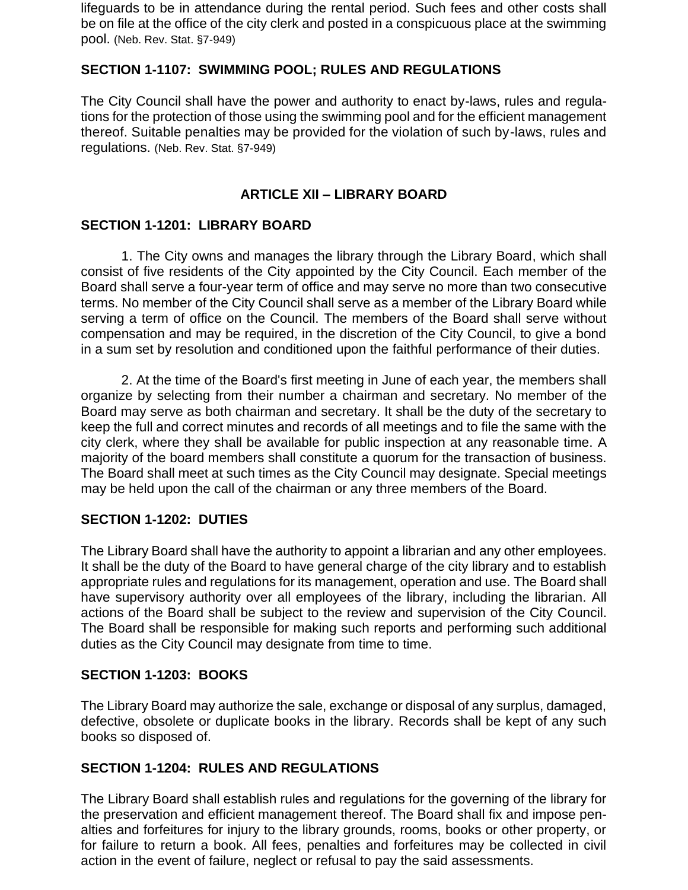lifeguards to be in attendance during the rental period. Such fees and other costs shall be on file at the office of the city clerk and posted in a conspicuous place at the swimming pool. (Neb. Rev. Stat. §7-949)

### SECTION 1-1107: SWIMMING POOL; RULES AND REGULATIONS

The City Council shall have the power and authority to enact by-laws, rules and regulations for the protection of those using the swimming pool and for the efficient management thereof. Suitable penalties may be provided for the violation of such by-laws, rules and regulations. (Neb. Rev. Stat. §7-949)

## ARTICLE XII – LIBRARY BOARD

### SECTION 1-1201: LIBRARY BOARD

1. The City owns and manages the library through the Library Board, which shall consist of five residents of the City appointed by the City Council. Each member of the Board shall serve a four-year term of office and may serve no more than two consecutive terms. No member of the City Council shall serve as a member of the Library Board while serving a term of office on the Council. The members of the Board shall serve without compensation and may be required, in the discretion of the City Council, to give a bond in a sum set by resolution and conditioned upon the faithful performance of their duties.

2. At the time of the Board's first meeting in June of each year, the members shall organize by selecting from their number a chairman and secretary. No member of the Board may serve as both chairman and secretary. It shall be the duty of the secretary to keep the full and correct minutes and records of all meetings and to file the same with the city clerk, where they shall be available for public inspection at any reasonable time. A majority of the board members shall constitute a quorum for the transaction of business. The Board shall meet at such times as the City Council may designate. Special meetings may be held upon the call of the chairman or any three members of the Board.

### SECTION 1-1202: DUTIES

The Library Board shall have the authority to appoint a librarian and any other employees. It shall be the duty of the Board to have general charge of the city library and to establish appropriate rules and regulations for its management, operation and use. The Board shall have supervisory authority over all employees of the library, including the librarian. All actions of the Board shall be subject to the review and supervision of the City Council. The Board shall be responsible for making such reports and performing such additional duties as the City Council may designate from time to time.

### SECTION 1-1203: BOOKS

The Library Board may authorize the sale, exchange or disposal of any surplus, damaged, defective, obsolete or duplicate books in the library. Records shall be kept of any such books so disposed of.

### SECTION 1-1204: RULES AND REGULATIONS

The Library Board shall establish rules and regulations for the governing of the library for the preservation and efficient management thereof. The Board shall fix and impose penalties and forfeitures for injury to the library grounds, rooms, books or other property, or for failure to return a book. All fees, penalties and forfeitures may be collected in civil action in the event of failure, neglect or refusal to pay the said assessments.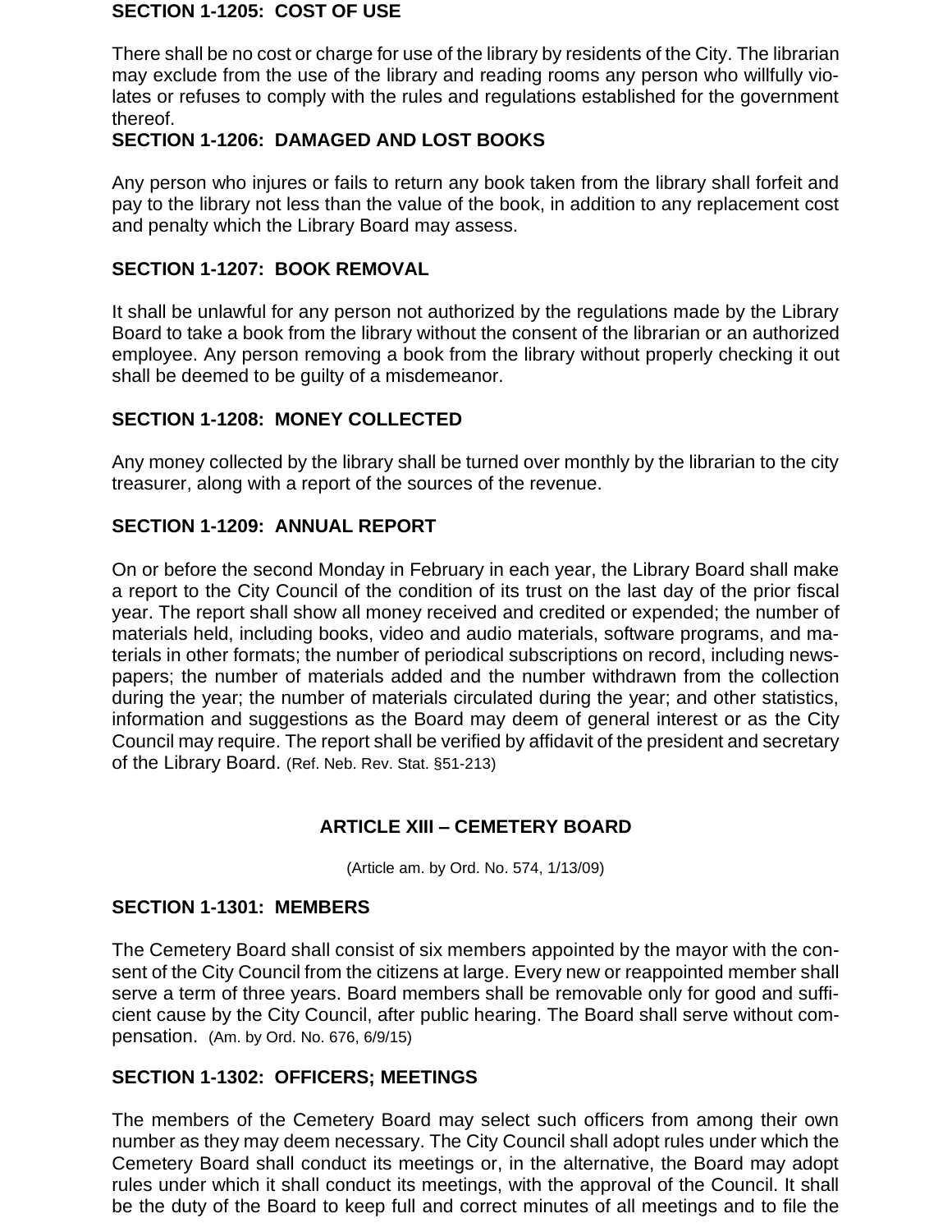### SECTION 1-1205: COST OF USE

There shall be no cost or charge for use of the library by residents of the City. The librarian may exclude from the use of the library and reading rooms any person who willfully violates or refuses to comply with the rules and regulations established for the government thereof.

### SECTION 1-1206: DAMAGED AND LOST BOOKS

Any person who injures or fails to return any book taken from the library shall forfeit and pay to the library not less than the value of the book, in addition to any replacement cost and penalty which the Library Board may assess.

### SECTION 1-1207: BOOK REMOVAL

It shall be unlawful for any person not authorized by the regulations made by the Library Board to take a book from the library without the consent of the librarian or an authorized employee. Any person removing a book from the library without properly checking it out shall be deemed to be guilty of a misdemeanor.

### SECTION 1-1208: MONEY COLLECTED

Any money collected by the library shall be turned over monthly by the librarian to the city treasurer, along with a report of the sources of the revenue.

### SECTION 1-1209: ANNUAL REPORT

On or before the second Monday in February in each year, the Library Board shall make a report to the City Council of the condition of its trust on the last day of the prior fiscal year. The report shall show all money received and credited or expended; the number of materials held, including books, video and audio materials, software programs, and materials in other formats; the number of periodical subscriptions on record, including newspapers; the number of materials added and the number withdrawn from the collection during the year; the number of materials circulated during the year; and other statistics, information and suggestions as the Board may deem of general interest or as the City Council may require. The report shall be verified by affidavit of the president and secretary of the Library Board. (Ref. Neb. Rev. Stat. §51-213)

## ARTICLE XIII – CEMETERY BOARD

(Article am. by Ord. No. 574, 1/13/09)

### SECTION 1-1301: MEMBERS

The Cemetery Board shall consist of six members appointed by the mayor with the consent of the City Council from the citizens at large. Every new or reappointed member shall serve a term of three years. Board members shall be removable only for good and sufficient cause by the City Council, after public hearing. The Board shall serve without compensation. (Am. by Ord. No. 676, 6/9/15)

### SECTION 1-1302: OFFICERS; MEETINGS

The members of the Cemetery Board may select such officers from among their own number as they may deem necessary. The City Council shall adopt rules under which the Cemetery Board shall conduct its meetings or, in the alternative, the Board may adopt rules under which it shall conduct its meetings, with the approval of the Council. It shall be the duty of the Board to keep full and correct minutes of all meetings and to file the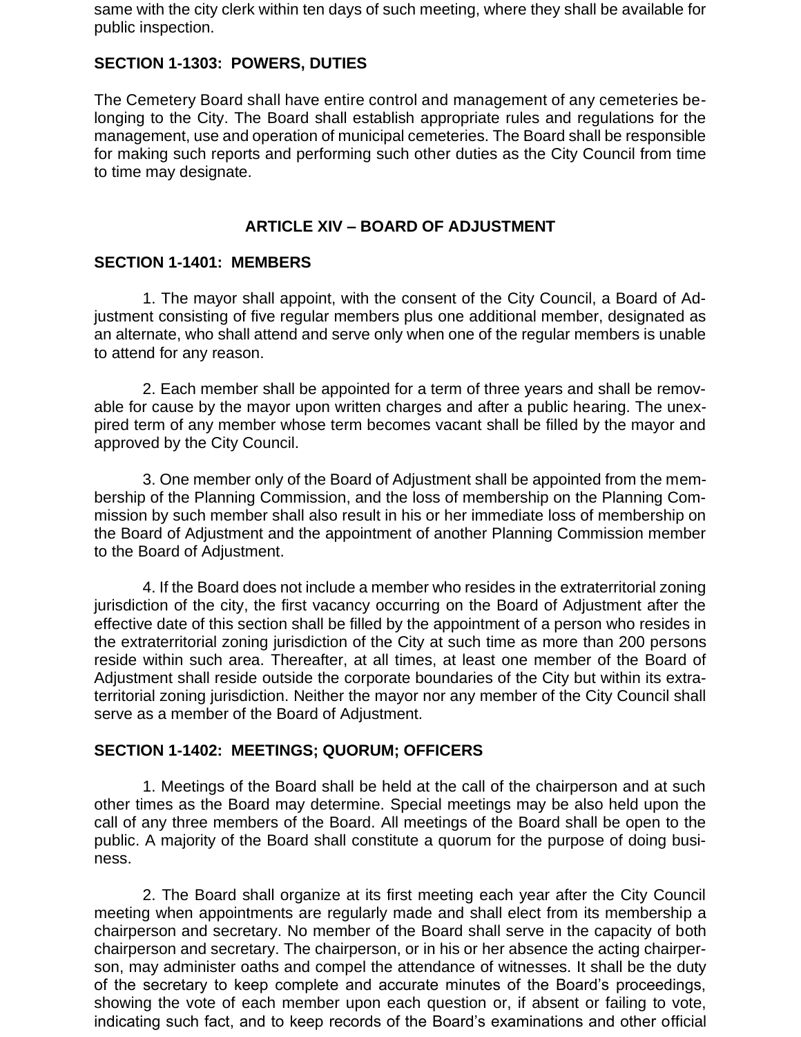same with the city clerk within ten days of such meeting, where they shall be available for public inspection.

### SECTION 1-1303: POWERS, DUTIES

The Cemetery Board shall have entire control and management of any cemeteries belonging to the City. The Board shall establish appropriate rules and regulations for the management, use and operation of municipal cemeteries. The Board shall be responsible for making such reports and performing such other duties as the City Council from time to time may designate.

## ARTICLE XIV – BOARD OF ADJUSTMENT

### SECTION 1-1401: MEMBERS

1. The mayor shall appoint, with the consent of the City Council, a Board of Adjustment consisting of five regular members plus one additional member, designated as an alternate, who shall attend and serve only when one of the regular members is unable to attend for any reason.

2. Each member shall be appointed for a term of three years and shall be removable for cause by the mayor upon written charges and after a public hearing. The unexpired term of any member whose term becomes vacant shall be filled by the mayor and approved by the City Council.

3. One member only of the Board of Adjustment shall be appointed from the membership of the Planning Commission, and the loss of membership on the Planning Commission by such member shall also result in his or her immediate loss of membership on the Board of Adjustment and the appointment of another Planning Commission member to the Board of Adjustment.

4. If the Board does not include a member who resides in the extraterritorial zoning jurisdiction of the city, the first vacancy occurring on the Board of Adjustment after the effective date of this section shall be filled by the appointment of a person who resides in the extraterritorial zoning jurisdiction of the City at such time as more than 200 persons reside within such area. Thereafter, at all times, at least one member of the Board of Adjustment shall reside outside the corporate boundaries of the City but within its extraterritorial zoning jurisdiction. Neither the mayor nor any member of the City Council shall serve as a member of the Board of Adjustment.

### SECTION 1-1402: MEETINGS; QUORUM; OFFICERS

1. Meetings of the Board shall be held at the call of the chairperson and at such other times as the Board may determine. Special meetings may be also held upon the call of any three members of the Board. All meetings of the Board shall be open to the public. A majority of the Board shall constitute a quorum for the purpose of doing business.

2. The Board shall organize at its first meeting each year after the City Council meeting when appointments are regularly made and shall elect from its membership a chairperson and secretary. No member of the Board shall serve in the capacity of both chairperson and secretary. The chairperson, or in his or her absence the acting chairperson, may administer oaths and compel the attendance of witnesses. It shall be the duty of the secretary to keep complete and accurate minutes of the Board's proceedings, showing the vote of each member upon each question or, if absent or failing to vote, indicating such fact, and to keep records of the Board's examinations and other official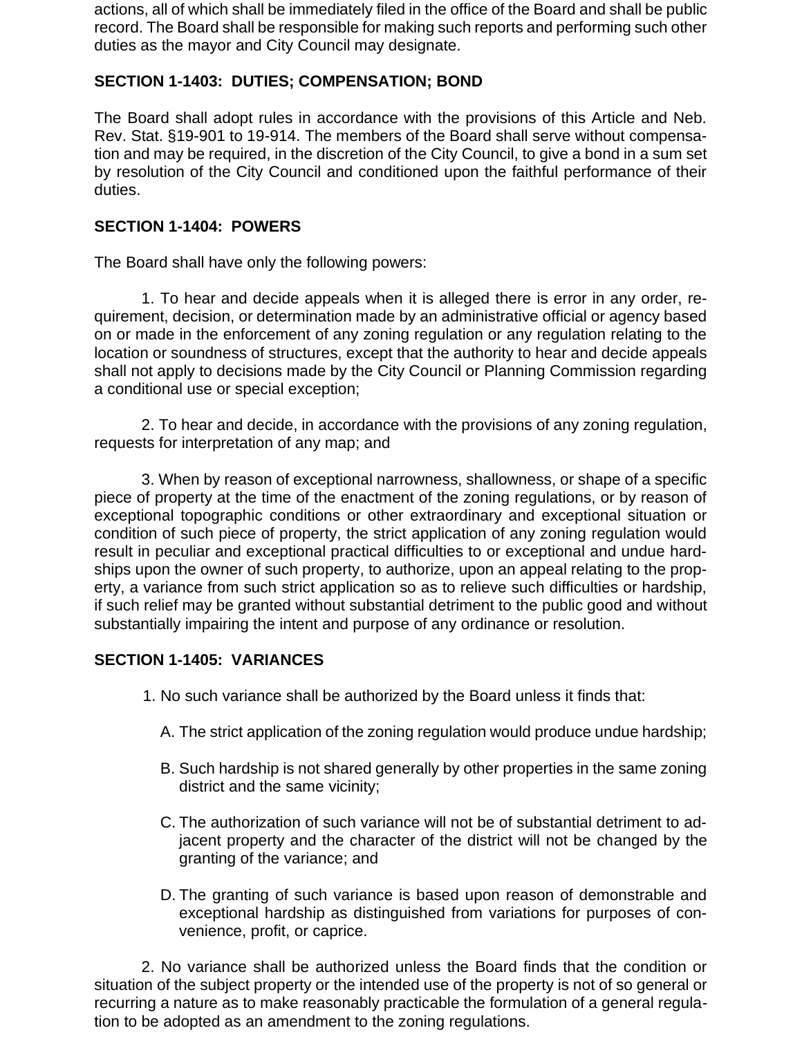actions, all of which shall be immediately filed in the office of the Board and shall be public record. The Board shall be responsible for making such reports and performing such other duties as the mayor and City Council may designate.

**SECTION 1-1403: DUTIES; COMPENSATION; BOND**

The Board shall adopt rules in accordance with the provisions of this Article and Neb. Rev. Stat. §19-901 to 19-914. The members of the Board shall serve without compensation and may be required, in the discretion of the City Council, to give a bond in a sum set by resolution of the City Council and conditioned upon the faithful performance of their duties.

**SECTION 1-1404: POWERS**

The Board shall have only the following powers:

1. To hear and decide appeals when it is alleged there is error in any order, requirement, decision, or determination made by an administrative official or agency based on or made in the enforcement of any zoning regulation or any regulation relating to the location or soundness of structures, except that the authority to hear and decide appeals shall not apply to decisions made by the City Council or Planning Commission regarding a conditional use or special exception;

2. To hear and decide, in accordance with the provisions of any zoning regulation, requests for interpretation of any map; and

3. When by reason of exceptional narrowness, shallowness, or shape of a specific piece of property at the time of the enactment of the zoning regulations, or by reason of exceptional topographic conditions or other extraordinary and exceptional situation or condition of such piece of property, the strict application of any zoning regulation would result in peculiar and exceptional practical difficulties to or exceptional and undue hardships upon the owner of such property, to authorize, upon an appeal relating to the property, a variance from such strict application so as to relieve such difficulties or hardship, if such relief may be granted without substantial detriment to the public good and without substantially impairing the intent and purpose of any ordinance or resolution.

**SECTION 1-1405: VARIANCES**

1. No such variance shall be authorized by the Board unless it finds that:

   A. The strict application of the zoning regulation would produce undue hardship;

   B. Such hardship is not shared generally by other properties in the same zoning district and the same vicinity;

   C. The authorization of such variance will not be of substantial detriment to adjacent property and the character of the district will not be changed by the granting of the variance; and

   D. The granting of such variance is based upon reason of demonstrable and exceptional hardship as distinguished from variations for purposes of convenience, profit, or caprice.

2. No variance shall be authorized unless the Board finds that the condition or situation of the subject property or the intended use of the property is not of so general or recurring a nature as to make reasonably practicable the formulation of a general regulation to be adopted as an amendment to the zoning regulations.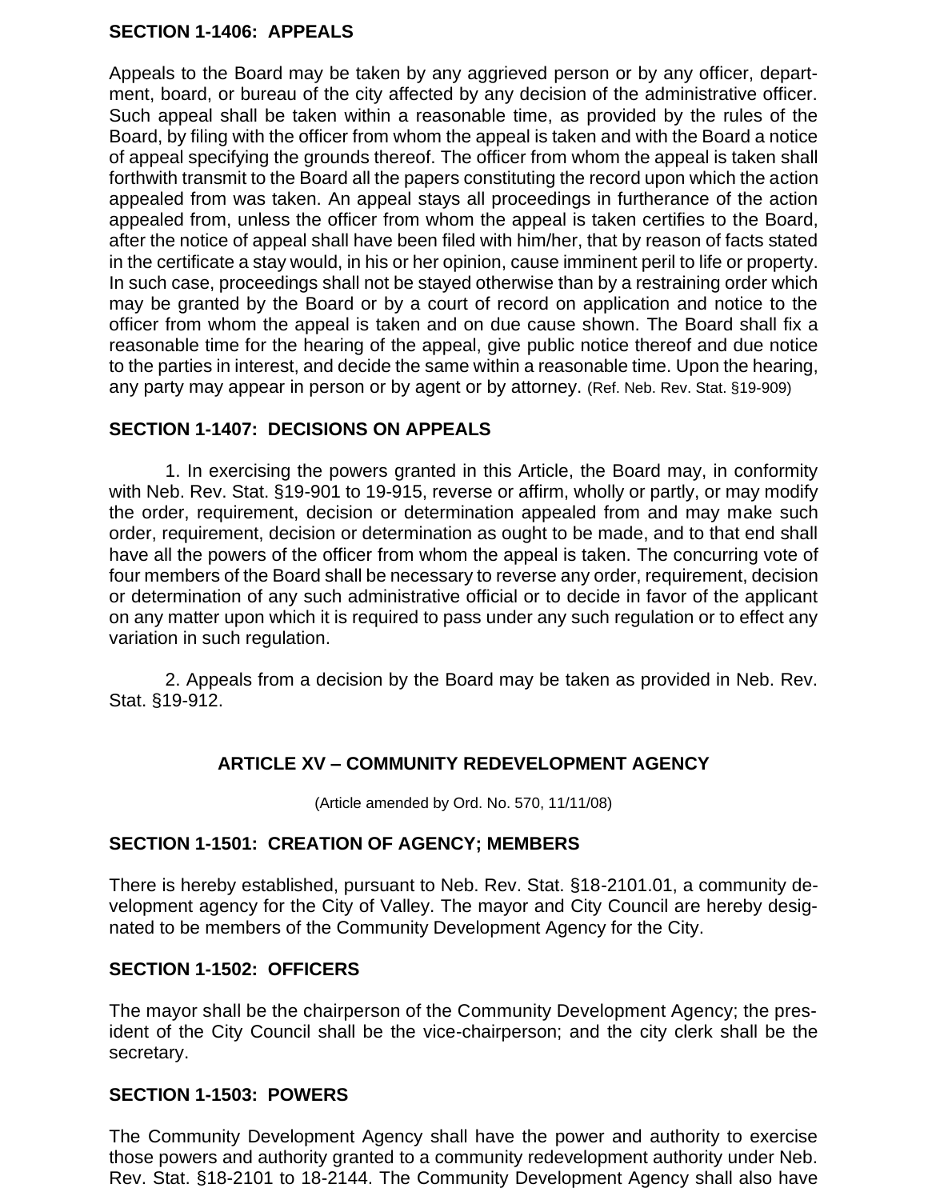### SECTION 1-1406: APPEALS

Appeals to the Board may be taken by any aggrieved person or by any officer, department, board, or bureau of the city affected by any decision of the administrative officer. Such appeal shall be taken within a reasonable time, as provided by the rules of the Board, by filing with the officer from whom the appeal is taken and with the Board a notice of appeal specifying the grounds thereof. The officer from whom the appeal is taken shall forthwith transmit to the Board all the papers constituting the record upon which the action appealed from was taken. An appeal stays all proceedings in furtherance of the action appealed from, unless the officer from whom the appeal is taken certifies to the Board, after the notice of appeal shall have been filed with him/her, that by reason of facts stated in the certificate a stay would, in his or her opinion, cause imminent peril to life or property. In such case, proceedings shall not be stayed otherwise than by a restraining order which may be granted by the Board or by a court of record on application and notice to the officer from whom the appeal is taken and on due cause shown. The Board shall fix a reasonable time for the hearing of the appeal, give public notice thereof and due notice to the parties in interest, and decide the same within a reasonable time. Upon the hearing, any party may appear in person or by agent or by attorney. (Ref. Neb. Rev. Stat. §19-909)

### SECTION 1-1407: DECISIONS ON APPEALS

1. In exercising the powers granted in this Article, the Board may, in conformity with Neb. Rev. Stat. §19-901 to 19-915, reverse or affirm, wholly or partly, or may modify the order, requirement, decision or determination appealed from and may make such order, requirement, decision or determination as ought to be made, and to that end shall have all the powers of the officer from whom the appeal is taken. The concurring vote of four members of the Board shall be necessary to reverse any order, requirement, decision or determination of any such administrative official or to decide in favor of the applicant on any matter upon which it is required to pass under any such regulation or to effect any variation in such regulation.

2. Appeals from a decision by the Board may be taken as provided in Neb. Rev. Stat. §19-912.

## ARTICLE XV – COMMUNITY REDEVELOPMENT AGENCY

(Article amended by Ord. No. 570, 11/11/08)

### SECTION 1-1501: CREATION OF AGENCY; MEMBERS

There is hereby established, pursuant to Neb. Rev. Stat. §18-2101.01, a community development agency for the City of Valley. The mayor and City Council are hereby designated to be members of the Community Development Agency for the City.

### SECTION 1-1502: OFFICERS

The mayor shall be the chairperson of the Community Development Agency; the president of the City Council shall be the vice-chairperson; and the city clerk shall be the secretary.

### SECTION 1-1503: POWERS

The Community Development Agency shall have the power and authority to exercise those powers and authority granted to a community redevelopment authority under Neb. Rev. Stat. §18-2101 to 18-2144. The Community Development Agency shall also have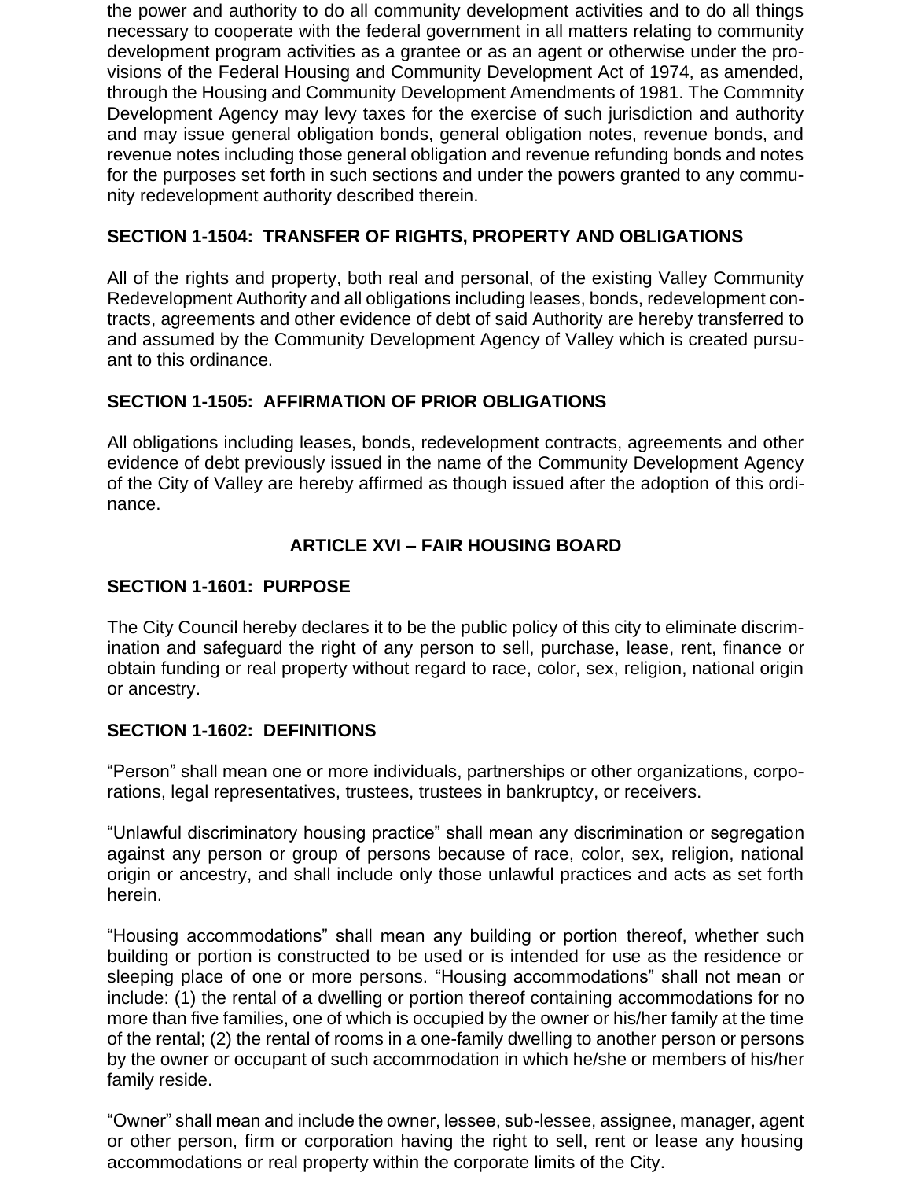the power and authority to do all community development activities and to do all things necessary to cooperate with the federal government in all matters relating to community development program activities as a grantee or as an agent or otherwise under the provisions of the Federal Housing and Community Development Act of 1974, as amended, through the Housing and Community Development Amendments of 1981. The Commnity Development Agency may levy taxes for the exercise of such jurisdiction and authority and may issue general obligation bonds, general obligation notes, revenue bonds, and revenue notes including those general obligation and revenue refunding bonds and notes for the purposes set forth in such sections and under the powers granted to any community redevelopment authority described therein.

### SECTION 1-1504: TRANSFER OF RIGHTS, PROPERTY AND OBLIGATIONS

All of the rights and property, both real and personal, of the existing Valley Community Redevelopment Authority and all obligations including leases, bonds, redevelopment contracts, agreements and other evidence of debt of said Authority are hereby transferred to and assumed by the Community Development Agency of Valley which is created pursuant to this ordinance.

### SECTION 1-1505: AFFIRMATION OF PRIOR OBLIGATIONS

All obligations including leases, bonds, redevelopment contracts, agreements and other evidence of debt previously issued in the name of the Community Development Agency of the City of Valley are hereby affirmed as though issued after the adoption of this ordinance.

## ARTICLE XVI – FAIR HOUSING BOARD

### SECTION 1-1601: PURPOSE

The City Council hereby declares it to be the public policy of this city to eliminate discrimination and safeguard the right of any person to sell, purchase, lease, rent, finance or obtain funding or real property without regard to race, color, sex, religion, national origin or ancestry.

### SECTION 1-1602: DEFINITIONS

"Person" shall mean one or more individuals, partnerships or other organizations, corporations, legal representatives, trustees, trustees in bankruptcy, or receivers.

"Unlawful discriminatory housing practice" shall mean any discrimination or segregation against any person or group of persons because of race, color, sex, religion, national origin or ancestry, and shall include only those unlawful practices and acts as set forth herein.

"Housing accommodations" shall mean any building or portion thereof, whether such building or portion is constructed to be used or is intended for use as the residence or sleeping place of one or more persons. "Housing accommodations" shall not mean or include: (1) the rental of a dwelling or portion thereof containing accommodations for no more than five families, one of which is occupied by the owner or his/her family at the time of the rental; (2) the rental of rooms in a one-family dwelling to another person or persons by the owner or occupant of such accommodation in which he/she or members of his/her family reside.

"Owner" shall mean and include the owner, lessee, sub-lessee, assignee, manager, agent or other person, firm or corporation having the right to sell, rent or lease any housing accommodations or real property within the corporate limits of the City.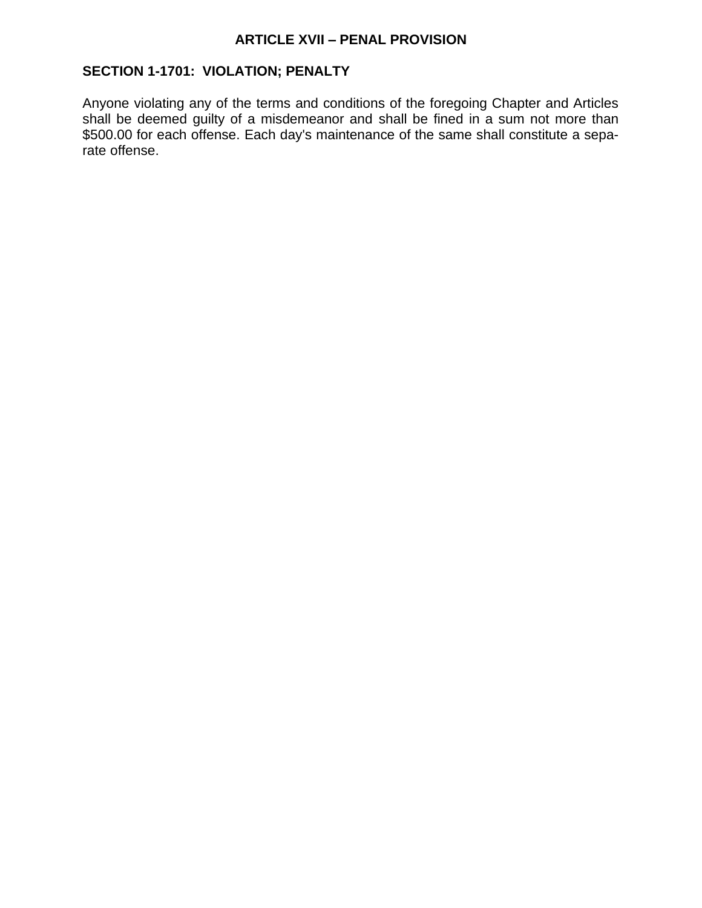# ARTICLE XVII – PENAL PROVISION

## SECTION 1-1701: VIOLATION; PENALTY

Anyone violating any of the terms and conditions of the foregoing Chapter and Articles shall be deemed guilty of a misdemeanor and shall be fined in a sum not more than $500.00 for each offense. Each day's maintenance of the same shall constitute a separate offense.